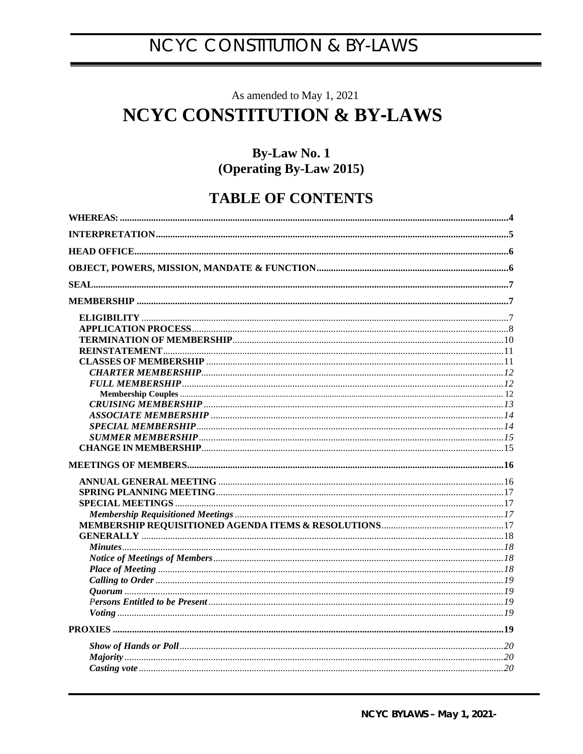As amended to May 1, 2021

# NCYC CONSTITUTION & BY-LAWS

## By-Law No. 1
## (Operating By-Law 2015)

## TABLE OF CONTENTS

**WHEREAS:** .......... 4

**INTERPRETATION** .......... 5

**HEAD OFFICE** .......... 6

**OBJECT, POWERS, MISSION, MANDATE & FUNCTION** .......... 6

**SEAL** .......... 7

**MEMBERSHIP** .......... 7

- **ELIGIBILITY** .......... 7
- **APPLICATION PROCESS** .......... 8
- **TERMINATION OF MEMBERSHIP** .......... 10
- **REINSTATEMENT** .......... 11
- **CLASSES OF MEMBERSHIP** .......... 11
  - ***CHARTER MEMBERSHIP*** .......... 12
  - ***FULL MEMBERSHIP*** .......... 12
    - **Membership Couples** .......... 12
  - ***CRUISING MEMBERSHIP*** .......... 13
  - ***ASSOCIATE MEMBERSHIP*** .......... 14
  - ***SPECIAL MEMBERSHIP*** .......... 14
  - ***SUMMER MEMBERSHIP*** .......... 15
- **CHANGE IN MEMBERSHIP** .......... 15

**MEETINGS OF MEMBERS** .......... 16

- **ANNUAL GENERAL MEETING** .......... 16
- **SPRING PLANNING MEETING** .......... 17
- **SPECIAL MEETINGS** .......... 17
  - ***Membership Requisitioned Meetings*** .......... 17
- **MEMBERSHIP REQUISITIONED AGENDA ITEMS & RESOLUTIONS** .......... 17
- **GENERALLY** .......... 18
  - ***Minutes*** .......... 18
  - ***Notice of Meetings of Members*** .......... 18
  - ***Place of Meeting*** .......... 18
  - ***Calling to Order*** .......... 19
  - ***Quorum*** .......... 19
  - ***Persons Entitled to be Present*** .......... 19
  - ***Voting*** .......... 19

**PROXIES** .......... 19

- ***Show of Hands or Poll*** .......... 20
- ***Majority*** .......... 20
- ***Casting vote*** .......... 20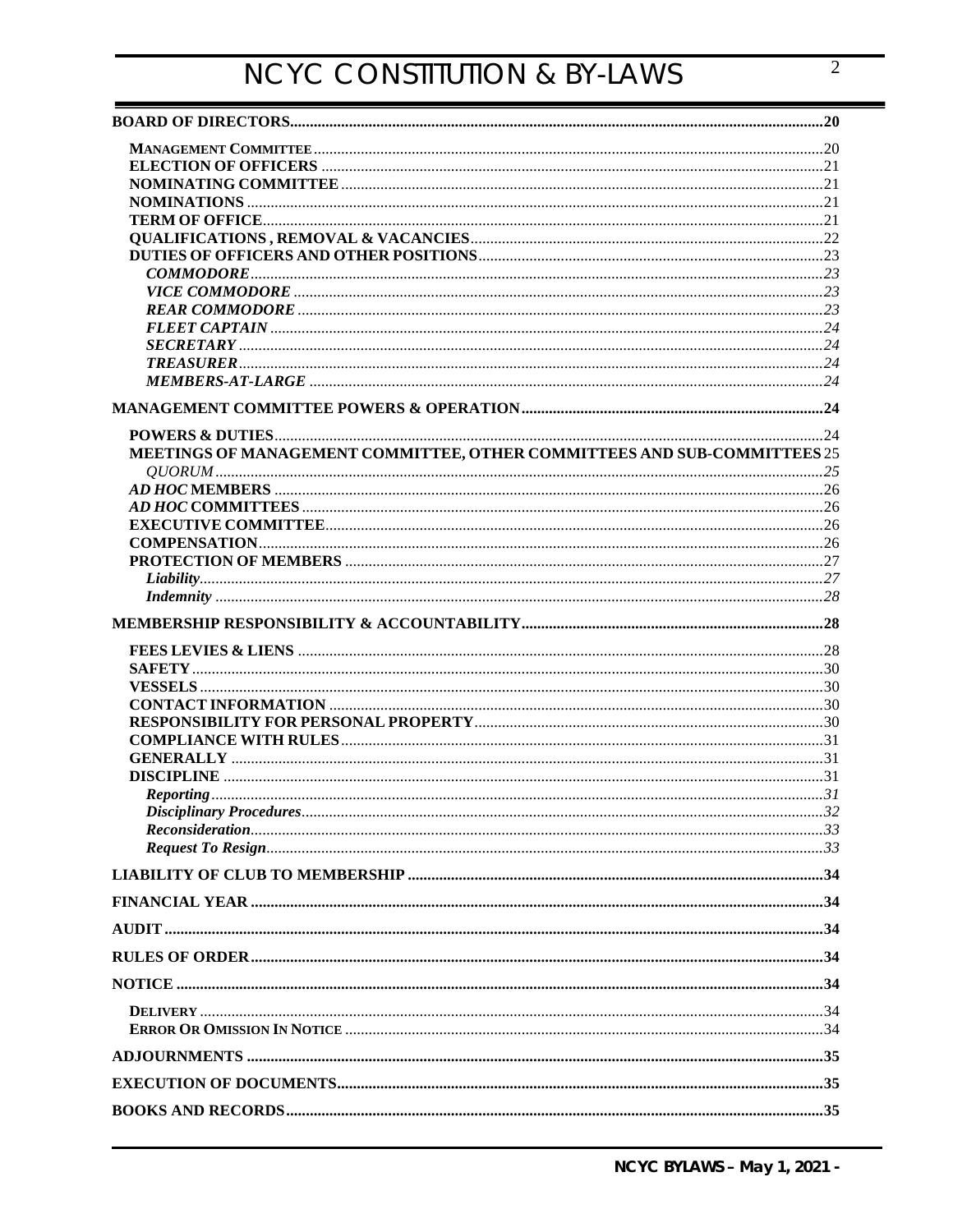**BOARD OF DIRECTORS** ... 20

- **MANAGEMENT COMMITTEE** ... 20
- **ELECTION OF OFFICERS** ... 21
- **NOMINATING COMMITTEE** ... 21
- **NOMINATIONS** ... 21
- **TERM OF OFFICE** ... 21
- **QUALIFICATIONS , REMOVAL & VACANCIES** ... 22
- **DUTIES OF OFFICERS AND OTHER POSITIONS** ... 23
  - ***COMMODORE*** ... 23
  - ***VICE COMMODORE*** ... 23
  - ***REAR COMMODORE*** ... 23
  - ***FLEET CAPTAIN*** ... 24
  - ***SECRETARY*** ... 24
  - ***TREASURER*** ... 24
  - ***MEMBERS-AT-LARGE*** ... 24

**MANAGEMENT COMMITTEE POWERS & OPERATION** ... 24

- **POWERS & DUTIES** ... 24
- **MEETINGS OF MANAGEMENT COMMITTEE, OTHER COMMITTEES AND SUB-COMMITTEES** 25
  - *QUORUM* ... 25
- ***AD HOC* MEMBERS** ... 26
- ***AD HOC* COMMITTEES** ... 26
- **EXECUTIVE COMMITTEE** ... 26
- **COMPENSATION** ... 26
- **PROTECTION OF MEMBERS** ... 27
  - ***Liability*** ... 27
  - ***Indemnity*** ... 28

**MEMBERSHIP RESPONSIBILITY & ACCOUNTABILITY** ... 28

- **FEES LEVIES & LIENS** ... 28
- **SAFETY** ... 30
- **VESSELS** ... 30
- **CONTACT INFORMATION** ... 30
- **RESPONSIBILITY FOR PERSONAL PROPERTY** ... 30
- **COMPLIANCE WITH RULES** ... 31
- **GENERALLY** ... 31
- **DISCIPLINE** ... 31
  - ***Reporting*** ... 31
  - ***Disciplinary Procedures*** ... 32
  - ***Reconsideration*** ... 33
  - ***Request To Resign*** ... 33

**LIABILITY OF CLUB TO MEMBERSHIP** ... 34

**FINANCIAL YEAR** ... 34

**AUDIT** ... 34

**RULES OF ORDER** ... 34

**NOTICE** ... 34

- **DELIVERY** ... 34
- **ERROR OR OMISSION IN NOTICE** ... 34

**ADJOURNMENTS** ... 35

**EXECUTION OF DOCUMENTS** ... 35

**BOOKS AND RECORDS** ... 35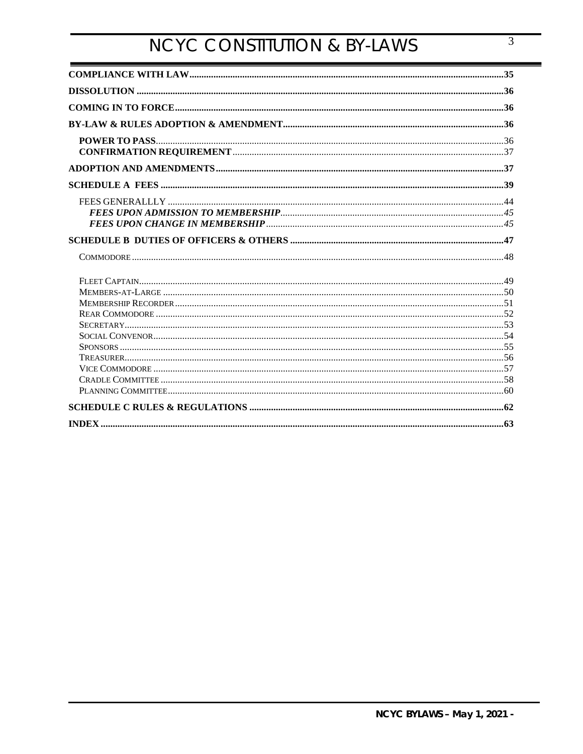**COMPLIANCE WITH LAW** .......... 35

**DISSOLUTION** .......... 36

**COMING IN TO FORCE** .......... 36

**BY-LAW & RULES ADOPTION & AMENDMENT** .......... 36

- **POWER TO PASS** .......... 36
- **CONFIRMATION REQUIREMENT** .......... 37

**ADOPTION AND AMENDMENTS** .......... 37

**SCHEDULE A FEES** .......... 39

- FEES GENERALLLY .......... 44
  - ***FEES UPON ADMISSION TO MEMBERSHIP*** .......... 45
  - ***FEES UPON CHANGE IN MEMBERSHIP*** .......... 45

**SCHEDULE B DUTIES OF OFFICERS & OTHERS** .......... 47

- COMMODORE .......... 48
- FLEET CAPTAIN .......... 49
- MEMBERS-AT-LARGE .......... 50
- MEMBERSHIP RECORDER .......... 51
- REAR COMMODORE .......... 52
- SECRETARY .......... 53
- SOCIAL CONVENOR .......... 54
- SPONSORS .......... 55
- TREASURER .......... 56
- VICE COMMODORE .......... 57
- CRADLE COMMITTEE .......... 58
- PLANNING COMMITTEE .......... 60

**SCHEDULE C RULES & REGULATIONS** .......... 62

**INDEX** .......... 63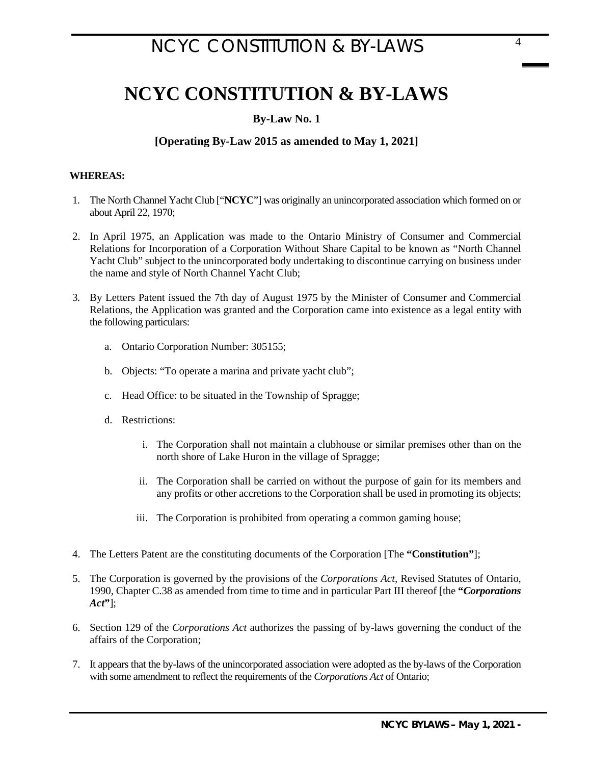# NCYC CONSTITUTION & BY-LAWS

### By-Law No. 1

### [Operating By-Law 2015 as amended to May 1, 2021]

**WHEREAS:**

1. The North Channel Yacht Club ["**NCYC**"] was originally an unincorporated association which formed on or about April 22, 1970;

2. In April 1975, an Application was made to the Ontario Ministry of Consumer and Commercial Relations for Incorporation of a Corporation Without Share Capital to be known as "North Channel Yacht Club" subject to the unincorporated body undertaking to discontinue carrying on business under the name and style of North Channel Yacht Club;

3. By Letters Patent issued the 7th day of August 1975 by the Minister of Consumer and Commercial Relations, the Application was granted and the Corporation came into existence as a legal entity with the following particulars:

   a. Ontario Corporation Number: 305155;

   b. Objects: "To operate a marina and private yacht club";

   c. Head Office: to be situated in the Township of Spragge;

   d. Restrictions:

      i. The Corporation shall not maintain a clubhouse or similar premises other than on the north shore of Lake Huron in the village of Spragge;

      ii. The Corporation shall be carried on without the purpose of gain for its members and any profits or other accretions to the Corporation shall be used in promoting its objects;

      iii. The Corporation is prohibited from operating a common gaming house;

4. The Letters Patent are the constituting documents of the Corporation [The **"Constitution"**];

5. The Corporation is governed by the provisions of the *Corporations Act,* Revised Statutes of Ontario, 1990, Chapter C.38 as amended from time to time and in particular Part III thereof [the ***"Corporations Act"***];

6. Section 129 of the *Corporations Act* authorizes the passing of by-laws governing the conduct of the affairs of the Corporation;

7. It appears that the by-laws of the unincorporated association were adopted as the by-laws of the Corporation with some amendment to reflect the requirements of the *Corporations Act* of Ontario;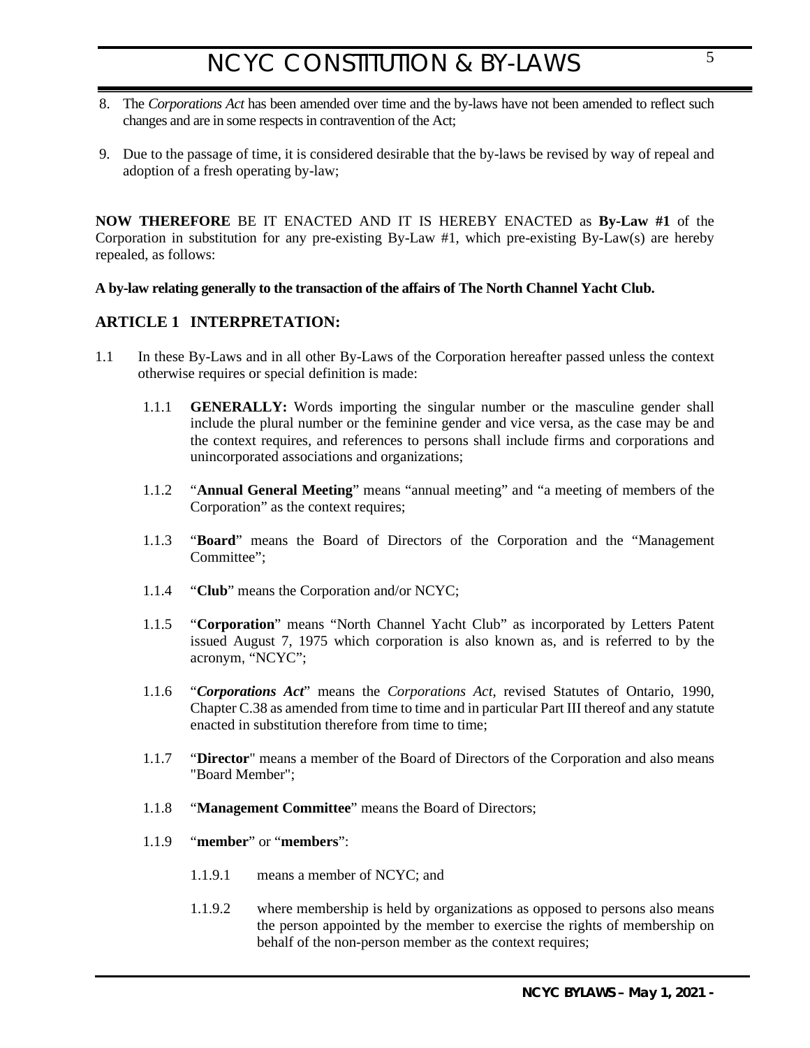8. The *Corporations Act* has been amended over time and the by-laws have not been amended to reflect such changes and are in some respects in contravention of the Act;

9. Due to the passage of time, it is considered desirable that the by-laws be revised by way of repeal and adoption of a fresh operating by-law;

**NOW THEREFORE** BE IT ENACTED AND IT IS HEREBY ENACTED as **By-Law #1** of the Corporation in substitution for any pre-existing By-Law #1, which pre-existing By-Law(s) are hereby repealed, as follows:

**A by-law relating generally to the transaction of the affairs of The North Channel Yacht Club.**

## ARTICLE 1 INTERPRETATION:

1.1 In these By-Laws and in all other By-Laws of the Corporation hereafter passed unless the context otherwise requires or special definition is made:

1.1.1 **GENERALLY:** Words importing the singular number or the masculine gender shall include the plural number or the feminine gender and vice versa, as the case may be and the context requires, and references to persons shall include firms and corporations and unincorporated associations and organizations;

1.1.2 "**Annual General Meeting**" means "annual meeting" and "a meeting of members of the Corporation" as the context requires;

1.1.3 "**Board**" means the Board of Directors of the Corporation and the "Management Committee";

1.1.4 "**Club**" means the Corporation and/or NCYC;

1.1.5 "**Corporation**" means "North Channel Yacht Club" as incorporated by Letters Patent issued August 7, 1975 which corporation is also known as, and is referred to by the acronym, "NCYC";

1.1.6 "***Corporations Act***" means the *Corporations Act*, revised Statutes of Ontario, 1990, Chapter C.38 as amended from time to time and in particular Part III thereof and any statute enacted in substitution therefore from time to time;

1.1.7 "**Director**" means a member of the Board of Directors of the Corporation and also means "Board Member";

1.1.8 "**Management Committee**" means the Board of Directors;

1.1.9 "**member**" or "**members**":

1.1.9.1 means a member of NCYC; and

1.1.9.2 where membership is held by organizations as opposed to persons also means the person appointed by the member to exercise the rights of membership on behalf of the non-person member as the context requires;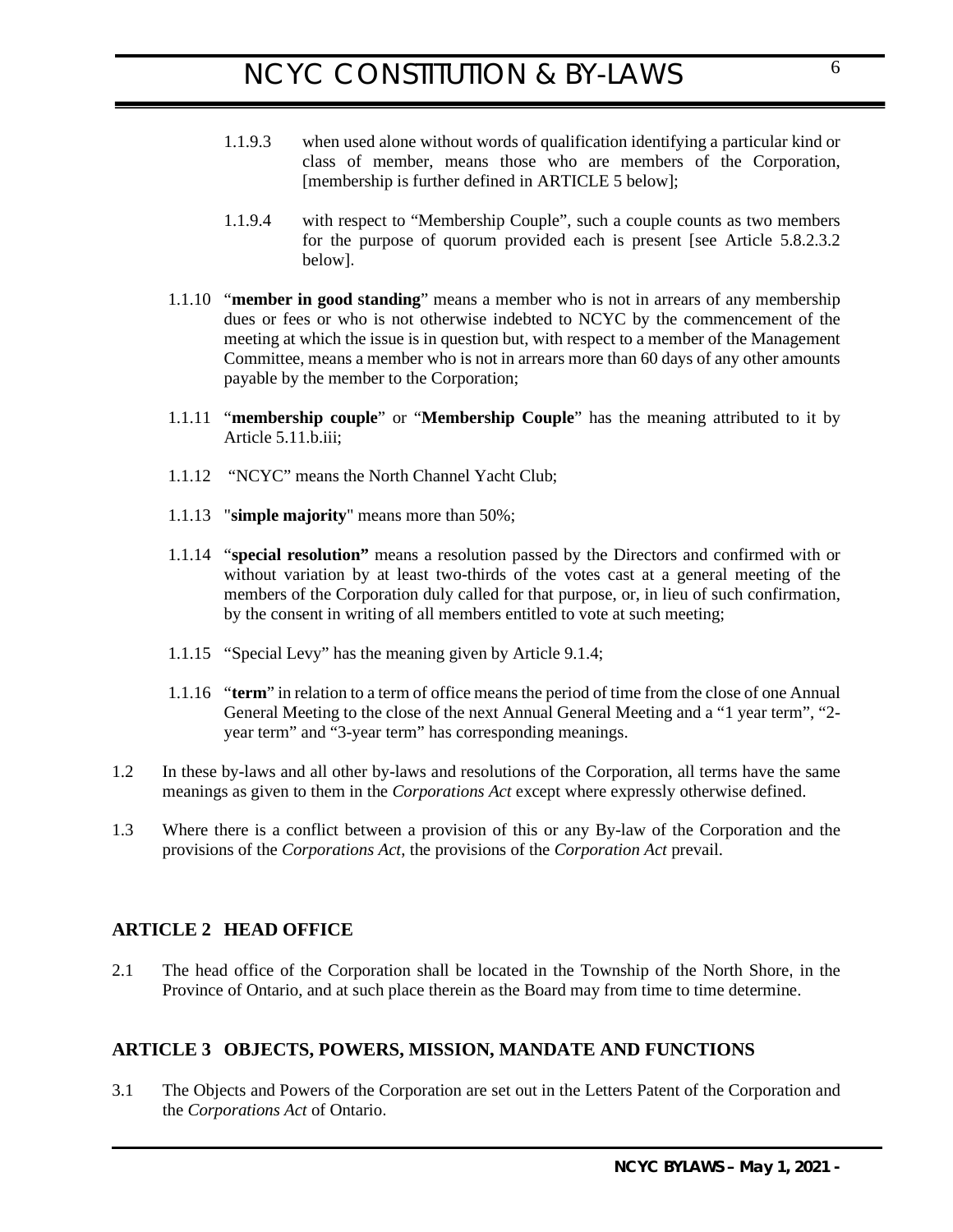1.1.9.3 when used alone without words of qualification identifying a particular kind or class of member, means those who are members of the Corporation, [membership is further defined in ARTICLE 5 below];

1.1.9.4 with respect to "Membership Couple", such a couple counts as two members for the purpose of quorum provided each is present [see Article 5.8.2.3.2 below].

1.1.10 "**member in good standing**" means a member who is not in arrears of any membership dues or fees or who is not otherwise indebted to NCYC by the commencement of the meeting at which the issue is in question but, with respect to a member of the Management Committee, means a member who is not in arrears more than 60 days of any other amounts payable by the member to the Corporation;

1.1.11 "**membership couple**" or "**Membership Couple**" has the meaning attributed to it by Article 5.11.b.iii;

1.1.12 "NCYC" means the North Channel Yacht Club;

1.1.13 "**simple majority**" means more than 50%;

1.1.14 "**special resolution"** means a resolution passed by the Directors and confirmed with or without variation by at least two-thirds of the votes cast at a general meeting of the members of the Corporation duly called for that purpose, or, in lieu of such confirmation, by the consent in writing of all members entitled to vote at such meeting;

1.1.15 "Special Levy" has the meaning given by Article 9.1.4;

1.1.16 "**term**" in relation to a term of office means the period of time from the close of one Annual General Meeting to the close of the next Annual General Meeting and a "1 year term", "2-year term" and "3-year term" has corresponding meanings.

1.2 In these by-laws and all other by-laws and resolutions of the Corporation, all terms have the same meanings as given to them in the *Corporations Act* except where expressly otherwise defined.

1.3 Where there is a conflict between a provision of this or any By-law of the Corporation and the provisions of the *Corporations Act*, the provisions of the *Corporation Act* prevail.

## ARTICLE 2 HEAD OFFICE

2.1 The head office of the Corporation shall be located in the Township of the North Shore, in the Province of Ontario, and at such place therein as the Board may from time to time determine.

## ARTICLE 3 OBJECTS, POWERS, MISSION, MANDATE AND FUNCTIONS

3.1 The Objects and Powers of the Corporation are set out in the Letters Patent of the Corporation and the *Corporations Act* of Ontario.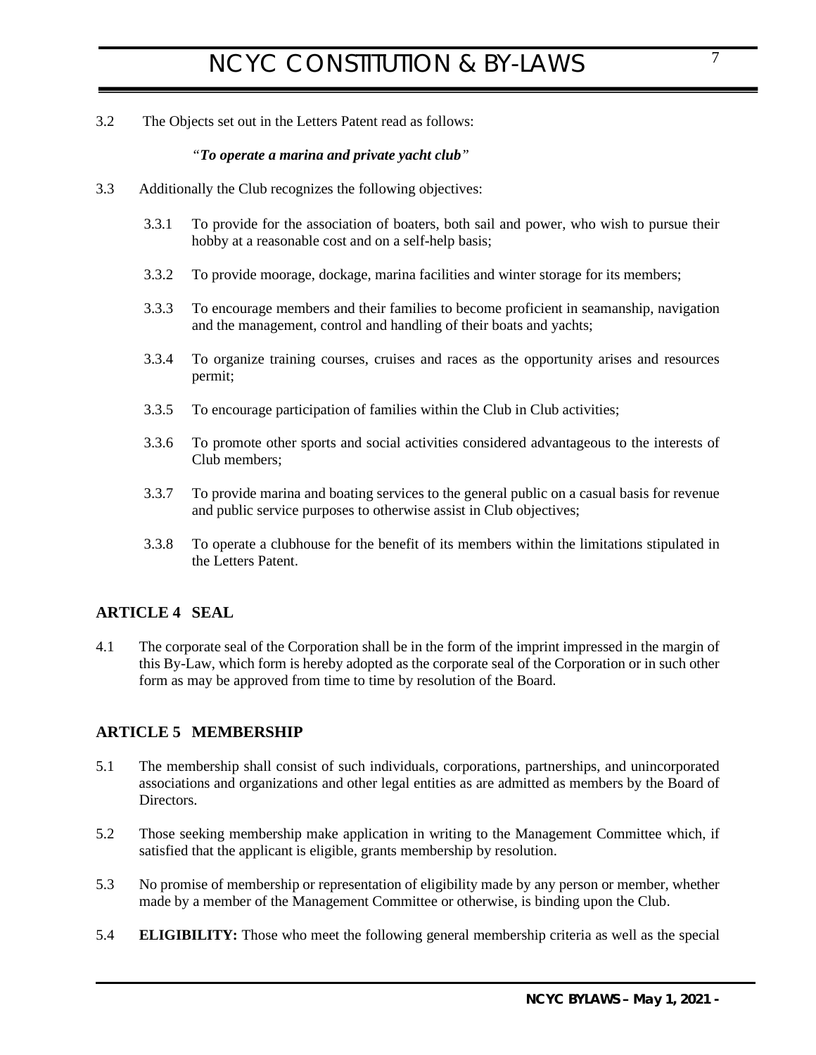3.2 The Objects set out in the Letters Patent read as follows:

*"To operate a marina and private yacht club"*

3.3 Additionally the Club recognizes the following objectives:

- 3.3.1 To provide for the association of boaters, both sail and power, who wish to pursue their hobby at a reasonable cost and on a self-help basis;
- 3.3.2 To provide moorage, dockage, marina facilities and winter storage for its members;
- 3.3.3 To encourage members and their families to become proficient in seamanship, navigation and the management, control and handling of their boats and yachts;
- 3.3.4 To organize training courses, cruises and races as the opportunity arises and resources permit;
- 3.3.5 To encourage participation of families within the Club in Club activities;
- 3.3.6 To promote other sports and social activities considered advantageous to the interests of Club members;
- 3.3.7 To provide marina and boating services to the general public on a casual basis for revenue and public service purposes to otherwise assist in Club objectives;
- 3.3.8 To operate a clubhouse for the benefit of its members within the limitations stipulated in the Letters Patent.

## ARTICLE 4 SEAL

4.1 The corporate seal of the Corporation shall be in the form of the imprint impressed in the margin of this By-Law, which form is hereby adopted as the corporate seal of the Corporation or in such other form as may be approved from time to time by resolution of the Board.

## ARTICLE 5 MEMBERSHIP

5.1 The membership shall consist of such individuals, corporations, partnerships, and unincorporated associations and organizations and other legal entities as are admitted as members by the Board of Directors.

5.2 Those seeking membership make application in writing to the Management Committee which, if satisfied that the applicant is eligible, grants membership by resolution.

5.3 No promise of membership or representation of eligibility made by any person or member, whether made by a member of the Management Committee or otherwise, is binding upon the Club.

5.4 **ELIGIBILITY:** Those who meet the following general membership criteria as well as the special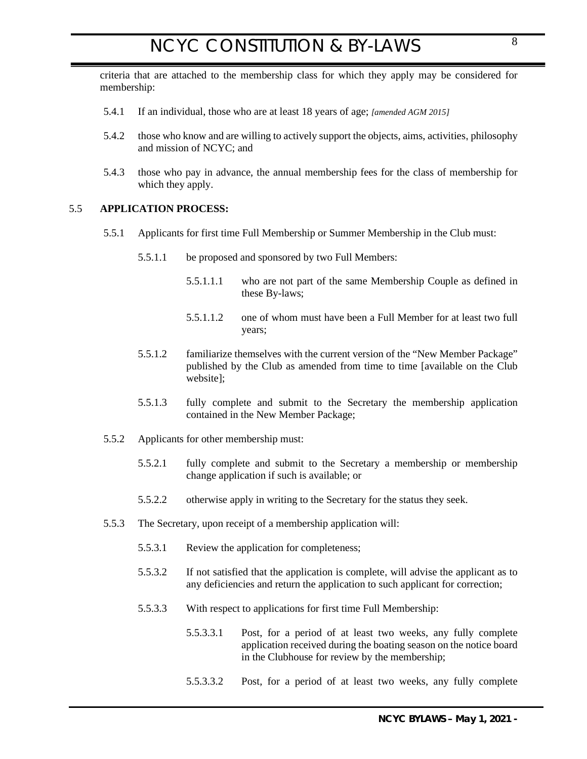criteria that are attached to the membership class for which they apply may be considered for membership:

5.4.1 If an individual, those who are at least 18 years of age; *[amended AGM 2015]*

5.4.2 those who know and are willing to actively support the objects, aims, activities, philosophy and mission of NCYC; and

5.4.3 those who pay in advance, the annual membership fees for the class of membership for which they apply.

5.5 **APPLICATION PROCESS:**

5.5.1 Applicants for first time Full Membership or Summer Membership in the Club must:

5.5.1.1 be proposed and sponsored by two Full Members:

5.5.1.1.1 who are not part of the same Membership Couple as defined in these By-laws;

5.5.1.1.2 one of whom must have been a Full Member for at least two full years;

5.5.1.2 familiarize themselves with the current version of the "New Member Package" published by the Club as amended from time to time [available on the Club website];

5.5.1.3 fully complete and submit to the Secretary the membership application contained in the New Member Package;

5.5.2 Applicants for other membership must:

5.5.2.1 fully complete and submit to the Secretary a membership or membership change application if such is available; or

5.5.2.2 otherwise apply in writing to the Secretary for the status they seek.

5.5.3 The Secretary, upon receipt of a membership application will:

5.5.3.1 Review the application for completeness;

5.5.3.2 If not satisfied that the application is complete, will advise the applicant as to any deficiencies and return the application to such applicant for correction;

5.5.3.3 With respect to applications for first time Full Membership:

5.5.3.3.1 Post, for a period of at least two weeks, any fully complete application received during the boating season on the notice board in the Clubhouse for review by the membership;

5.5.3.3.2 Post, for a period of at least two weeks, any fully complete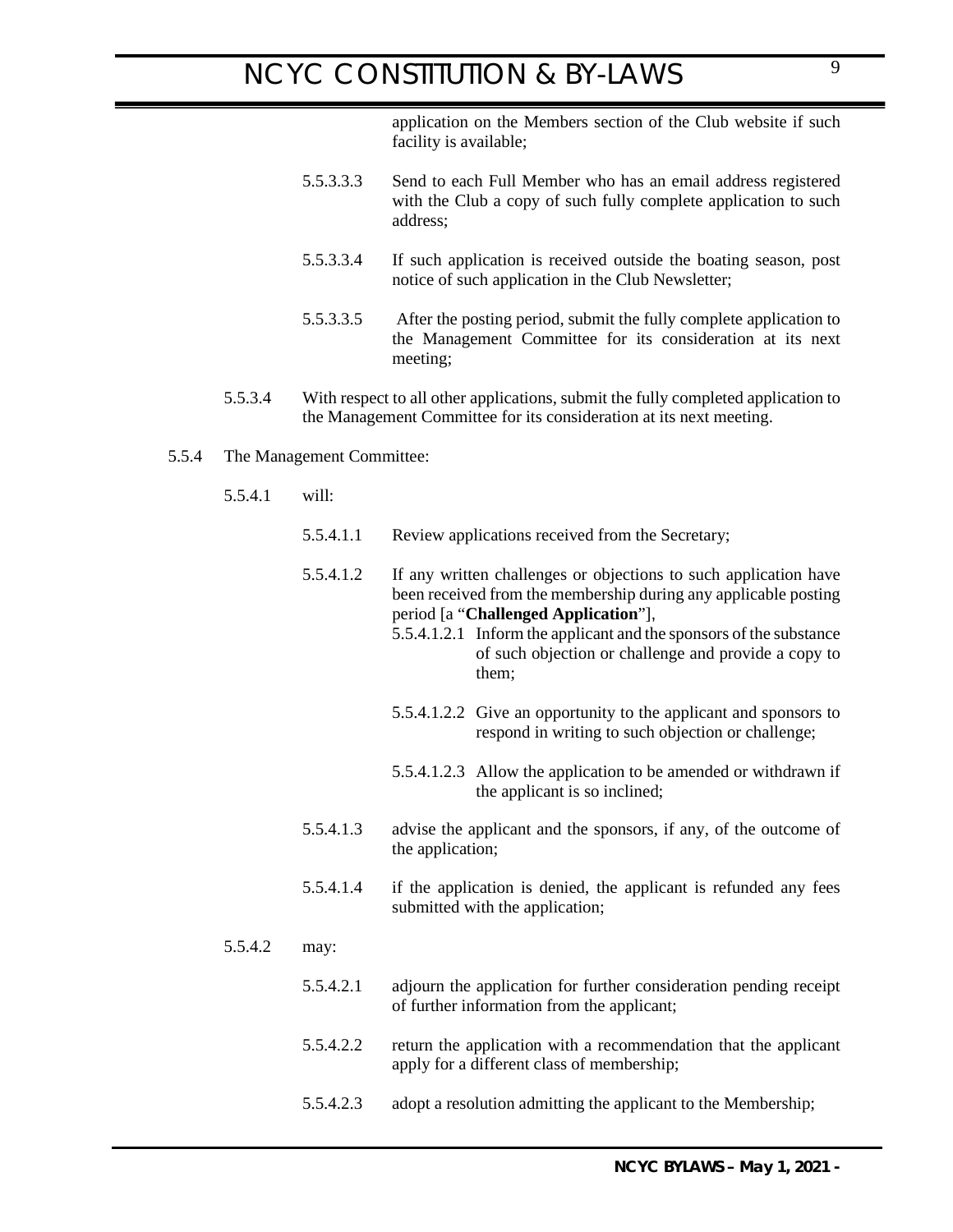application on the Members section of the Club website if such facility is available;

5.5.3.3.3 Send to each Full Member who has an email address registered with the Club a copy of such fully complete application to such address;

5.5.3.3.4 If such application is received outside the boating season, post notice of such application in the Club Newsletter;

5.5.3.3.5 After the posting period, submit the fully complete application to the Management Committee for its consideration at its next meeting;

5.5.3.4 With respect to all other applications, submit the fully completed application to the Management Committee for its consideration at its next meeting.

5.5.4 The Management Committee:

5.5.4.1 will:

5.5.4.1.1 Review applications received from the Secretary;

5.5.4.1.2 If any written challenges or objections to such application have been received from the membership during any applicable posting period [a "**Challenged Application**"],

5.5.4.1.2.1 Inform the applicant and the sponsors of the substance of such objection or challenge and provide a copy to them;

5.5.4.1.2.2 Give an opportunity to the applicant and sponsors to respond in writing to such objection or challenge;

5.5.4.1.2.3 Allow the application to be amended or withdrawn if the applicant is so inclined;

5.5.4.1.3 advise the applicant and the sponsors, if any, of the outcome of the application;

5.5.4.1.4 if the application is denied, the applicant is refunded any fees submitted with the application;

5.5.4.2 may:

5.5.4.2.1 adjourn the application for further consideration pending receipt of further information from the applicant;

5.5.4.2.2 return the application with a recommendation that the applicant apply for a different class of membership;

5.5.4.2.3 adopt a resolution admitting the applicant to the Membership;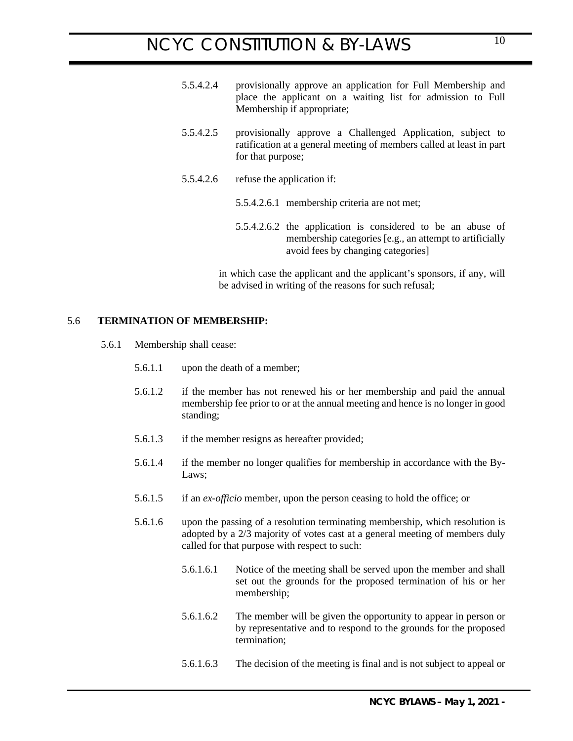5.5.4.2.4 provisionally approve an application for Full Membership and place the applicant on a waiting list for admission to Full Membership if appropriate;

5.5.4.2.5 provisionally approve a Challenged Application, subject to ratification at a general meeting of members called at least in part for that purpose;

5.5.4.2.6 refuse the application if:

5.5.4.2.6.1 membership criteria are not met;

5.5.4.2.6.2 the application is considered to be an abuse of membership categories [e.g., an attempt to artificially avoid fees by changing categories]

in which case the applicant and the applicant's sponsors, if any, will be advised in writing of the reasons for such refusal;

5.6 **TERMINATION OF MEMBERSHIP:**

5.6.1 Membership shall cease:

5.6.1.1 upon the death of a member;

5.6.1.2 if the member has not renewed his or her membership and paid the annual membership fee prior to or at the annual meeting and hence is no longer in good standing;

5.6.1.3 if the member resigns as hereafter provided;

5.6.1.4 if the member no longer qualifies for membership in accordance with the By-Laws;

5.6.1.5 if an *ex-officio* member, upon the person ceasing to hold the office; or

5.6.1.6 upon the passing of a resolution terminating membership, which resolution is adopted by a 2/3 majority of votes cast at a general meeting of members duly called for that purpose with respect to such:

5.6.1.6.1 Notice of the meeting shall be served upon the member and shall set out the grounds for the proposed termination of his or her membership;

5.6.1.6.2 The member will be given the opportunity to appear in person or by representative and to respond to the grounds for the proposed termination;

5.6.1.6.3 The decision of the meeting is final and is not subject to appeal or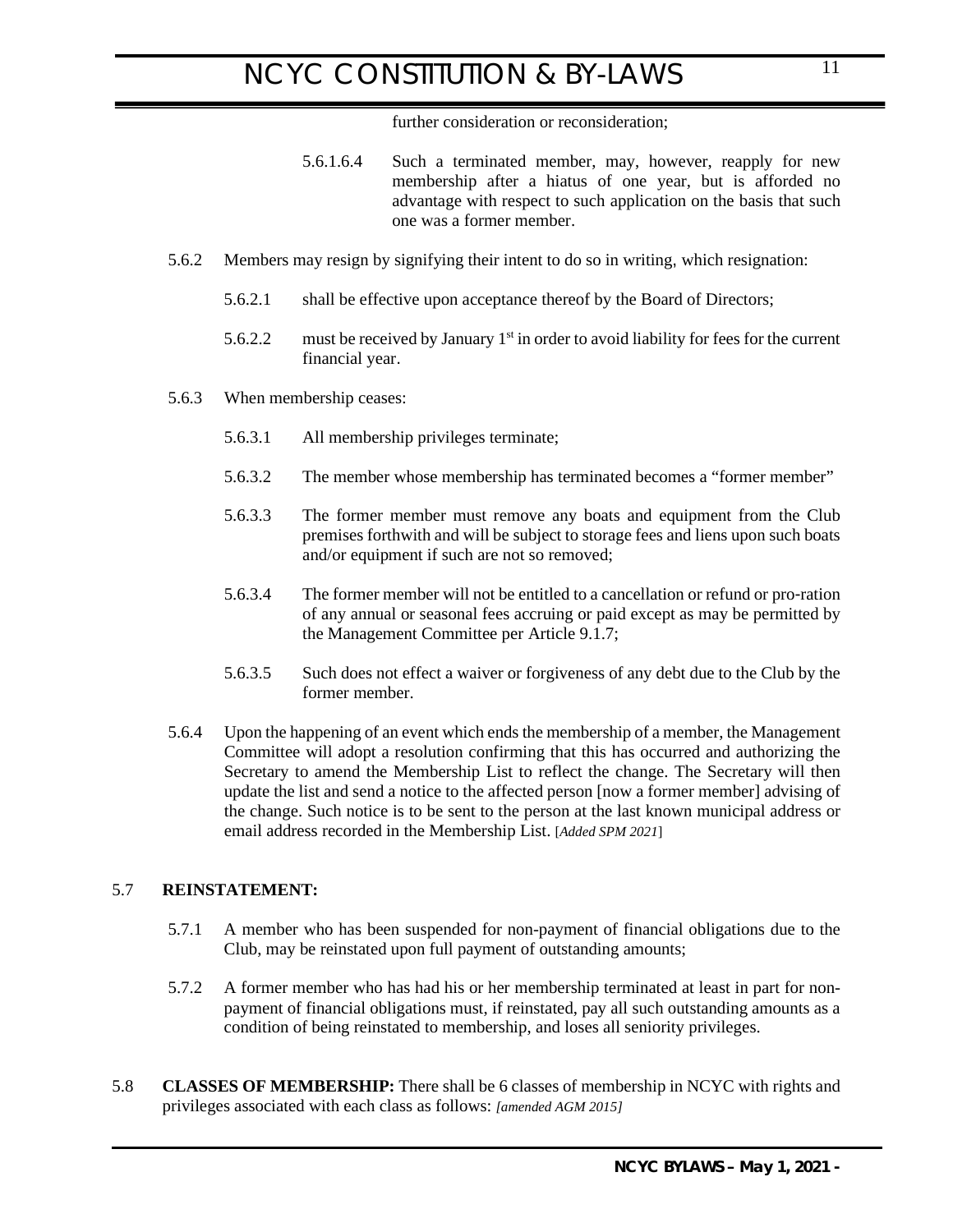further consideration or reconsideration;

5.6.1.6.4 Such a terminated member, may, however, reapply for new membership after a hiatus of one year, but is afforded no advantage with respect to such application on the basis that such one was a former member.

5.6.2 Members may resign by signifying their intent to do so in writing, which resignation:

5.6.2.1 shall be effective upon acceptance thereof by the Board of Directors;

5.6.2.2 must be received by January 1st in order to avoid liability for fees for the current financial year.

5.6.3 When membership ceases:

5.6.3.1 All membership privileges terminate;

5.6.3.2 The member whose membership has terminated becomes a "former member"

5.6.3.3 The former member must remove any boats and equipment from the Club premises forthwith and will be subject to storage fees and liens upon such boats and/or equipment if such are not so removed;

5.6.3.4 The former member will not be entitled to a cancellation or refund or pro-ration of any annual or seasonal fees accruing or paid except as may be permitted by the Management Committee per Article 9.1.7;

5.6.3.5 Such does not effect a waiver or forgiveness of any debt due to the Club by the former member.

5.6.4 Upon the happening of an event which ends the membership of a member, the Management Committee will adopt a resolution confirming that this has occurred and authorizing the Secretary to amend the Membership List to reflect the change. The Secretary will then update the list and send a notice to the affected person [now a former member] advising of the change. Such notice is to be sent to the person at the last known municipal address or email address recorded in the Membership List. [*Added SPM 2021*]

5.7 **REINSTATEMENT:**

5.7.1 A member who has been suspended for non-payment of financial obligations due to the Club, may be reinstated upon full payment of outstanding amounts;

5.7.2 A former member who has had his or her membership terminated at least in part for non-payment of financial obligations must, if reinstated, pay all such outstanding amounts as a condition of being reinstated to membership, and loses all seniority privileges.

5.8 **CLASSES OF MEMBERSHIP:** There shall be 6 classes of membership in NCYC with rights and privileges associated with each class as follows: *[amended AGM 2015]*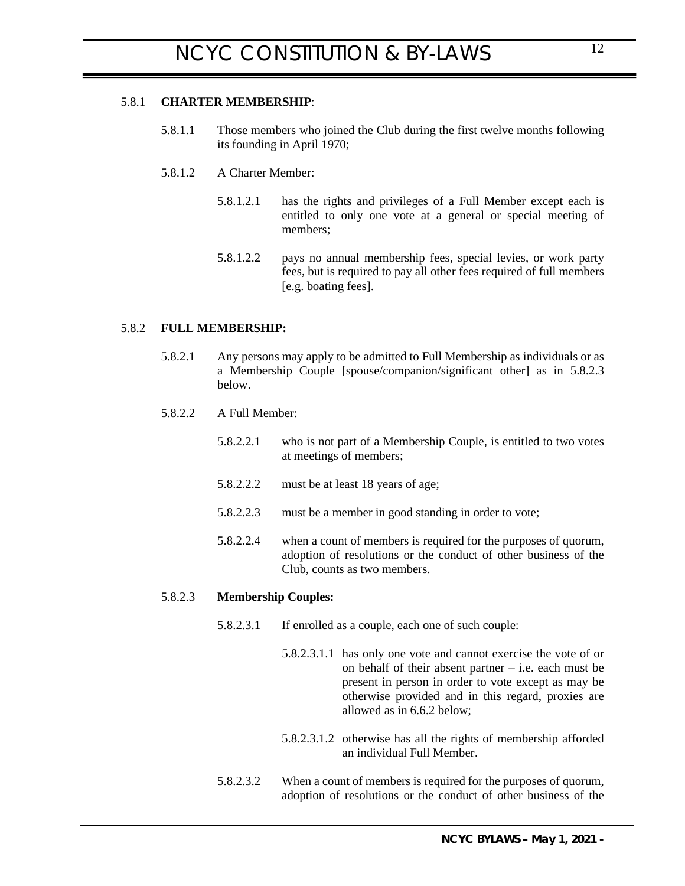5.8.1 **CHARTER MEMBERSHIP**:

5.8.1.1 Those members who joined the Club during the first twelve months following its founding in April 1970;

5.8.1.2 A Charter Member:

5.8.1.2.1 has the rights and privileges of a Full Member except each is entitled to only one vote at a general or special meeting of members;

5.8.1.2.2 pays no annual membership fees, special levies, or work party fees, but is required to pay all other fees required of full members [e.g. boating fees].

5.8.2 **FULL MEMBERSHIP:**

5.8.2.1 Any persons may apply to be admitted to Full Membership as individuals or as a Membership Couple [spouse/companion/significant other] as in 5.8.2.3 below.

5.8.2.2 A Full Member:

5.8.2.2.1 who is not part of a Membership Couple, is entitled to two votes at meetings of members;

5.8.2.2.2 must be at least 18 years of age;

5.8.2.2.3 must be a member in good standing in order to vote;

5.8.2.2.4 when a count of members is required for the purposes of quorum, adoption of resolutions or the conduct of other business of the Club, counts as two members.

5.8.2.3 **Membership Couples:**

5.8.2.3.1 If enrolled as a couple, each one of such couple:

5.8.2.3.1.1 has only one vote and cannot exercise the vote of or on behalf of their absent partner – i.e. each must be present in person in order to vote except as may be otherwise provided and in this regard, proxies are allowed as in 6.6.2 below;

5.8.2.3.1.2 otherwise has all the rights of membership afforded an individual Full Member.

5.8.2.3.2 When a count of members is required for the purposes of quorum, adoption of resolutions or the conduct of other business of the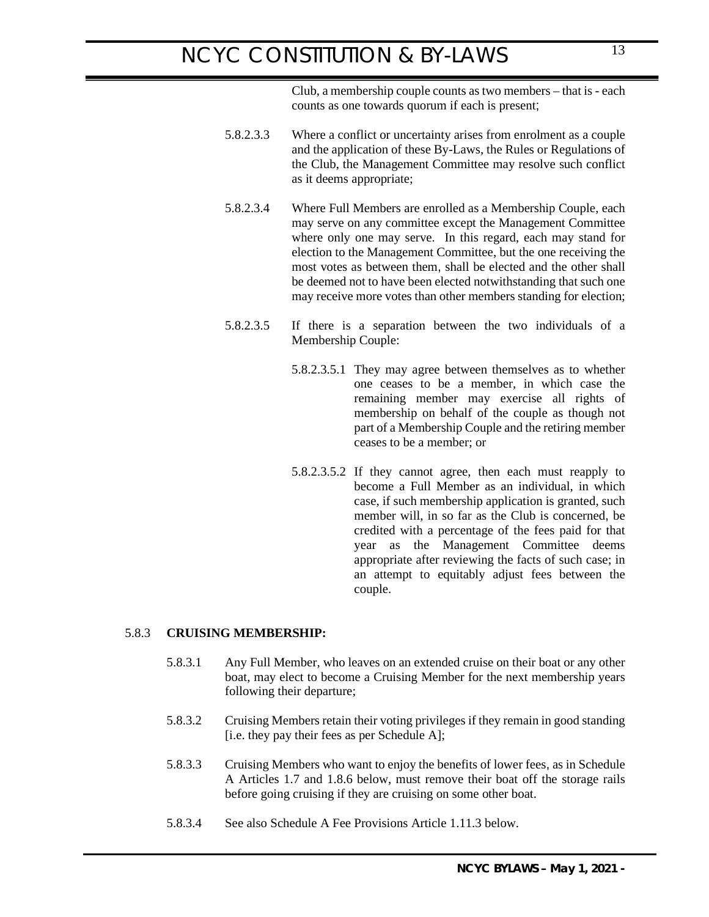Club, a membership couple counts as two members – that is - each counts as one towards quorum if each is present;

5.8.2.3.3 Where a conflict or uncertainty arises from enrolment as a couple and the application of these By-Laws, the Rules or Regulations of the Club, the Management Committee may resolve such conflict as it deems appropriate;

5.8.2.3.4 Where Full Members are enrolled as a Membership Couple, each may serve on any committee except the Management Committee where only one may serve. In this regard, each may stand for election to the Management Committee, but the one receiving the most votes as between them, shall be elected and the other shall be deemed not to have been elected notwithstanding that such one may receive more votes than other members standing for election;

5.8.2.3.5 If there is a separation between the two individuals of a Membership Couple:

5.8.2.3.5.1 They may agree between themselves as to whether one ceases to be a member, in which case the remaining member may exercise all rights of membership on behalf of the couple as though not part of a Membership Couple and the retiring member ceases to be a member; or

5.8.2.3.5.2 If they cannot agree, then each must reapply to become a Full Member as an individual, in which case, if such membership application is granted, such member will, in so far as the Club is concerned, be credited with a percentage of the fees paid for that year as the Management Committee deems appropriate after reviewing the facts of such case; in an attempt to equitably adjust fees between the couple.

5.8.3 **CRUISING MEMBERSHIP:**

5.8.3.1 Any Full Member, who leaves on an extended cruise on their boat or any other boat, may elect to become a Cruising Member for the next membership years following their departure;

5.8.3.2 Cruising Members retain their voting privileges if they remain in good standing [i.e. they pay their fees as per Schedule A];

5.8.3.3 Cruising Members who want to enjoy the benefits of lower fees, as in Schedule A Articles 1.7 and 1.8.6 below, must remove their boat off the storage rails before going cruising if they are cruising on some other boat.

5.8.3.4 See also Schedule A Fee Provisions Article 1.11.3 below.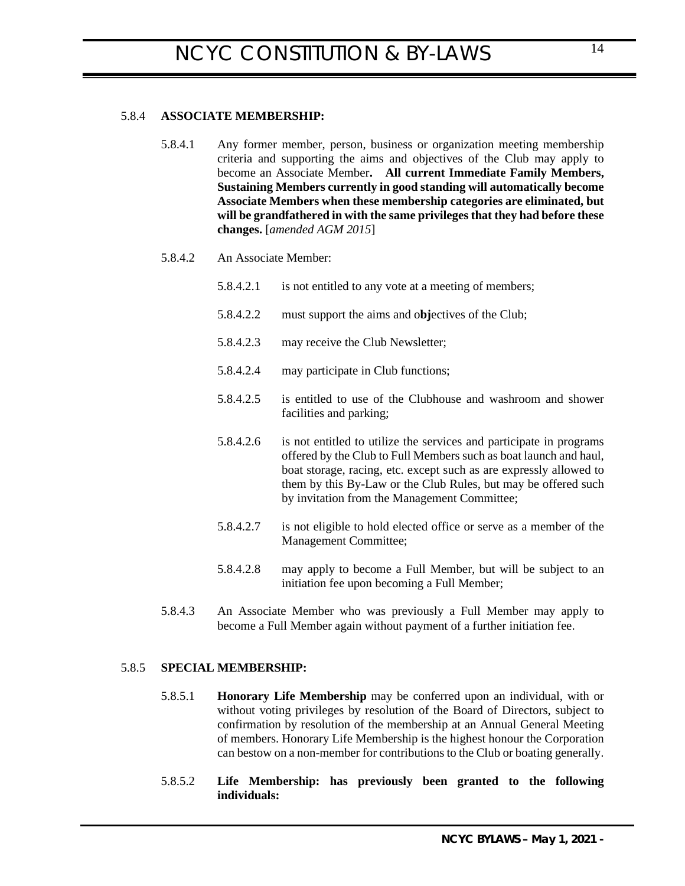5.8.4 **ASSOCIATE MEMBERSHIP:**

5.8.4.1 Any former member, person, business or organization meeting membership criteria and supporting the aims and objectives of the Club may apply to become an Associate Member**. All current Immediate Family Members, Sustaining Members currently in good standing will automatically become Associate Members when these membership categories are eliminated, but will be grandfathered in with the same privileges that they had before these changes.** [*amended AGM 2015*]

5.8.4.2 An Associate Member:

5.8.4.2.1 is not entitled to any vote at a meeting of members;

5.8.4.2.2 must support the aims and o**bj**ectives of the Club;

5.8.4.2.3 may receive the Club Newsletter;

5.8.4.2.4 may participate in Club functions;

5.8.4.2.5 is entitled to use of the Clubhouse and washroom and shower facilities and parking;

5.8.4.2.6 is not entitled to utilize the services and participate in programs offered by the Club to Full Members such as boat launch and haul, boat storage, racing, etc. except such as are expressly allowed to them by this By-Law or the Club Rules, but may be offered such by invitation from the Management Committee;

5.8.4.2.7 is not eligible to hold elected office or serve as a member of the Management Committee;

5.8.4.2.8 may apply to become a Full Member, but will be subject to an initiation fee upon becoming a Full Member;

5.8.4.3 An Associate Member who was previously a Full Member may apply to become a Full Member again without payment of a further initiation fee.

5.8.5 **SPECIAL MEMBERSHIP:**

5.8.5.1 **Honorary Life Membership** may be conferred upon an individual, with or without voting privileges by resolution of the Board of Directors, subject to confirmation by resolution of the membership at an Annual General Meeting of members. Honorary Life Membership is the highest honour the Corporation can bestow on a non-member for contributions to the Club or boating generally.

5.8.5.2 **Life Membership: has previously been granted to the following individuals:**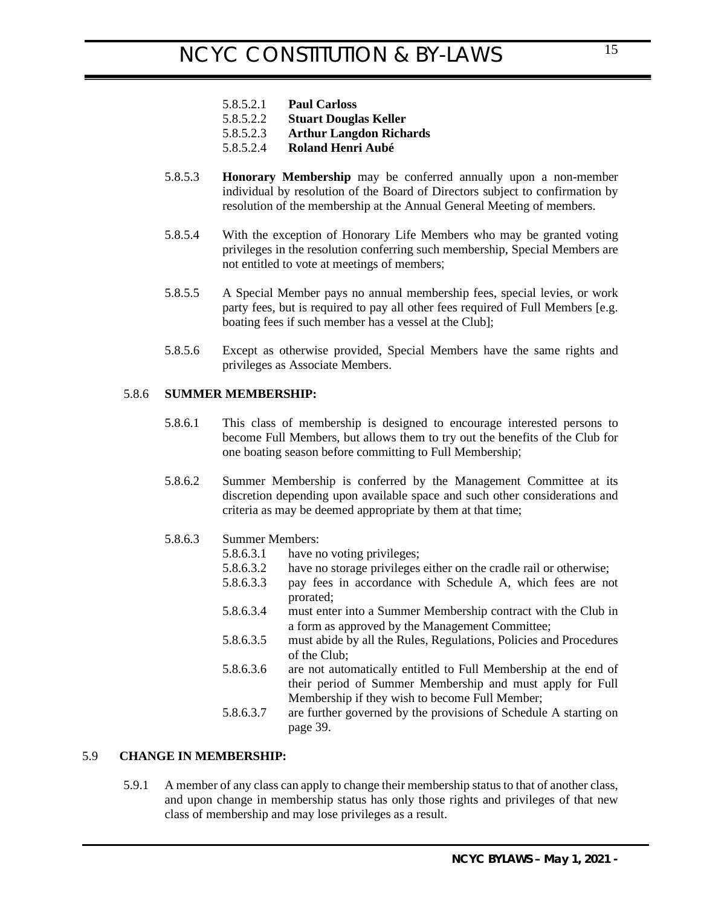5.8.5.2.1 **Paul Carloss**
5.8.5.2.2 **Stuart Douglas Keller**
5.8.5.2.3 **Arthur Langdon Richards**
5.8.5.2.4 **Roland Henri Aubé**

5.8.5.3 **Honorary Membership** may be conferred annually upon a non-member individual by resolution of the Board of Directors subject to confirmation by resolution of the membership at the Annual General Meeting of members.

5.8.5.4 With the exception of Honorary Life Members who may be granted voting privileges in the resolution conferring such membership, Special Members are not entitled to vote at meetings of members;

5.8.5.5 A Special Member pays no annual membership fees, special levies, or work party fees, but is required to pay all other fees required of Full Members [e.g. boating fees if such member has a vessel at the Club];

5.8.5.6 Except as otherwise provided, Special Members have the same rights and privileges as Associate Members.

### 5.8.6 SUMMER MEMBERSHIP:

5.8.6.1 This class of membership is designed to encourage interested persons to become Full Members, but allows them to try out the benefits of the Club for one boating season before committing to Full Membership;

5.8.6.2 Summer Membership is conferred by the Management Committee at its discretion depending upon available space and such other considerations and criteria as may be deemed appropriate by them at that time;

5.8.6.3 Summer Members:

5.8.6.3.1 have no voting privileges;
5.8.6.3.2 have no storage privileges either on the cradle rail or otherwise;
5.8.6.3.3 pay fees in accordance with Schedule A, which fees are not prorated;
5.8.6.3.4 must enter into a Summer Membership contract with the Club in a form as approved by the Management Committee;
5.8.6.3.5 must abide by all the Rules, Regulations, Policies and Procedures of the Club;
5.8.6.3.6 are not automatically entitled to Full Membership at the end of their period of Summer Membership and must apply for Full Membership if they wish to become Full Member;
5.8.6.3.7 are further governed by the provisions of Schedule A starting on page 39.

## 5.9 CHANGE IN MEMBERSHIP:

5.9.1 A member of any class can apply to change their membership status to that of another class, and upon change in membership status has only those rights and privileges of that new class of membership and may lose privileges as a result.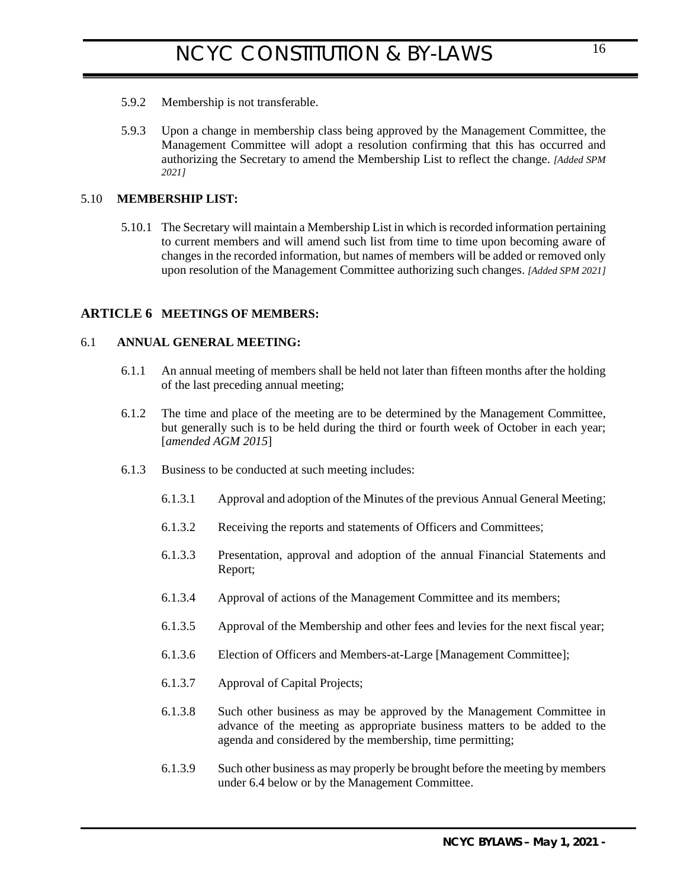5.9.2 Membership is not transferable.

5.9.3 Upon a change in membership class being approved by the Management Committee, the Management Committee will adopt a resolution confirming that this has occurred and authorizing the Secretary to amend the Membership List to reflect the change. *[Added SPM 2021]*

### 5.10 MEMBERSHIP LIST:

5.10.1 The Secretary will maintain a Membership List in which is recorded information pertaining to current members and will amend such list from time to time upon becoming aware of changes in the recorded information, but names of members will be added or removed only upon resolution of the Management Committee authorizing such changes. *[Added SPM 2021]*

## ARTICLE 6 MEETINGS OF MEMBERS:

### 6.1 ANNUAL GENERAL MEETING:

6.1.1 An annual meeting of members shall be held not later than fifteen months after the holding of the last preceding annual meeting;

6.1.2 The time and place of the meeting are to be determined by the Management Committee, but generally such is to be held during the third or fourth week of October in each year; [*amended AGM 2015*]

6.1.3 Business to be conducted at such meeting includes:

6.1.3.1 Approval and adoption of the Minutes of the previous Annual General Meeting;

6.1.3.2 Receiving the reports and statements of Officers and Committees;

6.1.3.3 Presentation, approval and adoption of the annual Financial Statements and Report;

6.1.3.4 Approval of actions of the Management Committee and its members;

6.1.3.5 Approval of the Membership and other fees and levies for the next fiscal year;

6.1.3.6 Election of Officers and Members-at-Large [Management Committee];

6.1.3.7 Approval of Capital Projects;

6.1.3.8 Such other business as may be approved by the Management Committee in advance of the meeting as appropriate business matters to be added to the agenda and considered by the membership, time permitting;

6.1.3.9 Such other business as may properly be brought before the meeting by members under 6.4 below or by the Management Committee.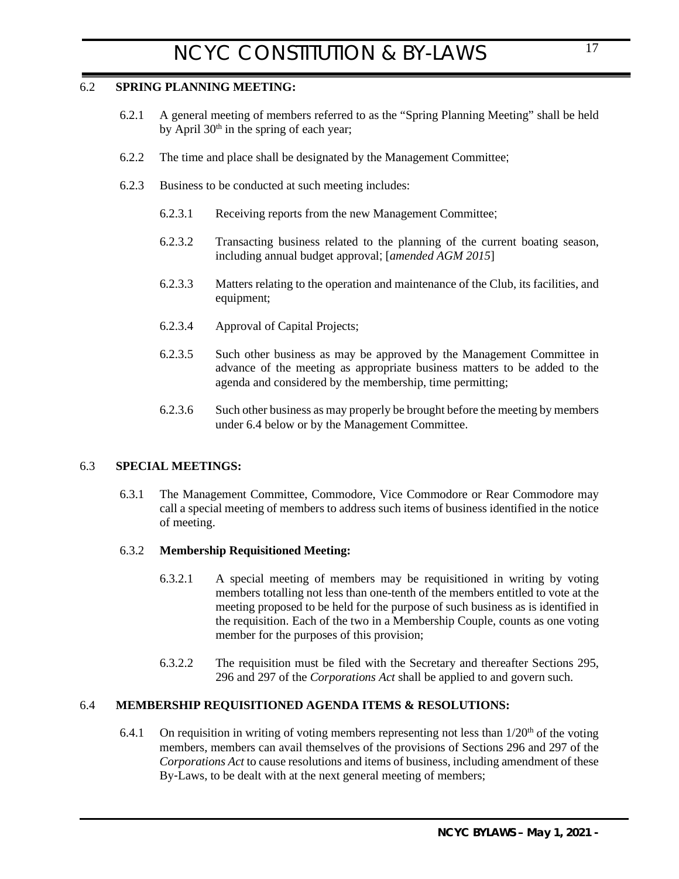## 6.2 SPRING PLANNING MEETING:

6.2.1 A general meeting of members referred to as the "Spring Planning Meeting" shall be held by April 30th in the spring of each year;

6.2.2 The time and place shall be designated by the Management Committee;

6.2.3 Business to be conducted at such meeting includes:

6.2.3.1 Receiving reports from the new Management Committee;

6.2.3.2 Transacting business related to the planning of the current boating season, including annual budget approval; [*amended AGM 2015*]

6.2.3.3 Matters relating to the operation and maintenance of the Club, its facilities, and equipment;

6.2.3.4 Approval of Capital Projects;

6.2.3.5 Such other business as may be approved by the Management Committee in advance of the meeting as appropriate business matters to be added to the agenda and considered by the membership, time permitting;

6.2.3.6 Such other business as may properly be brought before the meeting by members under 6.4 below or by the Management Committee.

## 6.3 SPECIAL MEETINGS:

6.3.1 The Management Committee, Commodore, Vice Commodore or Rear Commodore may call a special meeting of members to address such items of business identified in the notice of meeting.

### 6.3.2 Membership Requisitioned Meeting:

6.3.2.1 A special meeting of members may be requisitioned in writing by voting members totalling not less than one-tenth of the members entitled to vote at the meeting proposed to be held for the purpose of such business as is identified in the requisition. Each of the two in a Membership Couple, counts as one voting member for the purposes of this provision;

6.3.2.2 The requisition must be filed with the Secretary and thereafter Sections 295, 296 and 297 of the *Corporations Act* shall be applied to and govern such.

## 6.4 MEMBERSHIP REQUISITIONED AGENDA ITEMS & RESOLUTIONS:

6.4.1 On requisition in writing of voting members representing not less than 1/20th of the voting members, members can avail themselves of the provisions of Sections 296 and 297 of the *Corporations Act* to cause resolutions and items of business, including amendment of these By-Laws, to be dealt with at the next general meeting of members;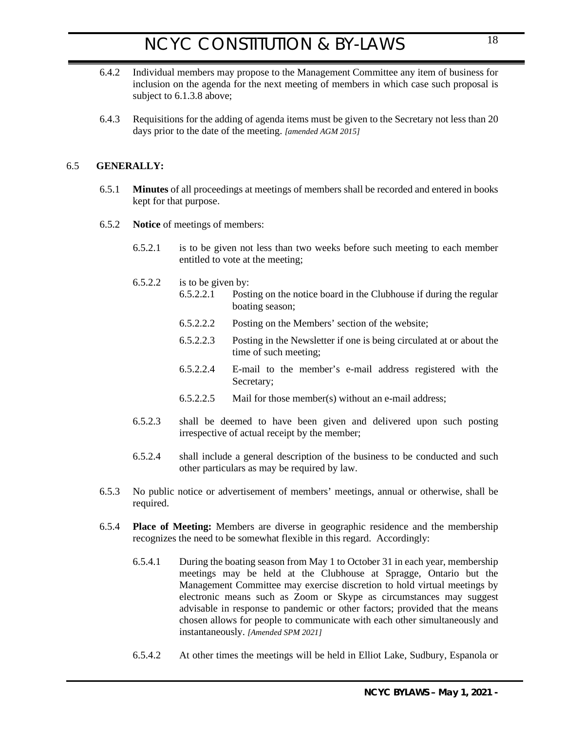6.4.2 Individual members may propose to the Management Committee any item of business for inclusion on the agenda for the next meeting of members in which case such proposal is subject to 6.1.3.8 above;

6.4.3 Requisitions for the adding of agenda items must be given to the Secretary not less than 20 days prior to the date of the meeting. *[amended AGM 2015]*

6.5 **GENERALLY:**

6.5.1 **Minutes** of all proceedings at meetings of members shall be recorded and entered in books kept for that purpose.

6.5.2 **Notice** of meetings of members:

6.5.2.1 is to be given not less than two weeks before such meeting to each member entitled to vote at the meeting;

6.5.2.2 is to be given by:

6.5.2.2.1 Posting on the notice board in the Clubhouse if during the regular boating season;

6.5.2.2.2 Posting on the Members' section of the website;

6.5.2.2.3 Posting in the Newsletter if one is being circulated at or about the time of such meeting;

6.5.2.2.4 E-mail to the member's e-mail address registered with the Secretary;

6.5.2.2.5 Mail for those member(s) without an e-mail address;

6.5.2.3 shall be deemed to have been given and delivered upon such posting irrespective of actual receipt by the member;

6.5.2.4 shall include a general description of the business to be conducted and such other particulars as may be required by law.

6.5.3 No public notice or advertisement of members' meetings, annual or otherwise, shall be required.

6.5.4 **Place of Meeting:** Members are diverse in geographic residence and the membership recognizes the need to be somewhat flexible in this regard. Accordingly:

6.5.4.1 During the boating season from May 1 to October 31 in each year, membership meetings may be held at the Clubhouse at Spragge, Ontario but the Management Committee may exercise discretion to hold virtual meetings by electronic means such as Zoom or Skype as circumstances may suggest advisable in response to pandemic or other factors; provided that the means chosen allows for people to communicate with each other simultaneously and instantaneously. *[Amended SPM 2021]*

6.5.4.2 At other times the meetings will be held in Elliot Lake, Sudbury, Espanola or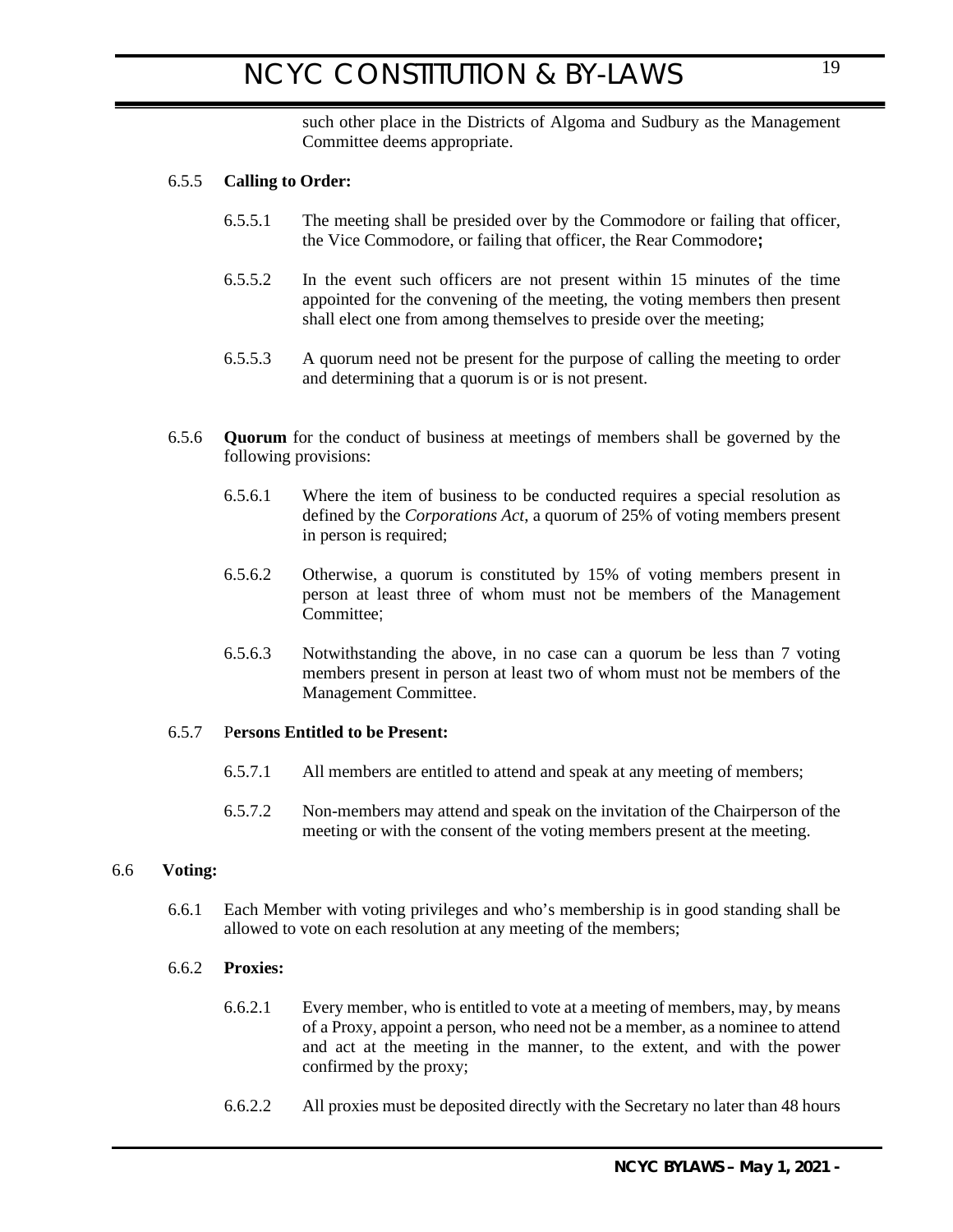such other place in the Districts of Algoma and Sudbury as the Management Committee deems appropriate.

6.5.5 **Calling to Order:**

6.5.5.1 The meeting shall be presided over by the Commodore or failing that officer, the Vice Commodore, or failing that officer, the Rear Commodore**;**

6.5.5.2 In the event such officers are not present within 15 minutes of the time appointed for the convening of the meeting, the voting members then present shall elect one from among themselves to preside over the meeting;

6.5.5.3 A quorum need not be present for the purpose of calling the meeting to order and determining that a quorum is or is not present.

6.5.6 **Quorum** for the conduct of business at meetings of members shall be governed by the following provisions:

6.5.6.1 Where the item of business to be conducted requires a special resolution as defined by the *Corporations Act*, a quorum of 25% of voting members present in person is required;

6.5.6.2 Otherwise, a quorum is constituted by 15% of voting members present in person at least three of whom must not be members of the Management Committee;

6.5.6.3 Notwithstanding the above, in no case can a quorum be less than 7 voting members present in person at least two of whom must not be members of the Management Committee.

6.5.7 P**ersons Entitled to be Present:**

6.5.7.1 All members are entitled to attend and speak at any meeting of members;

6.5.7.2 Non-members may attend and speak on the invitation of the Chairperson of the meeting or with the consent of the voting members present at the meeting.

6.6 **Voting:**

6.6.1 Each Member with voting privileges and who's membership is in good standing shall be allowed to vote on each resolution at any meeting of the members;

6.6.2 **Proxies:**

6.6.2.1 Every member, who is entitled to vote at a meeting of members, may, by means of a Proxy, appoint a person, who need not be a member, as a nominee to attend and act at the meeting in the manner, to the extent, and with the power confirmed by the proxy;

6.6.2.2 All proxies must be deposited directly with the Secretary no later than 48 hours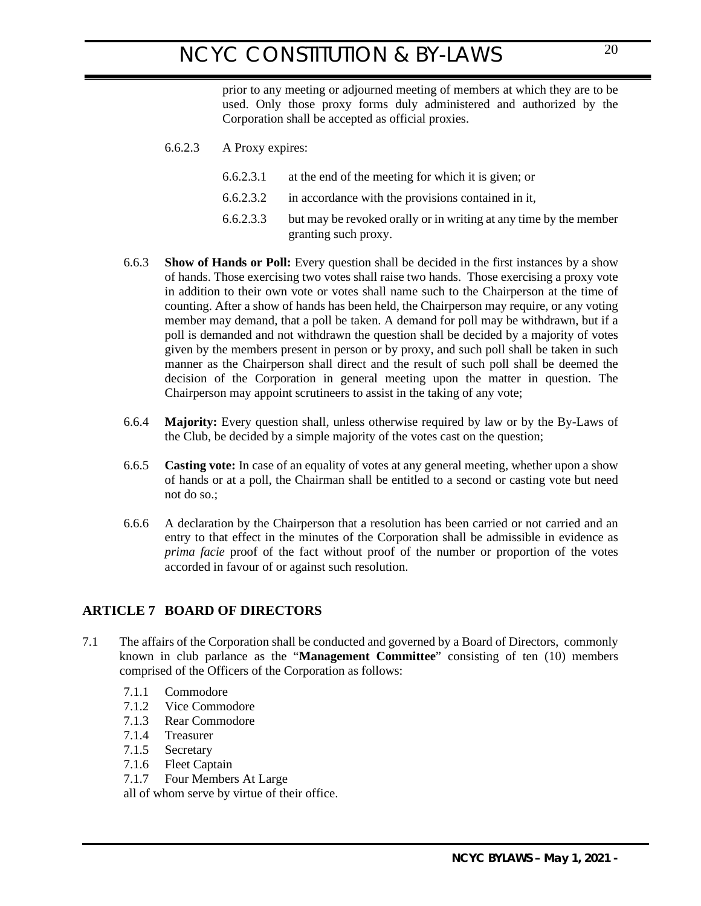prior to any meeting or adjourned meeting of members at which they are to be used. Only those proxy forms duly administered and authorized by the Corporation shall be accepted as official proxies.

6.6.2.3 A Proxy expires:

6.6.2.3.1 at the end of the meeting for which it is given; or

6.6.2.3.2 in accordance with the provisions contained in it,

6.6.2.3.3 but may be revoked orally or in writing at any time by the member granting such proxy.

6.6.3 **Show of Hands or Poll:** Every question shall be decided in the first instances by a show of hands. Those exercising two votes shall raise two hands. Those exercising a proxy vote in addition to their own vote or votes shall name such to the Chairperson at the time of counting. After a show of hands has been held, the Chairperson may require, or any voting member may demand, that a poll be taken. A demand for poll may be withdrawn, but if a poll is demanded and not withdrawn the question shall be decided by a majority of votes given by the members present in person or by proxy, and such poll shall be taken in such manner as the Chairperson shall direct and the result of such poll shall be deemed the decision of the Corporation in general meeting upon the matter in question. The Chairperson may appoint scrutineers to assist in the taking of any vote;

6.6.4 **Majority:** Every question shall, unless otherwise required by law or by the By-Laws of the Club, be decided by a simple majority of the votes cast on the question;

6.6.5 **Casting vote:** In case of an equality of votes at any general meeting, whether upon a show of hands or at a poll, the Chairman shall be entitled to a second or casting vote but need not do so.;

6.6.6 A declaration by the Chairperson that a resolution has been carried or not carried and an entry to that effect in the minutes of the Corporation shall be admissible in evidence as *prima facie* proof of the fact without proof of the number or proportion of the votes accorded in favour of or against such resolution.

## ARTICLE 7 BOARD OF DIRECTORS

7.1 The affairs of the Corporation shall be conducted and governed by a Board of Directors, commonly known in club parlance as the "**Management Committee**" consisting of ten (10) members comprised of the Officers of the Corporation as follows:

7.1.1 Commodore
7.1.2 Vice Commodore
7.1.3 Rear Commodore
7.1.4 Treasurer
7.1.5 Secretary
7.1.6 Fleet Captain
7.1.7 Four Members At Large

all of whom serve by virtue of their office.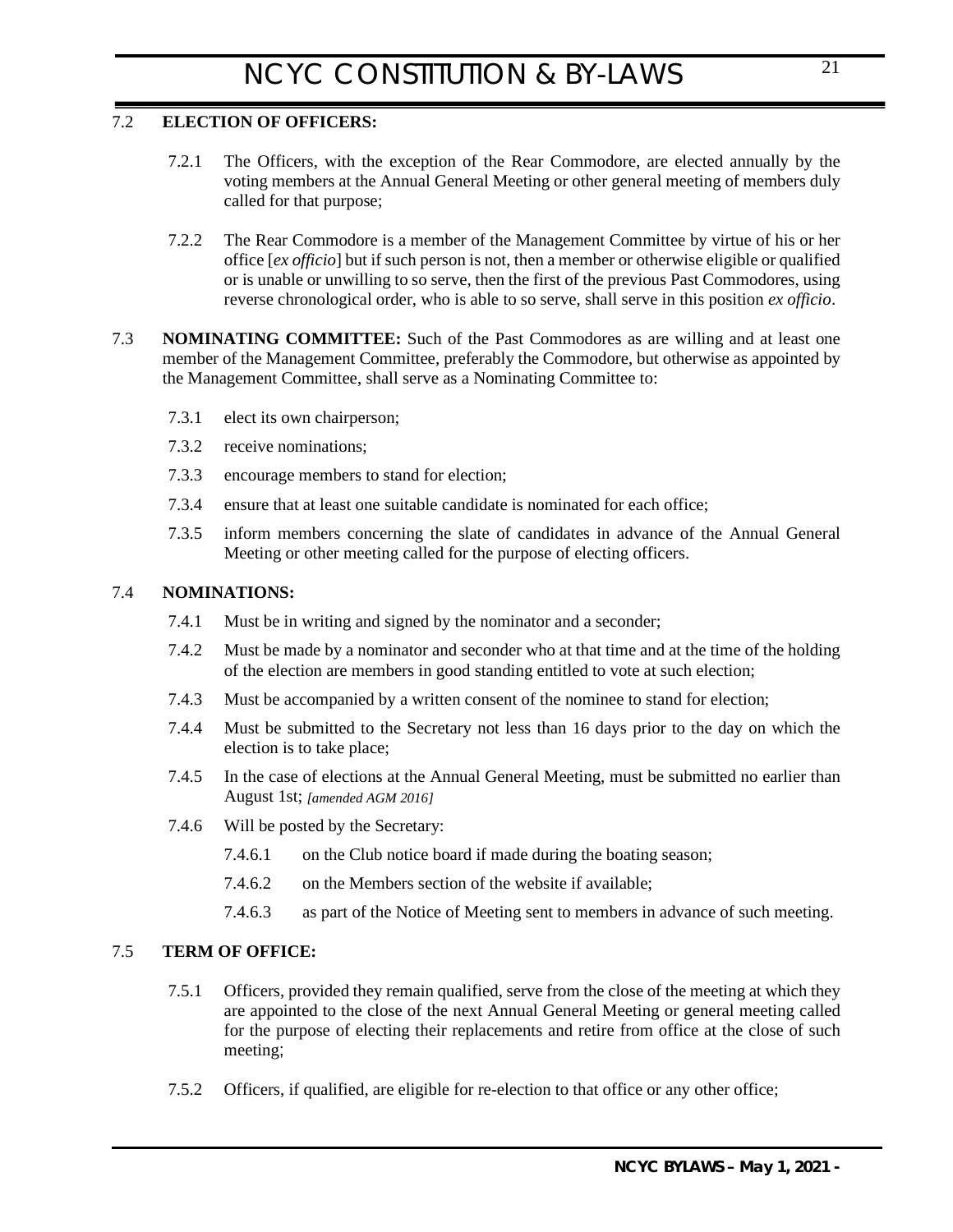## 7.2 **ELECTION OF OFFICERS:**

7.2.1 The Officers, with the exception of the Rear Commodore, are elected annually by the voting members at the Annual General Meeting or other general meeting of members duly called for that purpose;

7.2.2 The Rear Commodore is a member of the Management Committee by virtue of his or her office [*ex officio*] but if such person is not, then a member or otherwise eligible or qualified or is unable or unwilling to so serve, then the first of the previous Past Commodores, using reverse chronological order, who is able to so serve, shall serve in this position *ex officio*.

## 7.3 **NOMINATING COMMITTEE:** Such of the Past Commodores as are willing and at least one member of the Management Committee, preferably the Commodore, but otherwise as appointed by the Management Committee, shall serve as a Nominating Committee to:

7.3.1 elect its own chairperson;

7.3.2 receive nominations;

7.3.3 encourage members to stand for election;

7.3.4 ensure that at least one suitable candidate is nominated for each office;

7.3.5 inform members concerning the slate of candidates in advance of the Annual General Meeting or other meeting called for the purpose of electing officers.

## 7.4 **NOMINATIONS:**

7.4.1 Must be in writing and signed by the nominator and a seconder;

7.4.2 Must be made by a nominator and seconder who at that time and at the time of the holding of the election are members in good standing entitled to vote at such election;

7.4.3 Must be accompanied by a written consent of the nominee to stand for election;

7.4.4 Must be submitted to the Secretary not less than 16 days prior to the day on which the election is to take place;

7.4.5 In the case of elections at the Annual General Meeting, must be submitted no earlier than August 1st; *[amended AGM 2016]*

7.4.6 Will be posted by the Secretary:

7.4.6.1 on the Club notice board if made during the boating season;

7.4.6.2 on the Members section of the website if available;

7.4.6.3 as part of the Notice of Meeting sent to members in advance of such meeting.

## 7.5 **TERM OF OFFICE:**

7.5.1 Officers, provided they remain qualified, serve from the close of the meeting at which they are appointed to the close of the next Annual General Meeting or general meeting called for the purpose of electing their replacements and retire from office at the close of such meeting;

7.5.2 Officers, if qualified, are eligible for re-election to that office or any other office;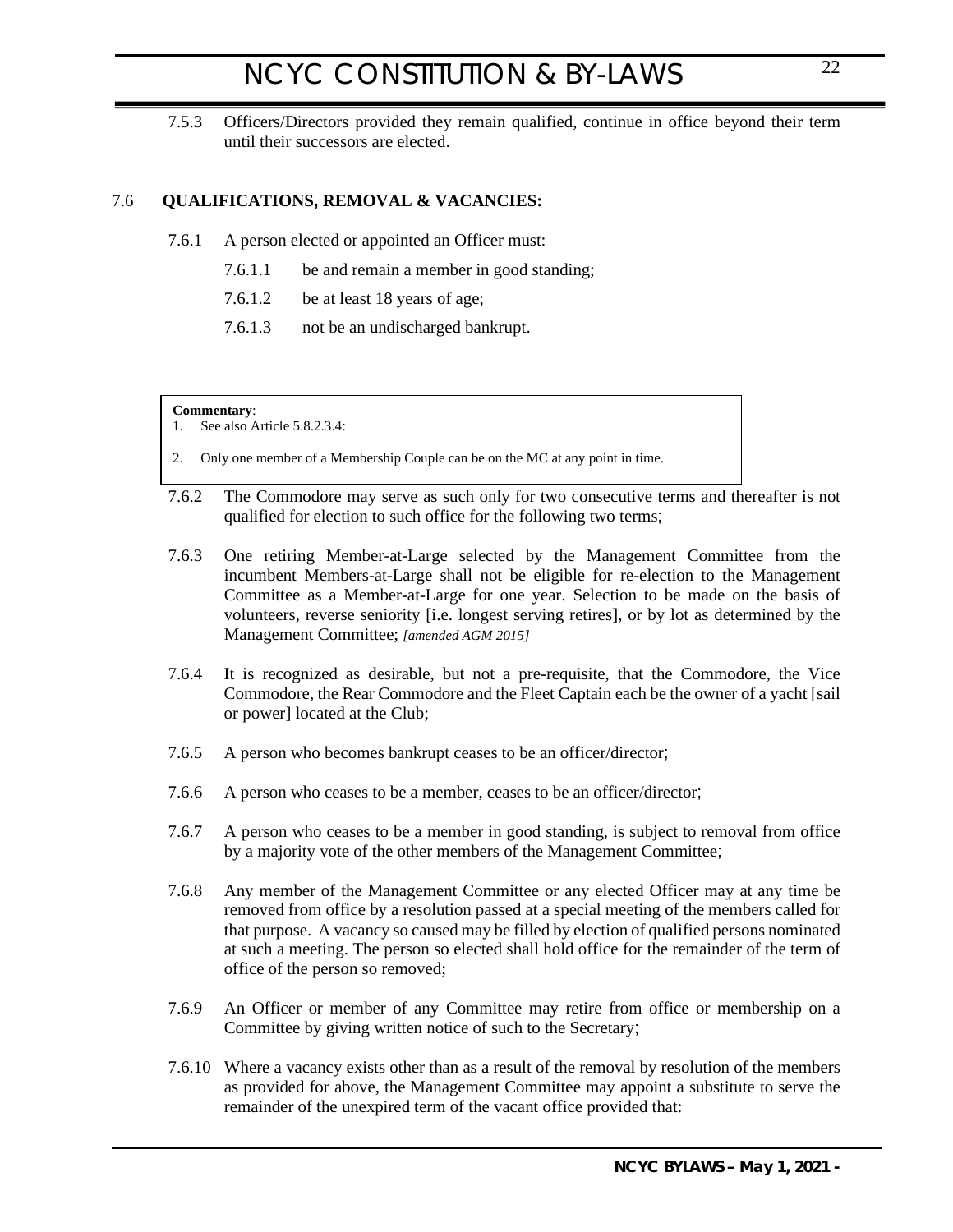7.5.3 Officers/Directors provided they remain qualified, continue in office beyond their term until their successors are elected.

## 7.6 QUALIFICATIONS, REMOVAL & VACANCIES:

7.6.1 A person elected or appointed an Officer must:

7.6.1.1 be and remain a member in good standing;

7.6.1.2 be at least 18 years of age;

7.6.1.3 not be an undischarged bankrupt.

> **Commentary**:
> 1. See also Article 5.8.2.3.4:
> 2. Only one member of a Membership Couple can be on the MC at any point in time.

7.6.2 The Commodore may serve as such only for two consecutive terms and thereafter is not qualified for election to such office for the following two terms;

7.6.3 One retiring Member-at-Large selected by the Management Committee from the incumbent Members-at-Large shall not be eligible for re-election to the Management Committee as a Member-at-Large for one year. Selection to be made on the basis of volunteers, reverse seniority [i.e. longest serving retires], or by lot as determined by the Management Committee; *[amended AGM 2015]*

7.6.4 It is recognized as desirable, but not a pre-requisite, that the Commodore, the Vice Commodore, the Rear Commodore and the Fleet Captain each be the owner of a yacht [sail or power] located at the Club;

7.6.5 A person who becomes bankrupt ceases to be an officer/director;

7.6.6 A person who ceases to be a member, ceases to be an officer/director;

7.6.7 A person who ceases to be a member in good standing, is subject to removal from office by a majority vote of the other members of the Management Committee;

7.6.8 Any member of the Management Committee or any elected Officer may at any time be removed from office by a resolution passed at a special meeting of the members called for that purpose. A vacancy so caused may be filled by election of qualified persons nominated at such a meeting. The person so elected shall hold office for the remainder of the term of office of the person so removed;

7.6.9 An Officer or member of any Committee may retire from office or membership on a Committee by giving written notice of such to the Secretary;

7.6.10 Where a vacancy exists other than as a result of the removal by resolution of the members as provided for above, the Management Committee may appoint a substitute to serve the remainder of the unexpired term of the vacant office provided that: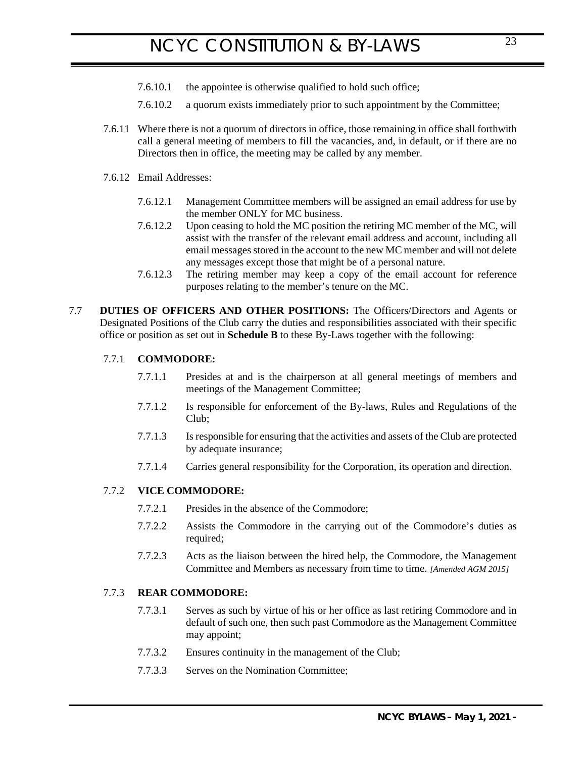7.6.10.1 the appointee is otherwise qualified to hold such office;

7.6.10.2 a quorum exists immediately prior to such appointment by the Committee;

7.6.11 Where there is not a quorum of directors in office, those remaining in office shall forthwith call a general meeting of members to fill the vacancies, and, in default, or if there are no Directors then in office, the meeting may be called by any member.

7.6.12 Email Addresses:

7.6.12.1 Management Committee members will be assigned an email address for use by the member ONLY for MC business.

7.6.12.2 Upon ceasing to hold the MC position the retiring MC member of the MC, will assist with the transfer of the relevant email address and account, including all email messages stored in the account to the new MC member and will not delete any messages except those that might be of a personal nature.

7.6.12.3 The retiring member may keep a copy of the email account for reference purposes relating to the member's tenure on the MC.

7.7 **DUTIES OF OFFICERS AND OTHER POSITIONS:** The Officers/Directors and Agents or Designated Positions of the Club carry the duties and responsibilities associated with their specific office or position as set out in **Schedule B** to these By-Laws together with the following:

7.7.1 **COMMODORE:**

7.7.1.1 Presides at and is the chairperson at all general meetings of members and meetings of the Management Committee;

7.7.1.2 Is responsible for enforcement of the By-laws, Rules and Regulations of the Club;

7.7.1.3 Is responsible for ensuring that the activities and assets of the Club are protected by adequate insurance;

7.7.1.4 Carries general responsibility for the Corporation, its operation and direction.

7.7.2 **VICE COMMODORE:**

7.7.2.1 Presides in the absence of the Commodore;

7.7.2.2 Assists the Commodore in the carrying out of the Commodore's duties as required;

7.7.2.3 Acts as the liaison between the hired help, the Commodore, the Management Committee and Members as necessary from time to time. *[Amended AGM 2015]*

7.7.3 **REAR COMMODORE:**

7.7.3.1 Serves as such by virtue of his or her office as last retiring Commodore and in default of such one, then such past Commodore as the Management Committee may appoint;

7.7.3.2 Ensures continuity in the management of the Club;

7.7.3.3 Serves on the Nomination Committee;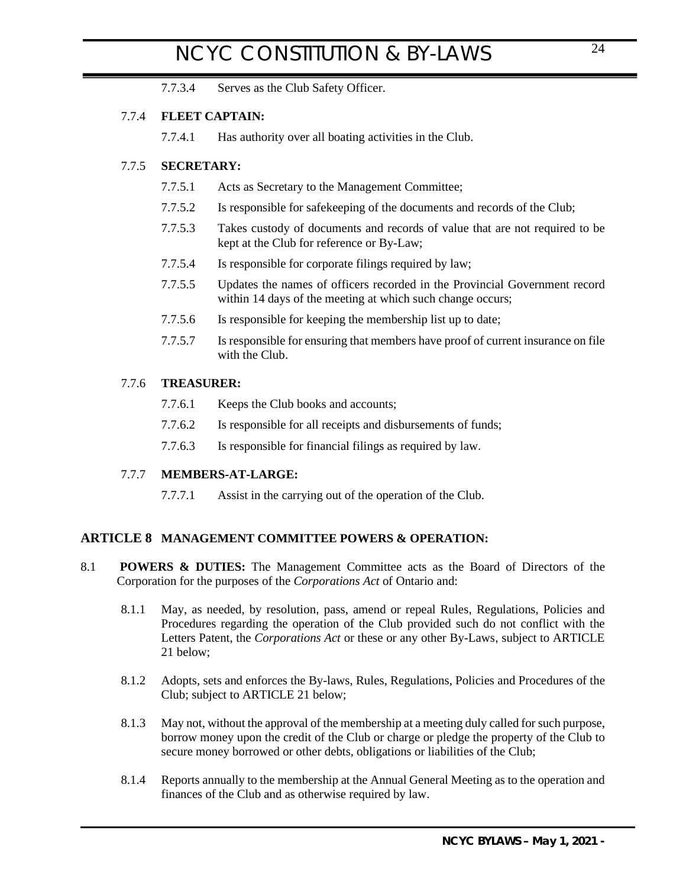7.7.3.4 Serves as the Club Safety Officer.

7.7.4 **FLEET CAPTAIN:**

7.7.4.1 Has authority over all boating activities in the Club.

7.7.5 **SECRETARY:**

7.7.5.1 Acts as Secretary to the Management Committee;

7.7.5.2 Is responsible for safekeeping of the documents and records of the Club;

7.7.5.3 Takes custody of documents and records of value that are not required to be kept at the Club for reference or By-Law;

7.7.5.4 Is responsible for corporate filings required by law;

7.7.5.5 Updates the names of officers recorded in the Provincial Government record within 14 days of the meeting at which such change occurs;

7.7.5.6 Is responsible for keeping the membership list up to date;

7.7.5.7 Is responsible for ensuring that members have proof of current insurance on file with the Club.

7.7.6 **TREASURER:**

7.7.6.1 Keeps the Club books and accounts;

7.7.6.2 Is responsible for all receipts and disbursements of funds;

7.7.6.3 Is responsible for financial filings as required by law.

7.7.7 **MEMBERS-AT-LARGE:**

7.7.7.1 Assist in the carrying out of the operation of the Club.

## ARTICLE 8 MANAGEMENT COMMITTEE POWERS & OPERATION:

8.1 **POWERS & DUTIES:** The Management Committee acts as the Board of Directors of the Corporation for the purposes of the *Corporations Act* of Ontario and:

8.1.1 May, as needed, by resolution, pass, amend or repeal Rules, Regulations, Policies and Procedures regarding the operation of the Club provided such do not conflict with the Letters Patent, the *Corporations Act* or these or any other By-Laws, subject to ARTICLE 21 below;

8.1.2 Adopts, sets and enforces the By-laws, Rules, Regulations, Policies and Procedures of the Club; subject to ARTICLE 21 below;

8.1.3 May not, without the approval of the membership at a meeting duly called for such purpose, borrow money upon the credit of the Club or charge or pledge the property of the Club to secure money borrowed or other debts, obligations or liabilities of the Club;

8.1.4 Reports annually to the membership at the Annual General Meeting as to the operation and finances of the Club and as otherwise required by law.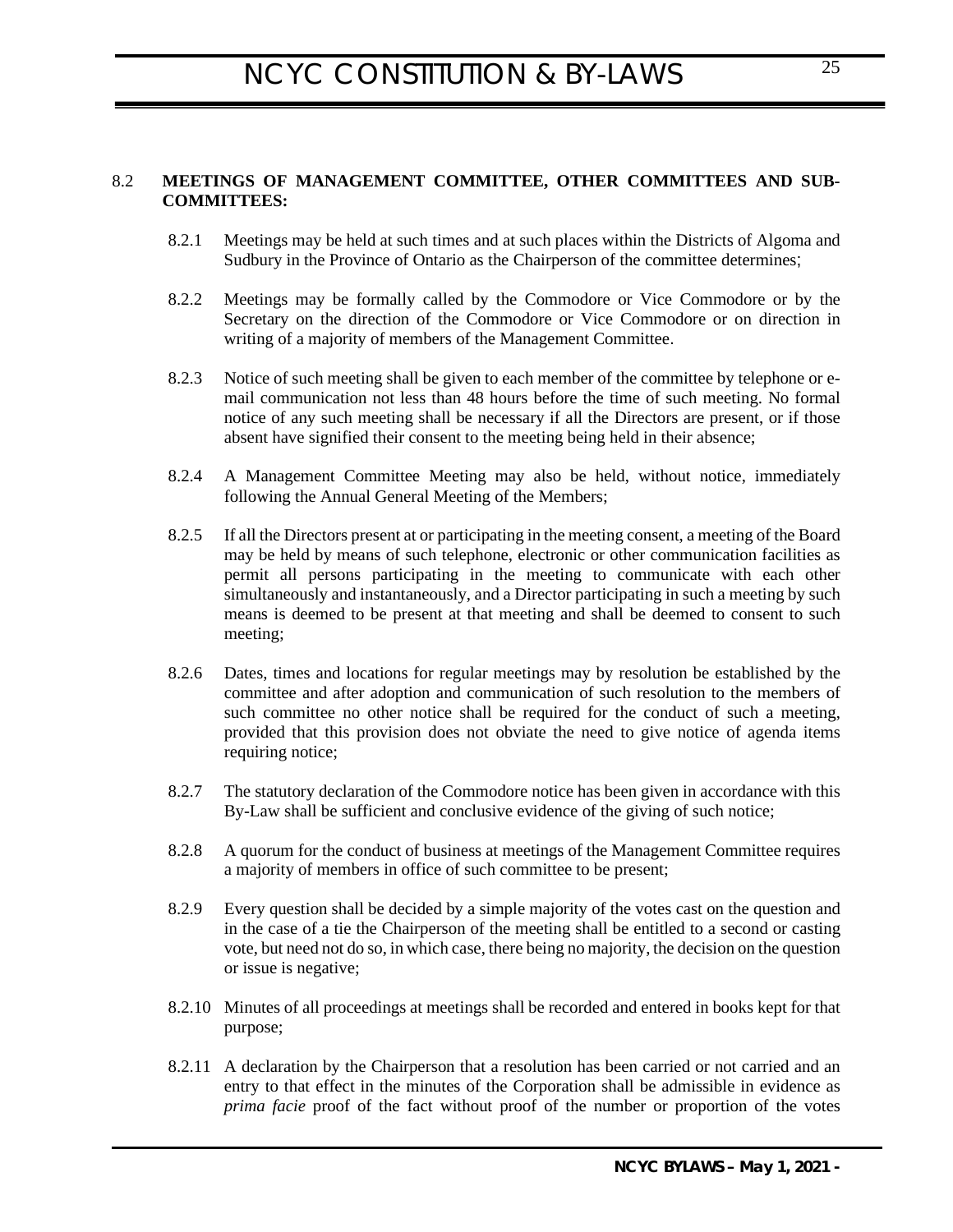### 8.2 MEETINGS OF MANAGEMENT COMMITTEE, OTHER COMMITTEES AND SUB-COMMITTEES:

8.2.1 Meetings may be held at such times and at such places within the Districts of Algoma and Sudbury in the Province of Ontario as the Chairperson of the committee determines;

8.2.2 Meetings may be formally called by the Commodore or Vice Commodore or by the Secretary on the direction of the Commodore or Vice Commodore or on direction in writing of a majority of members of the Management Committee.

8.2.3 Notice of such meeting shall be given to each member of the committee by telephone or e-mail communication not less than 48 hours before the time of such meeting. No formal notice of any such meeting shall be necessary if all the Directors are present, or if those absent have signified their consent to the meeting being held in their absence;

8.2.4 A Management Committee Meeting may also be held, without notice, immediately following the Annual General Meeting of the Members;

8.2.5 If all the Directors present at or participating in the meeting consent, a meeting of the Board may be held by means of such telephone, electronic or other communication facilities as permit all persons participating in the meeting to communicate with each other simultaneously and instantaneously, and a Director participating in such a meeting by such means is deemed to be present at that meeting and shall be deemed to consent to such meeting;

8.2.6 Dates, times and locations for regular meetings may by resolution be established by the committee and after adoption and communication of such resolution to the members of such committee no other notice shall be required for the conduct of such a meeting, provided that this provision does not obviate the need to give notice of agenda items requiring notice;

8.2.7 The statutory declaration of the Commodore notice has been given in accordance with this By-Law shall be sufficient and conclusive evidence of the giving of such notice;

8.2.8 A quorum for the conduct of business at meetings of the Management Committee requires a majority of members in office of such committee to be present;

8.2.9 Every question shall be decided by a simple majority of the votes cast on the question and in the case of a tie the Chairperson of the meeting shall be entitled to a second or casting vote, but need not do so, in which case, there being no majority, the decision on the question or issue is negative;

8.2.10 Minutes of all proceedings at meetings shall be recorded and entered in books kept for that purpose;

8.2.11 A declaration by the Chairperson that a resolution has been carried or not carried and an entry to that effect in the minutes of the Corporation shall be admissible in evidence as *prima facie* proof of the fact without proof of the number or proportion of the votes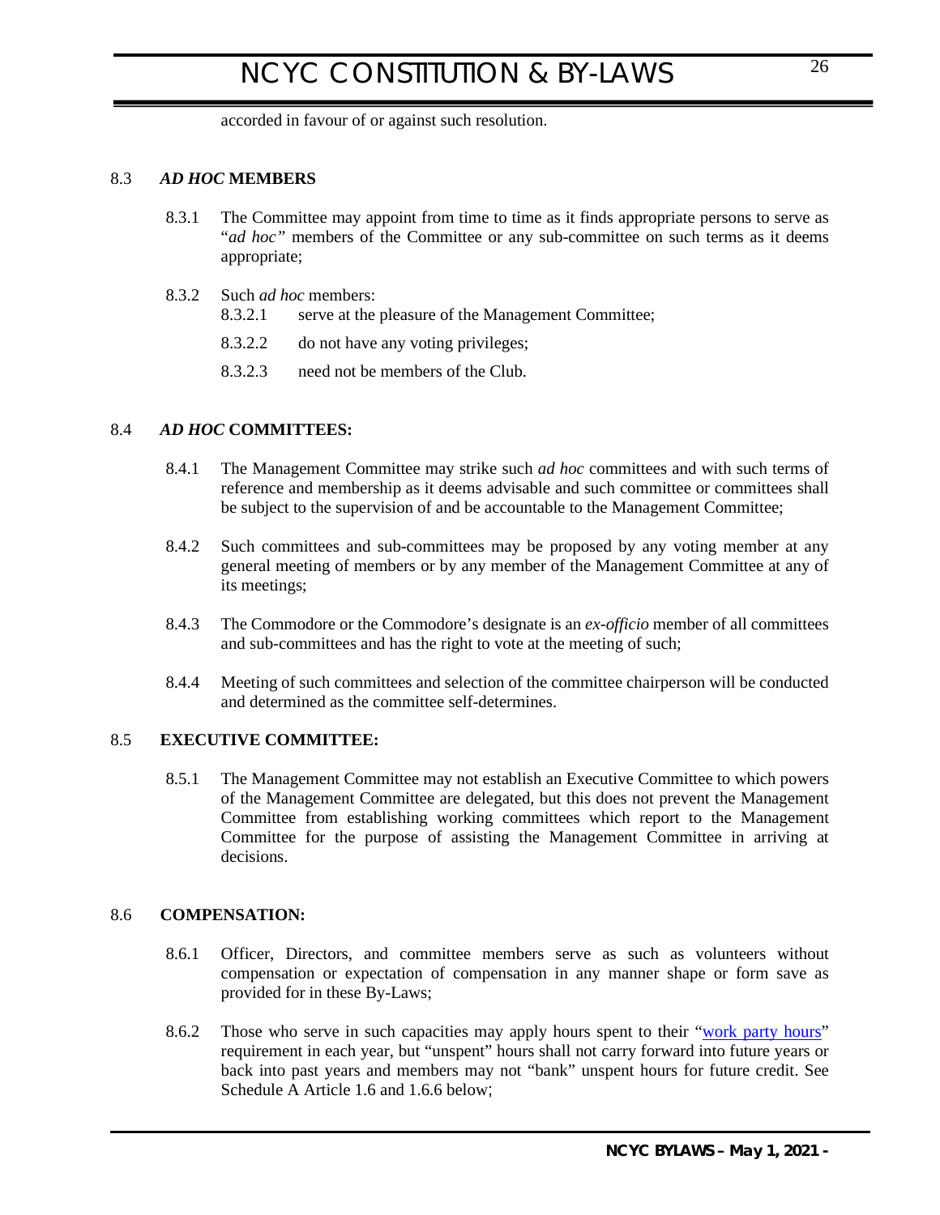accorded in favour of or against such resolution.

## 8.3 *AD HOC* MEMBERS

8.3.1 The Committee may appoint from time to time as it finds appropriate persons to serve as "*ad hoc*" members of the Committee or any sub-committee on such terms as it deems appropriate;

8.3.2 Such *ad hoc* members:

- 8.3.2.1 serve at the pleasure of the Management Committee;
- 8.3.2.2 do not have any voting privileges;
- 8.3.2.3 need not be members of the Club.

## 8.4 *AD HOC* COMMITTEES:

8.4.1 The Management Committee may strike such *ad hoc* committees and with such terms of reference and membership as it deems advisable and such committee or committees shall be subject to the supervision of and be accountable to the Management Committee;

8.4.2 Such committees and sub-committees may be proposed by any voting member at any general meeting of members or by any member of the Management Committee at any of its meetings;

8.4.3 The Commodore or the Commodore's designate is an *ex-officio* member of all committees and sub-committees and has the right to vote at the meeting of such;

8.4.4 Meeting of such committees and selection of the committee chairperson will be conducted and determined as the committee self-determines.

## 8.5 EXECUTIVE COMMITTEE:

8.5.1 The Management Committee may not establish an Executive Committee to which powers of the Management Committee are delegated, but this does not prevent the Management Committee from establishing working committees which report to the Management Committee for the purpose of assisting the Management Committee in arriving at decisions.

## 8.6 COMPENSATION:

8.6.1 Officer, Directors, and committee members serve as such as volunteers without compensation or expectation of compensation in any manner shape or form save as provided for in these By-Laws;

8.6.2 Those who serve in such capacities may apply hours spent to their "work party hours" requirement in each year, but "unspent" hours shall not carry forward into future years or back into past years and members may not "bank" unspent hours for future credit. See Schedule A Article 1.6 and 1.6.6 below;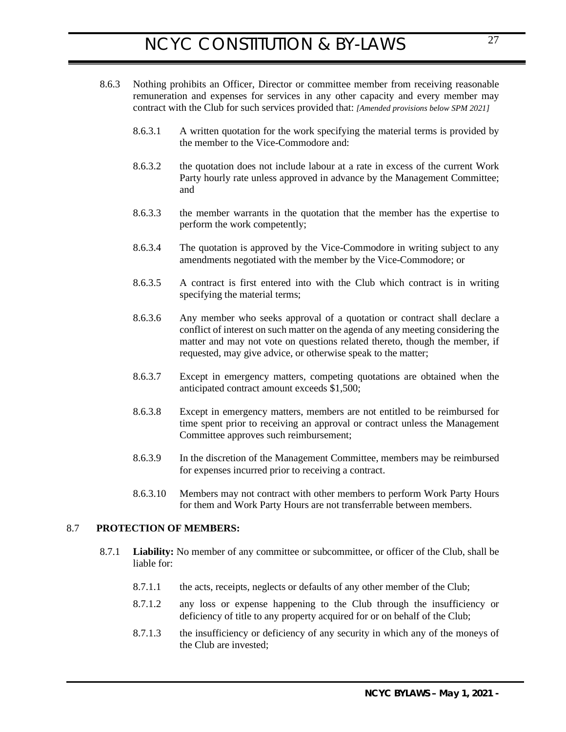8.6.3 Nothing prohibits an Officer, Director or committee member from receiving reasonable remuneration and expenses for services in any other capacity and every member may contract with the Club for such services provided that: *[Amended provisions below SPM 2021]*

8.6.3.1 A written quotation for the work specifying the material terms is provided by the member to the Vice-Commodore and:

8.6.3.2 the quotation does not include labour at a rate in excess of the current Work Party hourly rate unless approved in advance by the Management Committee; and

8.6.3.3 the member warrants in the quotation that the member has the expertise to perform the work competently;

8.6.3.4 The quotation is approved by the Vice-Commodore in writing subject to any amendments negotiated with the member by the Vice-Commodore; or

8.6.3.5 A contract is first entered into with the Club which contract is in writing specifying the material terms;

8.6.3.6 Any member who seeks approval of a quotation or contract shall declare a conflict of interest on such matter on the agenda of any meeting considering the matter and may not vote on questions related thereto, though the member, if requested, may give advice, or otherwise speak to the matter;

8.6.3.7 Except in emergency matters, competing quotations are obtained when the anticipated contract amount exceeds $1,500;

8.6.3.8 Except in emergency matters, members are not entitled to be reimbursed for time spent prior to receiving an approval or contract unless the Management Committee approves such reimbursement;

8.6.3.9 In the discretion of the Management Committee, members may be reimbursed for expenses incurred prior to receiving a contract.

8.6.3.10 Members may not contract with other members to perform Work Party Hours for them and Work Party Hours are not transferrable between members.

## 8.7 PROTECTION OF MEMBERS:

8.7.1 **Liability:** No member of any committee or subcommittee, or officer of the Club, shall be liable for:

8.7.1.1 the acts, receipts, neglects or defaults of any other member of the Club;

8.7.1.2 any loss or expense happening to the Club through the insufficiency or deficiency of title to any property acquired for or on behalf of the Club;

8.7.1.3 the insufficiency or deficiency of any security in which any of the moneys of the Club are invested;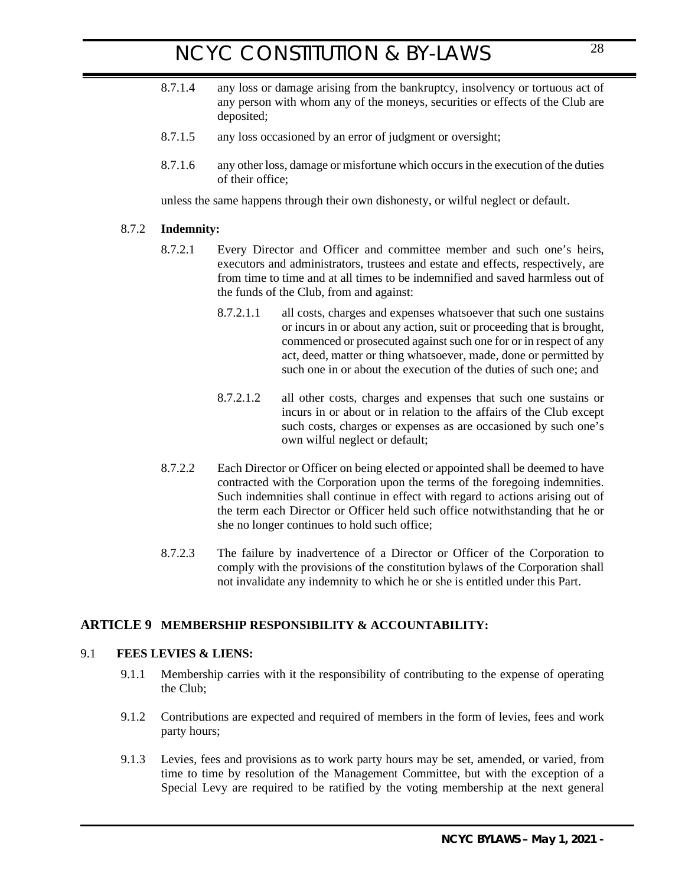8.7.1.4 any loss or damage arising from the bankruptcy, insolvency or tortuous act of any person with whom any of the moneys, securities or effects of the Club are deposited;

8.7.1.5 any loss occasioned by an error of judgment or oversight;

8.7.1.6 any other loss, damage or misfortune which occurs in the execution of the duties of their office;

unless the same happens through their own dishonesty, or wilful neglect or default.

8.7.2 **Indemnity:**

8.7.2.1 Every Director and Officer and committee member and such one's heirs, executors and administrators, trustees and estate and effects, respectively, are from time to time and at all times to be indemnified and saved harmless out of the funds of the Club, from and against:

8.7.2.1.1 all costs, charges and expenses whatsoever that such one sustains or incurs in or about any action, suit or proceeding that is brought, commenced or prosecuted against such one for or in respect of any act, deed, matter or thing whatsoever, made, done or permitted by such one in or about the execution of the duties of such one; and

8.7.2.1.2 all other costs, charges and expenses that such one sustains or incurs in or about or in relation to the affairs of the Club except such costs, charges or expenses as are occasioned by such one's own wilful neglect or default;

8.7.2.2 Each Director or Officer on being elected or appointed shall be deemed to have contracted with the Corporation upon the terms of the foregoing indemnities. Such indemnities shall continue in effect with regard to actions arising out of the term each Director or Officer held such office notwithstanding that he or she no longer continues to hold such office;

8.7.2.3 The failure by inadvertence of a Director or Officer of the Corporation to comply with the provisions of the constitution bylaws of the Corporation shall not invalidate any indemnity to which he or she is entitled under this Part.

## ARTICLE 9 MEMBERSHIP RESPONSIBILITY & ACCOUNTABILITY:

### 9.1 FEES LEVIES & LIENS:

9.1.1 Membership carries with it the responsibility of contributing to the expense of operating the Club;

9.1.2 Contributions are expected and required of members in the form of levies, fees and work party hours;

9.1.3 Levies, fees and provisions as to work party hours may be set, amended, or varied, from time to time by resolution of the Management Committee, but with the exception of a Special Levy are required to be ratified by the voting membership at the next general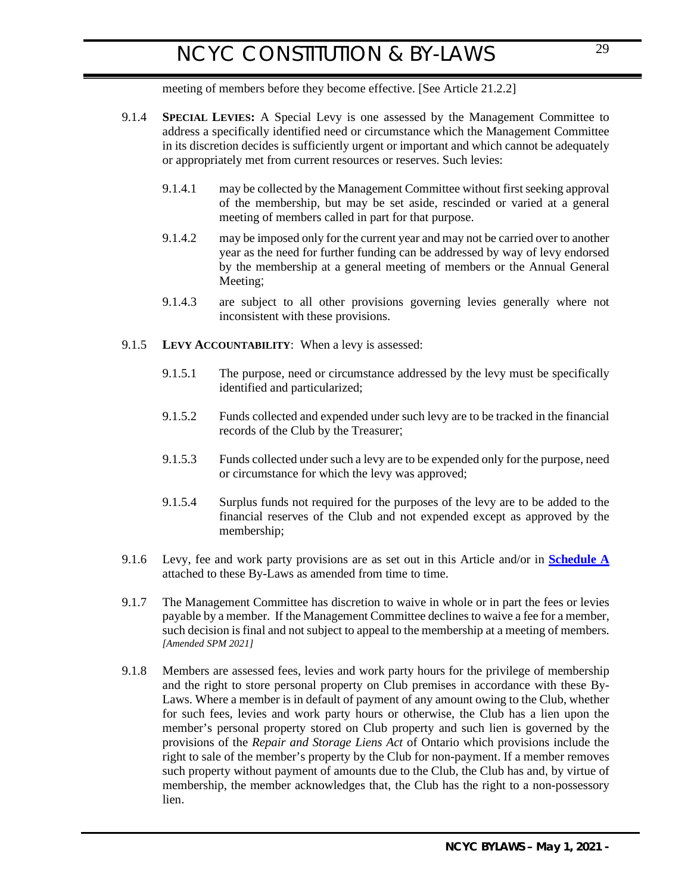meeting of members before they become effective. [See Article 21.2.2]

9.1.4 **SPECIAL LEVIES:** A Special Levy is one assessed by the Management Committee to address a specifically identified need or circumstance which the Management Committee in its discretion decides is sufficiently urgent or important and which cannot be adequately or appropriately met from current resources or reserves. Such levies:

9.1.4.1 may be collected by the Management Committee without first seeking approval of the membership, but may be set aside, rescinded or varied at a general meeting of members called in part for that purpose.

9.1.4.2 may be imposed only for the current year and may not be carried over to another year as the need for further funding can be addressed by way of levy endorsed by the membership at a general meeting of members or the Annual General Meeting;

9.1.4.3 are subject to all other provisions governing levies generally where not inconsistent with these provisions.

9.1.5 **LEVY ACCOUNTABILITY**: When a levy is assessed:

9.1.5.1 The purpose, need or circumstance addressed by the levy must be specifically identified and particularized;

9.1.5.2 Funds collected and expended under such levy are to be tracked in the financial records of the Club by the Treasurer;

9.1.5.3 Funds collected under such a levy are to be expended only for the purpose, need or circumstance for which the levy was approved;

9.1.5.4 Surplus funds not required for the purposes of the levy are to be added to the financial reserves of the Club and not expended except as approved by the membership;

9.1.6 Levy, fee and work party provisions are as set out in this Article and/or in **Schedule A** attached to these By-Laws as amended from time to time.

9.1.7 The Management Committee has discretion to waive in whole or in part the fees or levies payable by a member. If the Management Committee declines to waive a fee for a member, such decision is final and not subject to appeal to the membership at a meeting of members. *[Amended SPM 2021]*

9.1.8 Members are assessed fees, levies and work party hours for the privilege of membership and the right to store personal property on Club premises in accordance with these By-Laws. Where a member is in default of payment of any amount owing to the Club, whether for such fees, levies and work party hours or otherwise, the Club has a lien upon the member's personal property stored on Club property and such lien is governed by the provisions of the *Repair and Storage Liens Act* of Ontario which provisions include the right to sale of the member's property by the Club for non-payment. If a member removes such property without payment of amounts due to the Club, the Club has and, by virtue of membership, the member acknowledges that, the Club has the right to a non-possessory lien.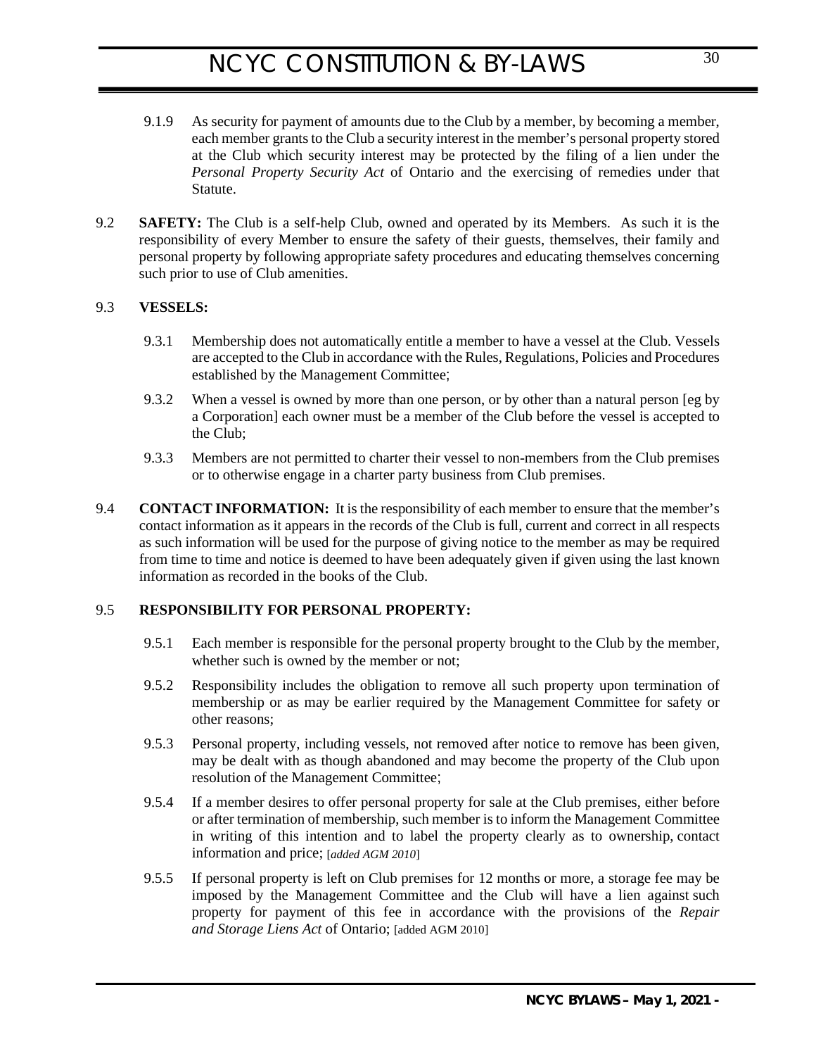9.1.9 As security for payment of amounts due to the Club by a member, by becoming a member, each member grants to the Club a security interest in the member's personal property stored at the Club which security interest may be protected by the filing of a lien under the *Personal Property Security Act* of Ontario and the exercising of remedies under that Statute.

9.2 **SAFETY:** The Club is a self-help Club, owned and operated by its Members. As such it is the responsibility of every Member to ensure the safety of their guests, themselves, their family and personal property by following appropriate safety procedures and educating themselves concerning such prior to use of Club amenities.

9.3 **VESSELS:**

9.3.1 Membership does not automatically entitle a member to have a vessel at the Club. Vessels are accepted to the Club in accordance with the Rules, Regulations, Policies and Procedures established by the Management Committee;

9.3.2 When a vessel is owned by more than one person, or by other than a natural person [eg by a Corporation] each owner must be a member of the Club before the vessel is accepted to the Club;

9.3.3 Members are not permitted to charter their vessel to non-members from the Club premises or to otherwise engage in a charter party business from Club premises.

9.4 **CONTACT INFORMATION:** It is the responsibility of each member to ensure that the member's contact information as it appears in the records of the Club is full, current and correct in all respects as such information will be used for the purpose of giving notice to the member as may be required from time to time and notice is deemed to have been adequately given if given using the last known information as recorded in the books of the Club.

9.5 **RESPONSIBILITY FOR PERSONAL PROPERTY:**

9.5.1 Each member is responsible for the personal property brought to the Club by the member, whether such is owned by the member or not;

9.5.2 Responsibility includes the obligation to remove all such property upon termination of membership or as may be earlier required by the Management Committee for safety or other reasons;

9.5.3 Personal property, including vessels, not removed after notice to remove has been given, may be dealt with as though abandoned and may become the property of the Club upon resolution of the Management Committee;

9.5.4 If a member desires to offer personal property for sale at the Club premises, either before or after termination of membership, such member is to inform the Management Committee in writing of this intention and to label the property clearly as to ownership, contact information and price; [*added AGM 2010*]

9.5.5 If personal property is left on Club premises for 12 months or more, a storage fee may be imposed by the Management Committee and the Club will have a lien against such property for payment of this fee in accordance with the provisions of the *Repair and Storage Liens Act* of Ontario; [added AGM 2010]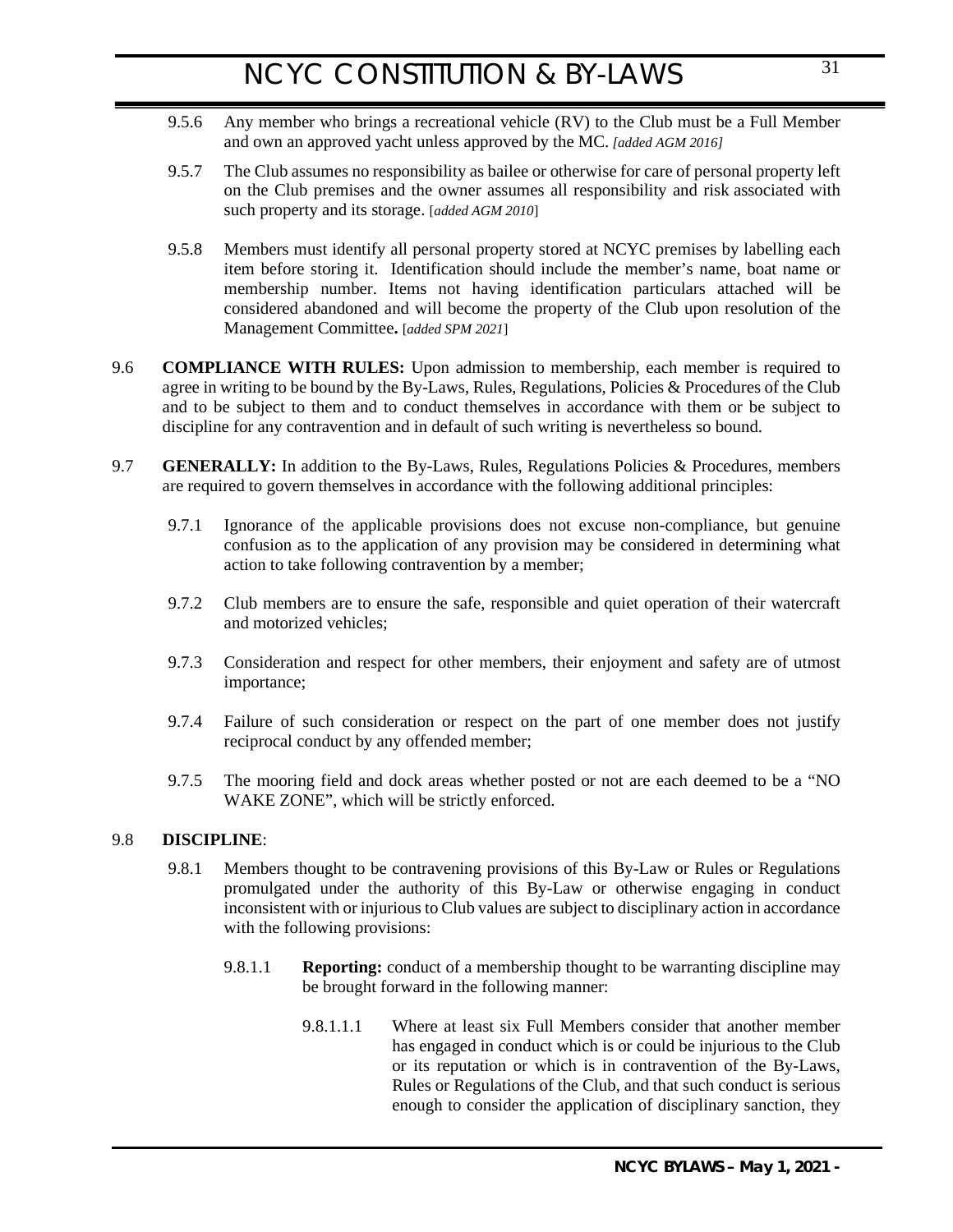9.5.6 Any member who brings a recreational vehicle (RV) to the Club must be a Full Member and own an approved yacht unless approved by the MC. *[added AGM 2016]*

9.5.7 The Club assumes no responsibility as bailee or otherwise for care of personal property left on the Club premises and the owner assumes all responsibility and risk associated with such property and its storage. [*added AGM 2010*]

9.5.8 Members must identify all personal property stored at NCYC premises by labelling each item before storing it. Identification should include the member's name, boat name or membership number. Items not having identification particulars attached will be considered abandoned and will become the property of the Club upon resolution of the Management Committee**.** [*added SPM 2021*]

9.6 **COMPLIANCE WITH RULES:** Upon admission to membership, each member is required to agree in writing to be bound by the By-Laws, Rules, Regulations, Policies & Procedures of the Club and to be subject to them and to conduct themselves in accordance with them or be subject to discipline for any contravention and in default of such writing is nevertheless so bound.

9.7 **GENERALLY:** In addition to the By-Laws, Rules, Regulations Policies & Procedures, members are required to govern themselves in accordance with the following additional principles:

9.7.1 Ignorance of the applicable provisions does not excuse non-compliance, but genuine confusion as to the application of any provision may be considered in determining what action to take following contravention by a member;

9.7.2 Club members are to ensure the safe, responsible and quiet operation of their watercraft and motorized vehicles;

9.7.3 Consideration and respect for other members, their enjoyment and safety are of utmost importance;

9.7.4 Failure of such consideration or respect on the part of one member does not justify reciprocal conduct by any offended member;

9.7.5 The mooring field and dock areas whether posted or not are each deemed to be a "NO WAKE ZONE", which will be strictly enforced.

9.8 **DISCIPLINE**:

9.8.1 Members thought to be contravening provisions of this By-Law or Rules or Regulations promulgated under the authority of this By-Law or otherwise engaging in conduct inconsistent with or injurious to Club values are subject to disciplinary action in accordance with the following provisions:

9.8.1.1 **Reporting:** conduct of a membership thought to be warranting discipline may be brought forward in the following manner:

9.8.1.1.1 Where at least six Full Members consider that another member has engaged in conduct which is or could be injurious to the Club or its reputation or which is in contravention of the By-Laws, Rules or Regulations of the Club, and that such conduct is serious enough to consider the application of disciplinary sanction, they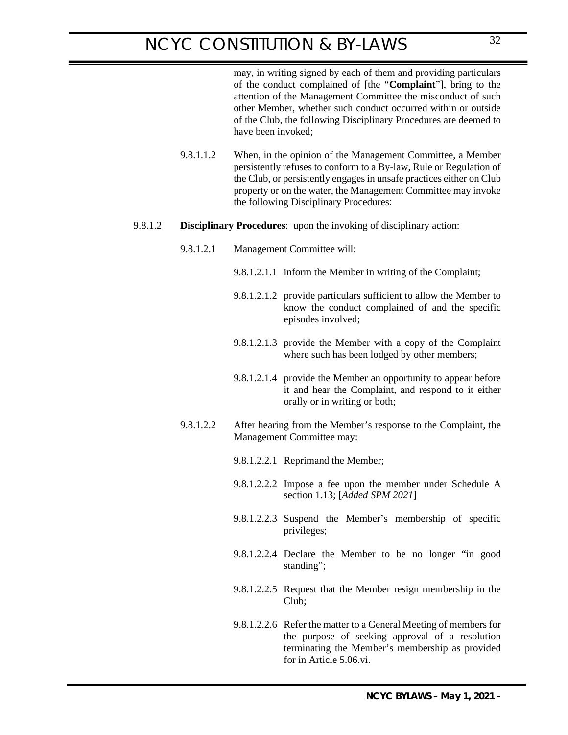may, in writing signed by each of them and providing particulars of the conduct complained of [the "**Complaint**"], bring to the attention of the Management Committee the misconduct of such other Member, whether such conduct occurred within or outside of the Club, the following Disciplinary Procedures are deemed to have been invoked;

9.8.1.1.2 When, in the opinion of the Management Committee, a Member persistently refuses to conform to a By-law, Rule or Regulation of the Club, or persistently engages in unsafe practices either on Club property or on the water, the Management Committee may invoke the following Disciplinary Procedures:

9.8.1.2 **Disciplinary Procedures**: upon the invoking of disciplinary action:

9.8.1.2.1 Management Committee will:

9.8.1.2.1.1 inform the Member in writing of the Complaint;

9.8.1.2.1.2 provide particulars sufficient to allow the Member to know the conduct complained of and the specific episodes involved;

9.8.1.2.1.3 provide the Member with a copy of the Complaint where such has been lodged by other members;

9.8.1.2.1.4 provide the Member an opportunity to appear before it and hear the Complaint, and respond to it either orally or in writing or both;

9.8.1.2.2 After hearing from the Member's response to the Complaint, the Management Committee may:

9.8.1.2.2.1 Reprimand the Member;

9.8.1.2.2.2 Impose a fee upon the member under Schedule A section 1.13; [*Added SPM 2021*]

9.8.1.2.2.3 Suspend the Member's membership of specific privileges;

9.8.1.2.2.4 Declare the Member to be no longer "in good standing";

9.8.1.2.2.5 Request that the Member resign membership in the Club;

9.8.1.2.2.6 Refer the matter to a General Meeting of members for the purpose of seeking approval of a resolution terminating the Member's membership as provided for in Article 5.06.vi.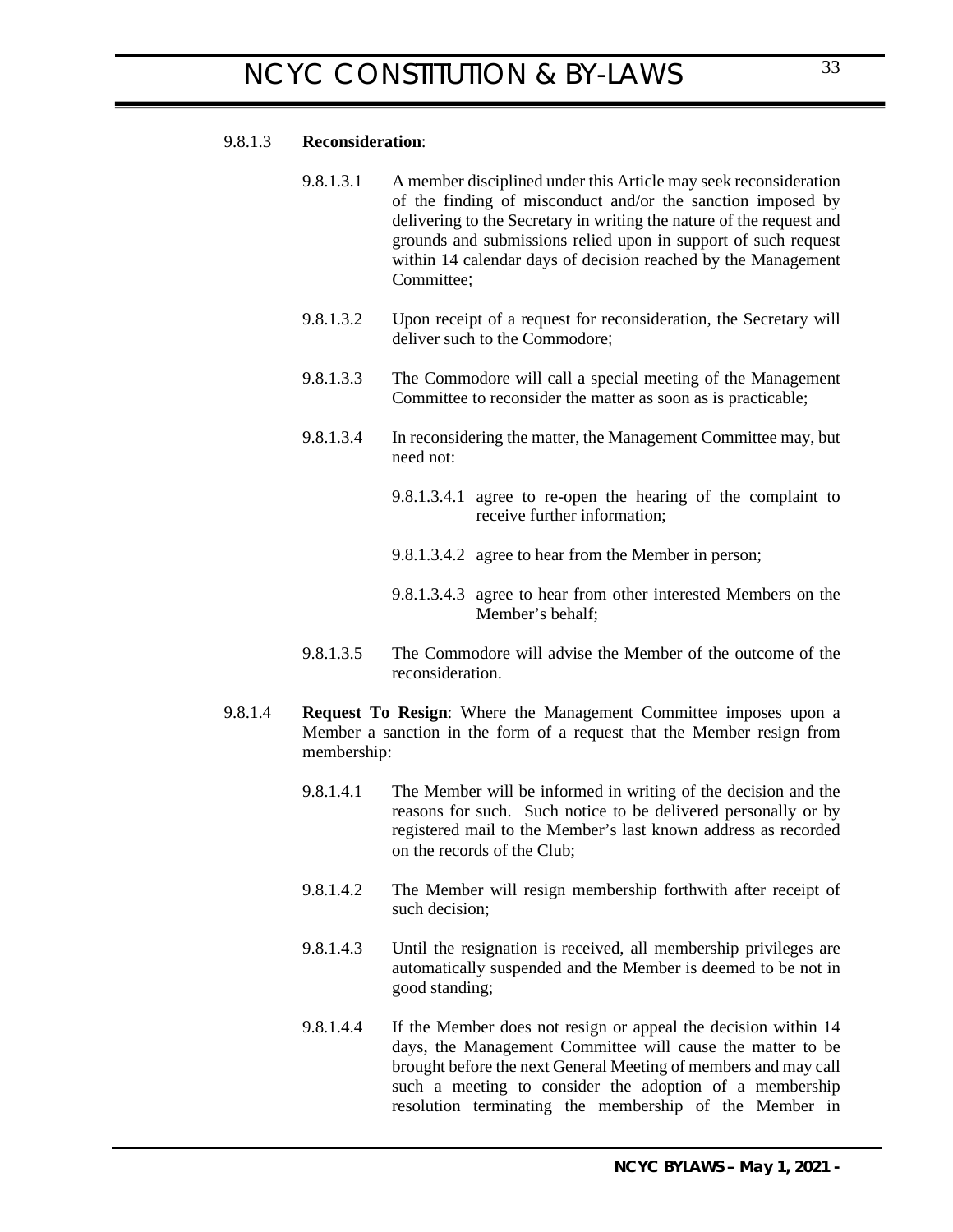9.8.1.3 **Reconsideration**:

9.8.1.3.1 A member disciplined under this Article may seek reconsideration of the finding of misconduct and/or the sanction imposed by delivering to the Secretary in writing the nature of the request and grounds and submissions relied upon in support of such request within 14 calendar days of decision reached by the Management Committee;

9.8.1.3.2 Upon receipt of a request for reconsideration, the Secretary will deliver such to the Commodore;

9.8.1.3.3 The Commodore will call a special meeting of the Management Committee to reconsider the matter as soon as is practicable;

9.8.1.3.4 In reconsidering the matter, the Management Committee may, but need not:

9.8.1.3.4.1 agree to re-open the hearing of the complaint to receive further information;

9.8.1.3.4.2 agree to hear from the Member in person;

9.8.1.3.4.3 agree to hear from other interested Members on the Member's behalf;

9.8.1.3.5 The Commodore will advise the Member of the outcome of the reconsideration.

9.8.1.4 **Request To Resign**: Where the Management Committee imposes upon a Member a sanction in the form of a request that the Member resign from membership:

9.8.1.4.1 The Member will be informed in writing of the decision and the reasons for such. Such notice to be delivered personally or by registered mail to the Member's last known address as recorded on the records of the Club;

9.8.1.4.2 The Member will resign membership forthwith after receipt of such decision;

9.8.1.4.3 Until the resignation is received, all membership privileges are automatically suspended and the Member is deemed to be not in good standing;

9.8.1.4.4 If the Member does not resign or appeal the decision within 14 days, the Management Committee will cause the matter to be brought before the next General Meeting of members and may call such a meeting to consider the adoption of a membership resolution terminating the membership of the Member in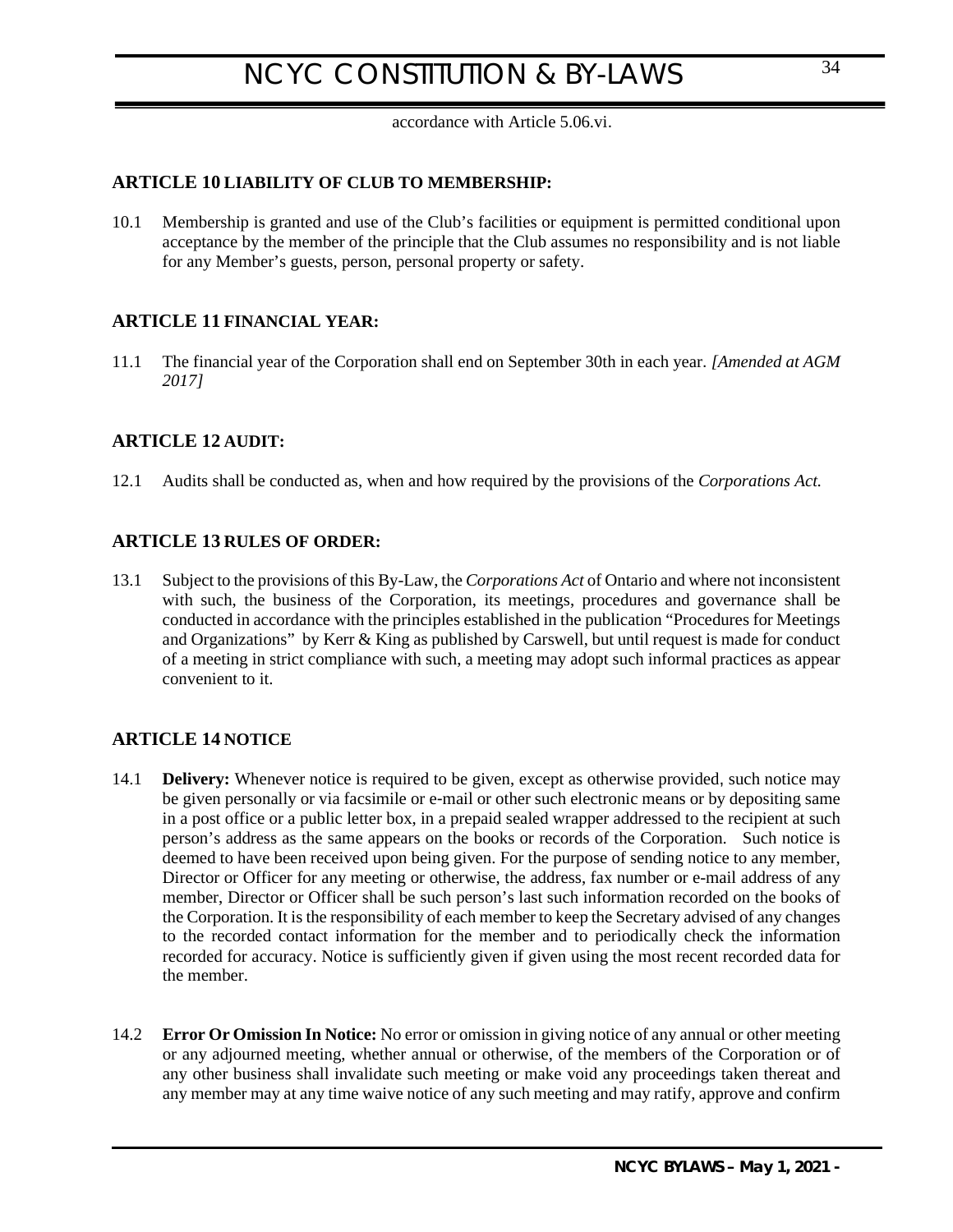accordance with Article 5.06.vi.

## ARTICLE 10 LIABILITY OF CLUB TO MEMBERSHIP:

10.1 Membership is granted and use of the Club's facilities or equipment is permitted conditional upon acceptance by the member of the principle that the Club assumes no responsibility and is not liable for any Member's guests, person, personal property or safety.

## ARTICLE 11 FINANCIAL YEAR:

11.1 The financial year of the Corporation shall end on September 30th in each year. *[Amended at AGM 2017]*

## ARTICLE 12 AUDIT:

12.1 Audits shall be conducted as, when and how required by the provisions of the *Corporations Act.*

## ARTICLE 13 RULES OF ORDER:

13.1 Subject to the provisions of this By-Law, the *Corporations Act* of Ontario and where not inconsistent with such, the business of the Corporation, its meetings, procedures and governance shall be conducted in accordance with the principles established in the publication "Procedures for Meetings and Organizations" by Kerr & King as published by Carswell, but until request is made for conduct of a meeting in strict compliance with such, a meeting may adopt such informal practices as appear convenient to it.

## ARTICLE 14 NOTICE

14.1 **Delivery:** Whenever notice is required to be given, except as otherwise provided, such notice may be given personally or via facsimile or e-mail or other such electronic means or by depositing same in a post office or a public letter box, in a prepaid sealed wrapper addressed to the recipient at such person's address as the same appears on the books or records of the Corporation. Such notice is deemed to have been received upon being given. For the purpose of sending notice to any member, Director or Officer for any meeting or otherwise, the address, fax number or e-mail address of any member, Director or Officer shall be such person's last such information recorded on the books of the Corporation. It is the responsibility of each member to keep the Secretary advised of any changes to the recorded contact information for the member and to periodically check the information recorded for accuracy. Notice is sufficiently given if given using the most recent recorded data for the member.

14.2 **Error Or Omission In Notice:** No error or omission in giving notice of any annual or other meeting or any adjourned meeting, whether annual or otherwise, of the members of the Corporation or of any other business shall invalidate such meeting or make void any proceedings taken thereat and any member may at any time waive notice of any such meeting and may ratify, approve and confirm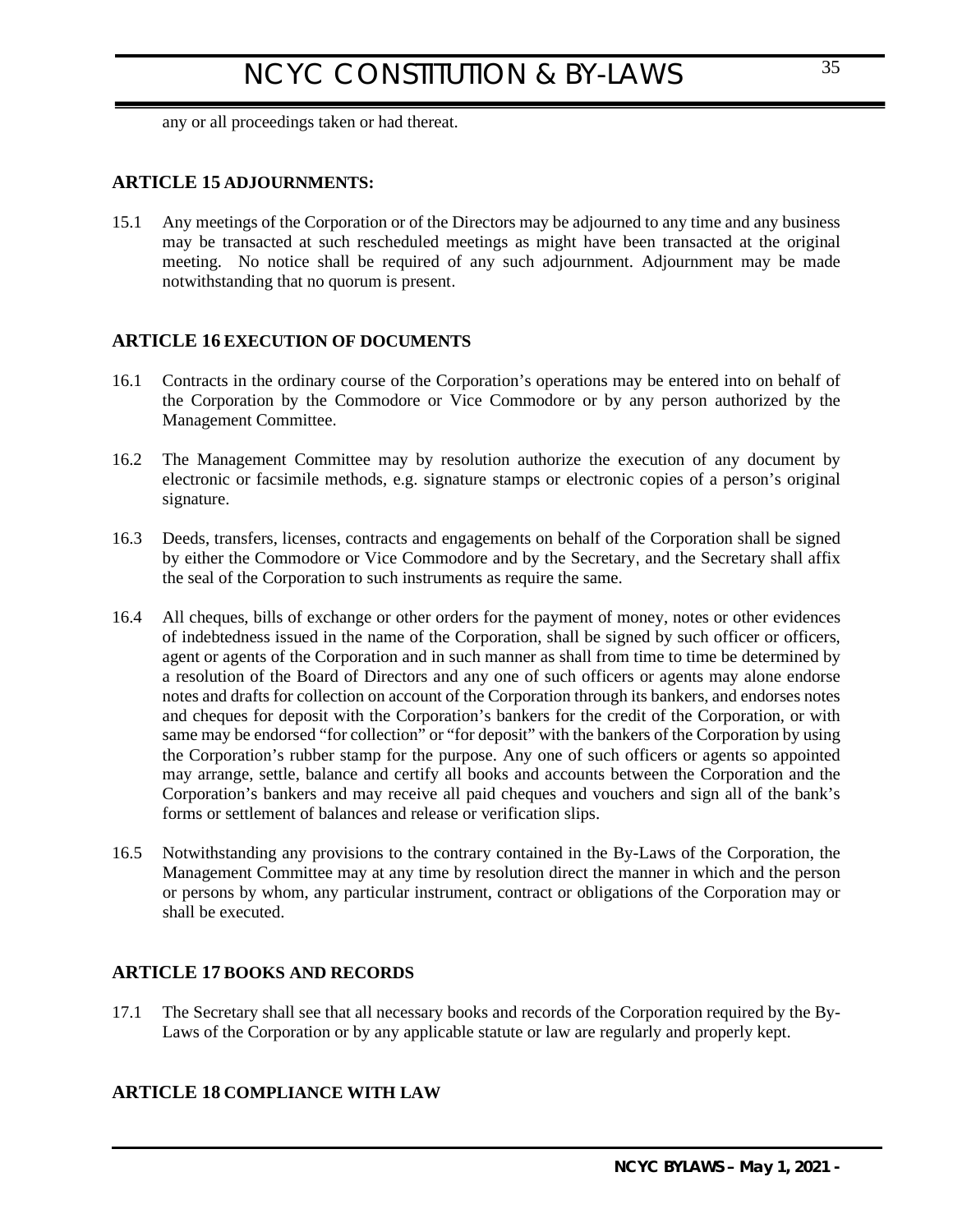any or all proceedings taken or had thereat.

## ARTICLE 15 ADJOURNMENTS:

15.1 Any meetings of the Corporation or of the Directors may be adjourned to any time and any business may be transacted at such rescheduled meetings as might have been transacted at the original meeting. No notice shall be required of any such adjournment. Adjournment may be made notwithstanding that no quorum is present.

## ARTICLE 16 EXECUTION OF DOCUMENTS

16.1 Contracts in the ordinary course of the Corporation's operations may be entered into on behalf of the Corporation by the Commodore or Vice Commodore or by any person authorized by the Management Committee.

16.2 The Management Committee may by resolution authorize the execution of any document by electronic or facsimile methods, e.g. signature stamps or electronic copies of a person's original signature.

16.3 Deeds, transfers, licenses, contracts and engagements on behalf of the Corporation shall be signed by either the Commodore or Vice Commodore and by the Secretary, and the Secretary shall affix the seal of the Corporation to such instruments as require the same.

16.4 All cheques, bills of exchange or other orders for the payment of money, notes or other evidences of indebtedness issued in the name of the Corporation, shall be signed by such officer or officers, agent or agents of the Corporation and in such manner as shall from time to time be determined by a resolution of the Board of Directors and any one of such officers or agents may alone endorse notes and drafts for collection on account of the Corporation through its bankers, and endorses notes and cheques for deposit with the Corporation's bankers for the credit of the Corporation, or with same may be endorsed "for collection" or "for deposit" with the bankers of the Corporation by using the Corporation's rubber stamp for the purpose. Any one of such officers or agents so appointed may arrange, settle, balance and certify all books and accounts between the Corporation and the Corporation's bankers and may receive all paid cheques and vouchers and sign all of the bank's forms or settlement of balances and release or verification slips.

16.5 Notwithstanding any provisions to the contrary contained in the By-Laws of the Corporation, the Management Committee may at any time by resolution direct the manner in which and the person or persons by whom, any particular instrument, contract or obligations of the Corporation may or shall be executed.

## ARTICLE 17 BOOKS AND RECORDS

17.1 The Secretary shall see that all necessary books and records of the Corporation required by the By-Laws of the Corporation or by any applicable statute or law are regularly and properly kept.

## ARTICLE 18 COMPLIANCE WITH LAW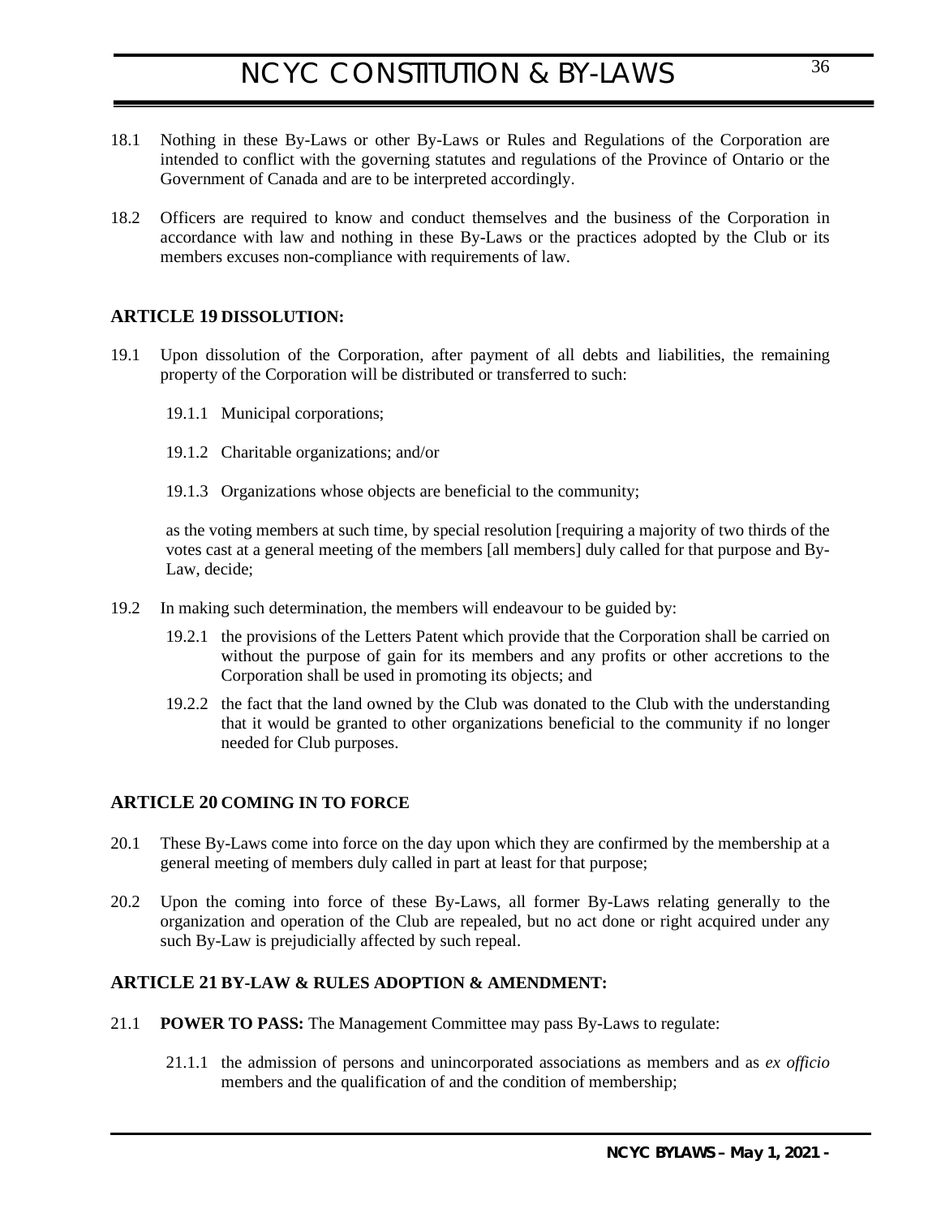18.1 Nothing in these By-Laws or other By-Laws or Rules and Regulations of the Corporation are intended to conflict with the governing statutes and regulations of the Province of Ontario or the Government of Canada and are to be interpreted accordingly.

18.2 Officers are required to know and conduct themselves and the business of the Corporation in accordance with law and nothing in these By-Laws or the practices adopted by the Club or its members excuses non-compliance with requirements of law.

### ARTICLE 19 DISSOLUTION:

19.1 Upon dissolution of the Corporation, after payment of all debts and liabilities, the remaining property of the Corporation will be distributed or transferred to such:

- 19.1.1 Municipal corporations;
- 19.1.2 Charitable organizations; and/or
- 19.1.3 Organizations whose objects are beneficial to the community;

as the voting members at such time, by special resolution [requiring a majority of two thirds of the votes cast at a general meeting of the members [all members] duly called for that purpose and By-Law, decide;

19.2 In making such determination, the members will endeavour to be guided by:

- 19.2.1 the provisions of the Letters Patent which provide that the Corporation shall be carried on without the purpose of gain for its members and any profits or other accretions to the Corporation shall be used in promoting its objects; and
- 19.2.2 the fact that the land owned by the Club was donated to the Club with the understanding that it would be granted to other organizations beneficial to the community if no longer needed for Club purposes.

### ARTICLE 20 COMING IN TO FORCE

20.1 These By-Laws come into force on the day upon which they are confirmed by the membership at a general meeting of members duly called in part at least for that purpose;

20.2 Upon the coming into force of these By-Laws, all former By-Laws relating generally to the organization and operation of the Club are repealed, but no act done or right acquired under any such By-Law is prejudicially affected by such repeal.

### ARTICLE 21 BY-LAW & RULES ADOPTION & AMENDMENT:

21.1 **POWER TO PASS:** The Management Committee may pass By-Laws to regulate:

- 21.1.1 the admission of persons and unincorporated associations as members and as *ex officio* members and the qualification of and the condition of membership;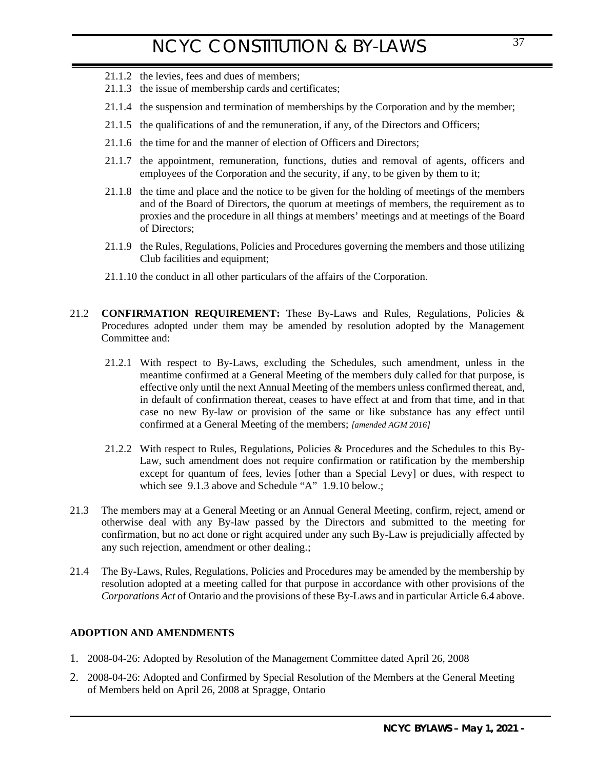21.1.2 the levies, fees and dues of members;

21.1.3 the issue of membership cards and certificates;

21.1.4 the suspension and termination of memberships by the Corporation and by the member;

21.1.5 the qualifications of and the remuneration, if any, of the Directors and Officers;

21.1.6 the time for and the manner of election of Officers and Directors;

21.1.7 the appointment, remuneration, functions, duties and removal of agents, officers and employees of the Corporation and the security, if any, to be given by them to it;

21.1.8 the time and place and the notice to be given for the holding of meetings of the members and of the Board of Directors, the quorum at meetings of members, the requirement as to proxies and the procedure in all things at members' meetings and at meetings of the Board of Directors;

21.1.9 the Rules, Regulations, Policies and Procedures governing the members and those utilizing Club facilities and equipment;

21.1.10 the conduct in all other particulars of the affairs of the Corporation.

21.2 **CONFIRMATION REQUIREMENT:** These By-Laws and Rules, Regulations, Policies & Procedures adopted under them may be amended by resolution adopted by the Management Committee and:

21.2.1 With respect to By-Laws, excluding the Schedules, such amendment, unless in the meantime confirmed at a General Meeting of the members duly called for that purpose, is effective only until the next Annual Meeting of the members unless confirmed thereat, and, in default of confirmation thereat, ceases to have effect at and from that time, and in that case no new By-law or provision of the same or like substance has any effect until confirmed at a General Meeting of the members; *[amended AGM 2016]*

21.2.2 With respect to Rules, Regulations, Policies & Procedures and the Schedules to this By-Law, such amendment does not require confirmation or ratification by the membership except for quantum of fees, levies [other than a Special Levy] or dues, with respect to which see 9.1.3 above and Schedule "A" 1.9.10 below.;

21.3 The members may at a General Meeting or an Annual General Meeting, confirm, reject, amend or otherwise deal with any By-law passed by the Directors and submitted to the meeting for confirmation, but no act done or right acquired under any such By-Law is prejudicially affected by any such rejection, amendment or other dealing.;

21.4 The By-Laws, Rules, Regulations, Policies and Procedures may be amended by the membership by resolution adopted at a meeting called for that purpose in accordance with other provisions of the *Corporations Act* of Ontario and the provisions of these By-Laws and in particular Article 6.4 above.

**ADOPTION AND AMENDMENTS**

1. 2008-04-26: Adopted by Resolution of the Management Committee dated April 26, 2008
2. 2008-04-26: Adopted and Confirmed by Special Resolution of the Members at the General Meeting of Members held on April 26, 2008 at Spragge, Ontario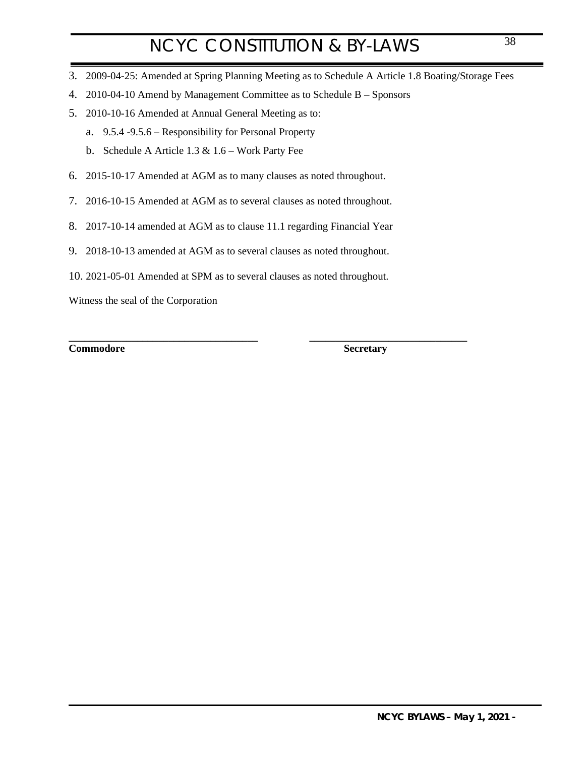3. 2009-04-25: Amended at Spring Planning Meeting as to Schedule A Article 1.8 Boating/Storage Fees
4. 2010-04-10 Amend by Management Committee as to Schedule B – Sponsors
5. 2010-10-16 Amended at Annual General Meeting as to:
   a. 9.5.4 -9.5.6 – Responsibility for Personal Property
   b. Schedule A Article 1.3 & 1.6 – Work Party Fee
6. 2015-10-17 Amended at AGM as to many clauses as noted throughout.
7. 2016-10-15 Amended at AGM as to several clauses as noted throughout.
8. 2017-10-14 amended at AGM as to clause 11.1 regarding Financial Year
9. 2018-10-13 amended at AGM as to several clauses as noted throughout.
10. 2021-05-01 Amended at SPM as to several clauses as noted throughout.

Witness the seal of the Corporation

___________________________________ ______________________________

**Commodore** **Secretary**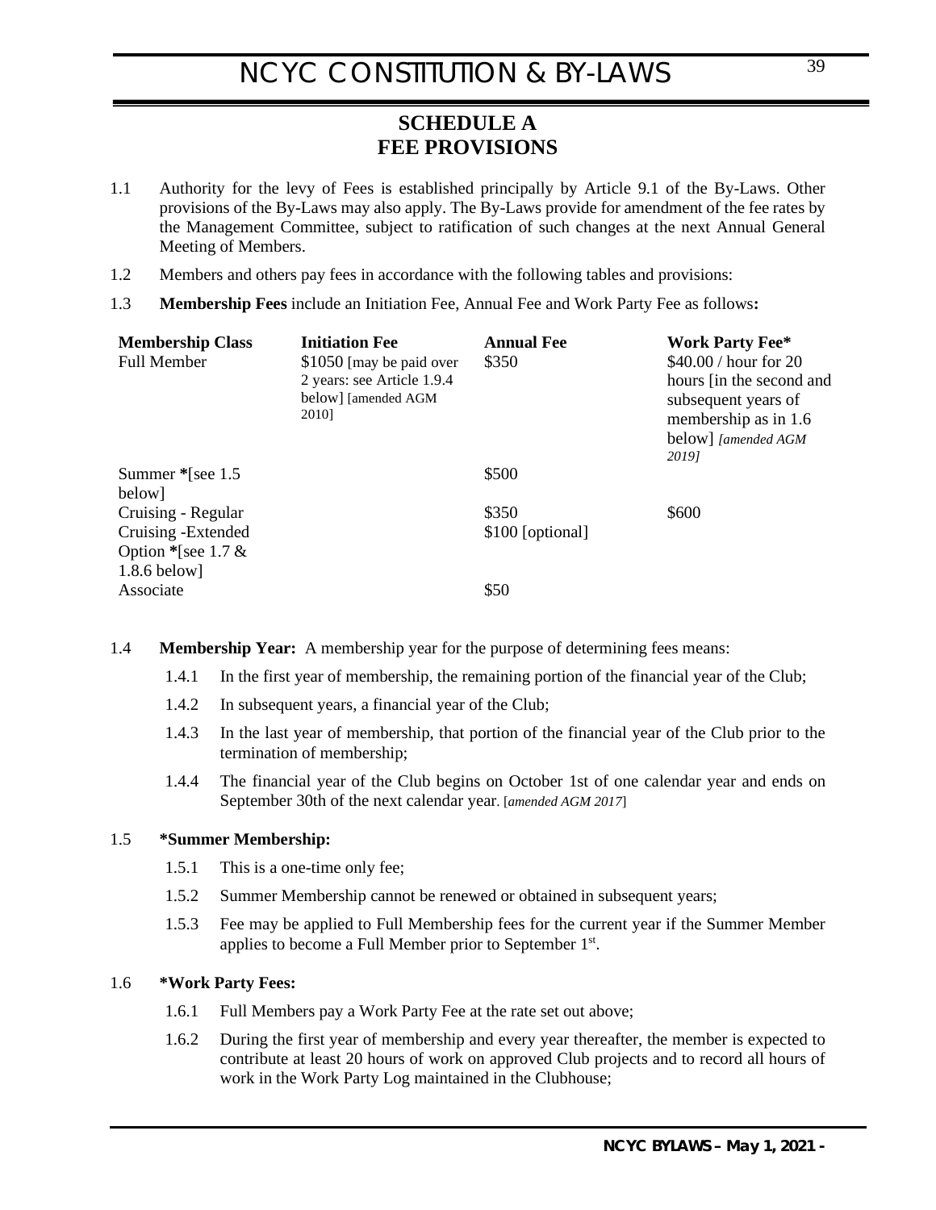# SCHEDULE A
# FEE PROVISIONS

1.1 Authority for the levy of Fees is established principally by Article 9.1 of the By-Laws. Other provisions of the By-Laws may also apply. The By-Laws provide for amendment of the fee rates by the Management Committee, subject to ratification of such changes at the next Annual General Meeting of Members.

1.2 Members and others pay fees in accordance with the following tables and provisions:

1.3 **Membership Fees** include an Initiation Fee, Annual Fee and Work Party Fee as follows**:**

| **Membership Class** | **Initiation Fee** | **Annual Fee** | **Work Party Fee*** |
|---|---|---|---|
| Full Member | $1050 [may be paid over 2 years: see Article 1.9.4 below] [amended AGM 2010] | $350 | $40.00 / hour for 20 hours [in the second and subsequent years of membership as in 1.6 below] *[amended AGM 2019]* |
| Summer **\***[see 1.5 below] | | $500 | |
| Cruising - Regular | | $350 | $600 |
| Cruising -Extended Option **\***[see 1.7 & 1.8.6 below] | | $100 [optional] | |
| Associate | | $50 | |

1.4 **Membership Year:** A membership year for the purpose of determining fees means:

- 1.4.1 In the first year of membership, the remaining portion of the financial year of the Club;
- 1.4.2 In subsequent years, a financial year of the Club;
- 1.4.3 In the last year of membership, that portion of the financial year of the Club prior to the termination of membership;
- 1.4.4 The financial year of the Club begins on October 1st of one calendar year and ends on September 30th of the next calendar year. [*amended AGM 2017*]

1.5 **\*Summer Membership:**

- 1.5.1 This is a one-time only fee;
- 1.5.2 Summer Membership cannot be renewed or obtained in subsequent years;
- 1.5.3 Fee may be applied to Full Membership fees for the current year if the Summer Member applies to become a Full Member prior to September 1st.

1.6 **\*Work Party Fees:**

- 1.6.1 Full Members pay a Work Party Fee at the rate set out above;
- 1.6.2 During the first year of membership and every year thereafter, the member is expected to contribute at least 20 hours of work on approved Club projects and to record all hours of work in the Work Party Log maintained in the Clubhouse;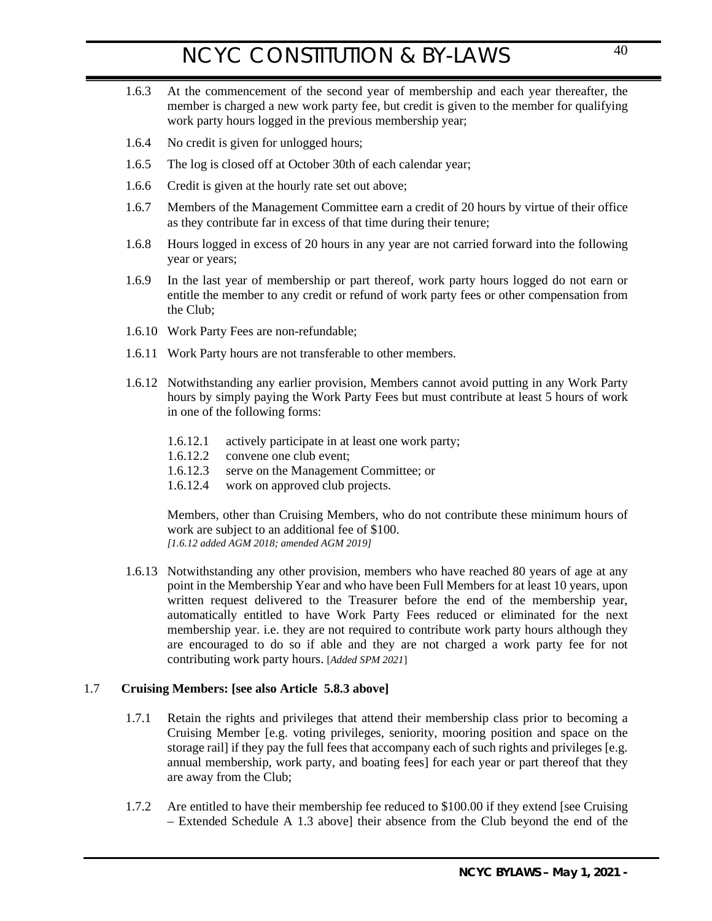1.6.3 At the commencement of the second year of membership and each year thereafter, the member is charged a new work party fee, but credit is given to the member for qualifying work party hours logged in the previous membership year;

1.6.4 No credit is given for unlogged hours;

1.6.5 The log is closed off at October 30th of each calendar year;

1.6.6 Credit is given at the hourly rate set out above;

1.6.7 Members of the Management Committee earn a credit of 20 hours by virtue of their office as they contribute far in excess of that time during their tenure;

1.6.8 Hours logged in excess of 20 hours in any year are not carried forward into the following year or years;

1.6.9 In the last year of membership or part thereof, work party hours logged do not earn or entitle the member to any credit or refund of work party fees or other compensation from the Club;

1.6.10 Work Party Fees are non-refundable;

1.6.11 Work Party hours are not transferable to other members.

1.6.12 Notwithstanding any earlier provision, Members cannot avoid putting in any Work Party hours by simply paying the Work Party Fees but must contribute at least 5 hours of work in one of the following forms:

1.6.12.1 actively participate in at least one work party;
1.6.12.2 convene one club event;
1.6.12.3 serve on the Management Committee; or
1.6.12.4 work on approved club projects.

Members, other than Cruising Members, who do not contribute these minimum hours of work are subject to an additional fee of $100.
*[1.6.12 added AGM 2018; amended AGM 2019]*

1.6.13 Notwithstanding any other provision, members who have reached 80 years of age at any point in the Membership Year and who have been Full Members for at least 10 years, upon written request delivered to the Treasurer before the end of the membership year, automatically entitled to have Work Party Fees reduced or eliminated for the next membership year. i.e. they are not required to contribute work party hours although they are encouraged to do so if able and they are not charged a work party fee for not contributing work party hours. [*Added SPM 2021*]

1.7 **Cruising Members: [see also Article 5.8.3 above]**

1.7.1 Retain the rights and privileges that attend their membership class prior to becoming a Cruising Member [e.g. voting privileges, seniority, mooring position and space on the storage rail] if they pay the full fees that accompany each of such rights and privileges [e.g. annual membership, work party, and boating fees] for each year or part thereof that they are away from the Club;

1.7.2 Are entitled to have their membership fee reduced to $100.00 if they extend [see Cruising – Extended Schedule A 1.3 above] their absence from the Club beyond the end of the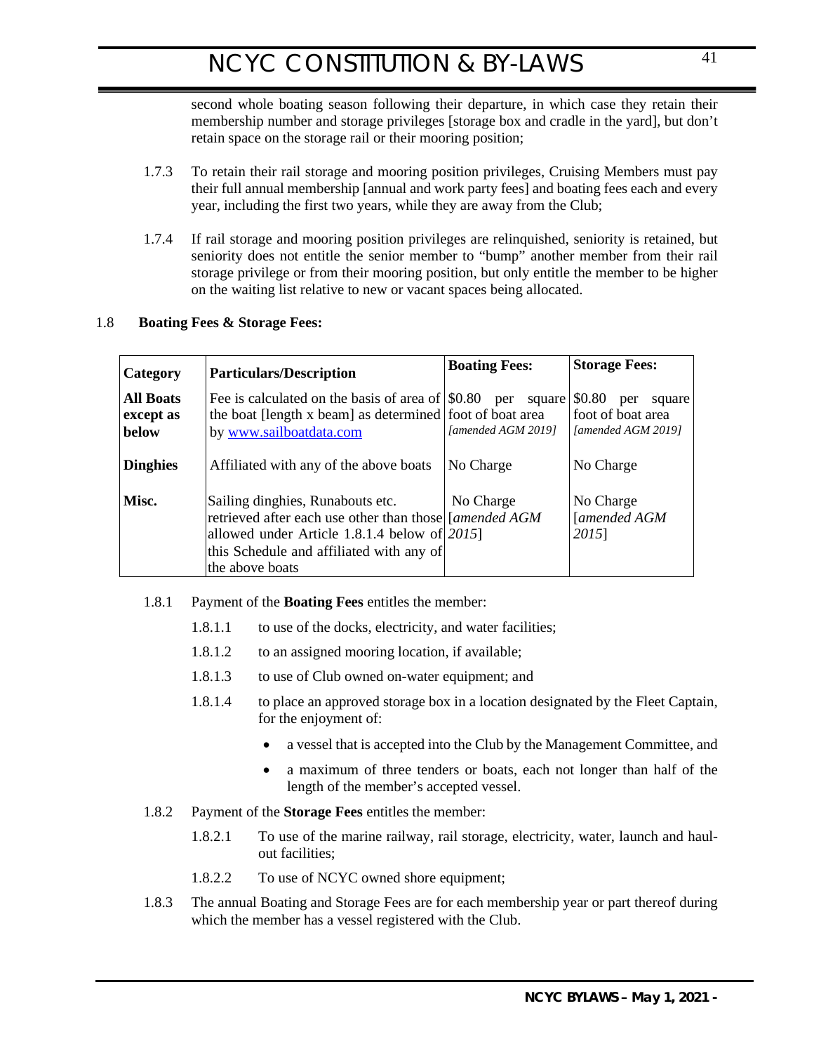second whole boating season following their departure, in which case they retain their membership number and storage privileges [storage box and cradle in the yard], but don't retain space on the storage rail or their mooring position;

1.7.3 To retain their rail storage and mooring position privileges, Cruising Members must pay their full annual membership [annual and work party fees] and boating fees each and every year, including the first two years, while they are away from the Club;

1.7.4 If rail storage and mooring position privileges are relinquished, seniority is retained, but seniority does not entitle the senior member to "bump" another member from their rail storage privilege or from their mooring position, but only entitle the member to be higher on the waiting list relative to new or vacant spaces being allocated.

1.8 **Boating Fees & Storage Fees:**

| **Category** | **Particulars/Description** | **Boating Fees:** | **Storage Fees:** |
|---|---|---|---|
| **All Boats except as below** | Fee is calculated on the basis of area of the boat [length x beam] as determined by [www.sailboatdata.com](http://www.sailboatdata.com) | $0.80 per square foot of boat area *[amended AGM 2019]* | $0.80 per square foot of boat area *[amended AGM 2019]* |
| **Dinghies** | Affiliated with any of the above boats | No Charge | No Charge |
| **Misc.** | Sailing dinghies, Runabouts etc. retrieved after each use other than those allowed under Article 1.8.1.4 below of this Schedule and affiliated with any of the above boats | No Charge [*amended AGM 2015*] | No Charge [*amended AGM 2015*] |

1.8.1 Payment of the **Boating Fees** entitles the member:

1.8.1.1 to use of the docks, electricity, and water facilities;

1.8.1.2 to an assigned mooring location, if available;

1.8.1.3 to use of Club owned on-water equipment; and

1.8.1.4 to place an approved storage box in a location designated by the Fleet Captain, for the enjoyment of:

- a vessel that is accepted into the Club by the Management Committee, and
- a maximum of three tenders or boats, each not longer than half of the length of the member's accepted vessel.

1.8.2 Payment of the **Storage Fees** entitles the member:

1.8.2.1 To use of the marine railway, rail storage, electricity, water, launch and haul-out facilities;

1.8.2.2 To use of NCYC owned shore equipment;

1.8.3 The annual Boating and Storage Fees are for each membership year or part thereof during which the member has a vessel registered with the Club.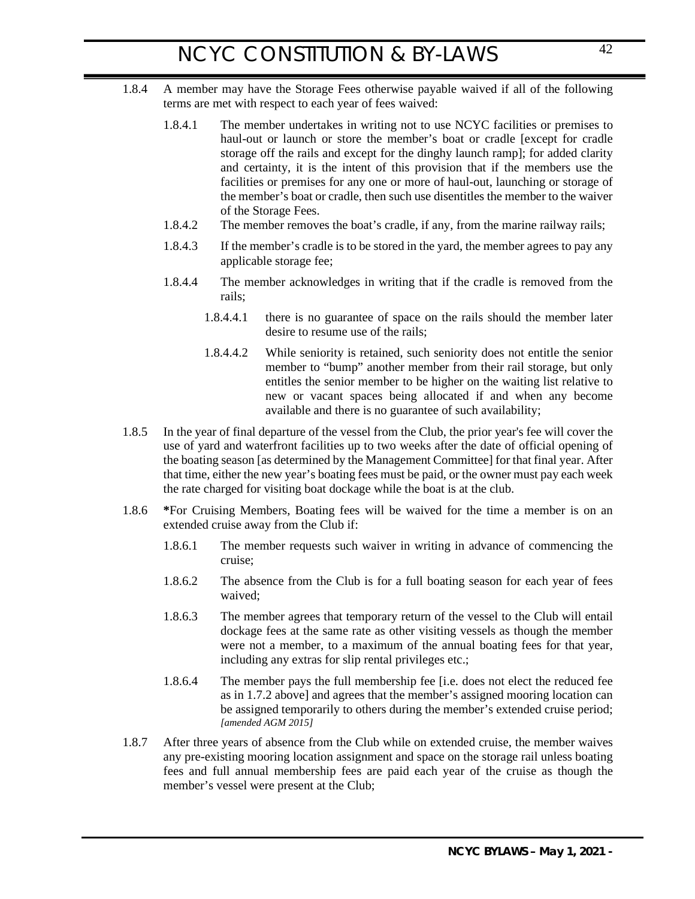1.8.4 A member may have the Storage Fees otherwise payable waived if all of the following terms are met with respect to each year of fees waived:

   1.8.4.1 The member undertakes in writing not to use NCYC facilities or premises to haul-out or launch or store the member's boat or cradle [except for cradle storage off the rails and except for the dinghy launch ramp]; for added clarity and certainty, it is the intent of this provision that if the members use the facilities or premises for any one or more of haul-out, launching or storage of the member's boat or cradle, then such use disentitles the member to the waiver of the Storage Fees.

   1.8.4.2 The member removes the boat's cradle, if any, from the marine railway rails;

   1.8.4.3 If the member's cradle is to be stored in the yard, the member agrees to pay any applicable storage fee;

   1.8.4.4 The member acknowledges in writing that if the cradle is removed from the rails;

      1.8.4.4.1 there is no guarantee of space on the rails should the member later desire to resume use of the rails;

      1.8.4.4.2 While seniority is retained, such seniority does not entitle the senior member to "bump" another member from their rail storage, but only entitles the senior member to be higher on the waiting list relative to new or vacant spaces being allocated if and when any become available and there is no guarantee of such availability;

1.8.5 In the year of final departure of the vessel from the Club, the prior year's fee will cover the use of yard and waterfront facilities up to two weeks after the date of official opening of the boating season [as determined by the Management Committee] for that final year. After that time, either the new year's boating fees must be paid, or the owner must pay each week the rate charged for visiting boat dockage while the boat is at the club.

1.8.6 **\***For Cruising Members, Boating fees will be waived for the time a member is on an extended cruise away from the Club if:

   1.8.6.1 The member requests such waiver in writing in advance of commencing the cruise;

   1.8.6.2 The absence from the Club is for a full boating season for each year of fees waived;

   1.8.6.3 The member agrees that temporary return of the vessel to the Club will entail dockage fees at the same rate as other visiting vessels as though the member were not a member, to a maximum of the annual boating fees for that year, including any extras for slip rental privileges etc.;

   1.8.6.4 The member pays the full membership fee [i.e. does not elect the reduced fee as in 1.7.2 above] and agrees that the member's assigned mooring location can be assigned temporarily to others during the member's extended cruise period; *[amended AGM 2015]*

1.8.7 After three years of absence from the Club while on extended cruise, the member waives any pre-existing mooring location assignment and space on the storage rail unless boating fees and full annual membership fees are paid each year of the cruise as though the member's vessel were present at the Club;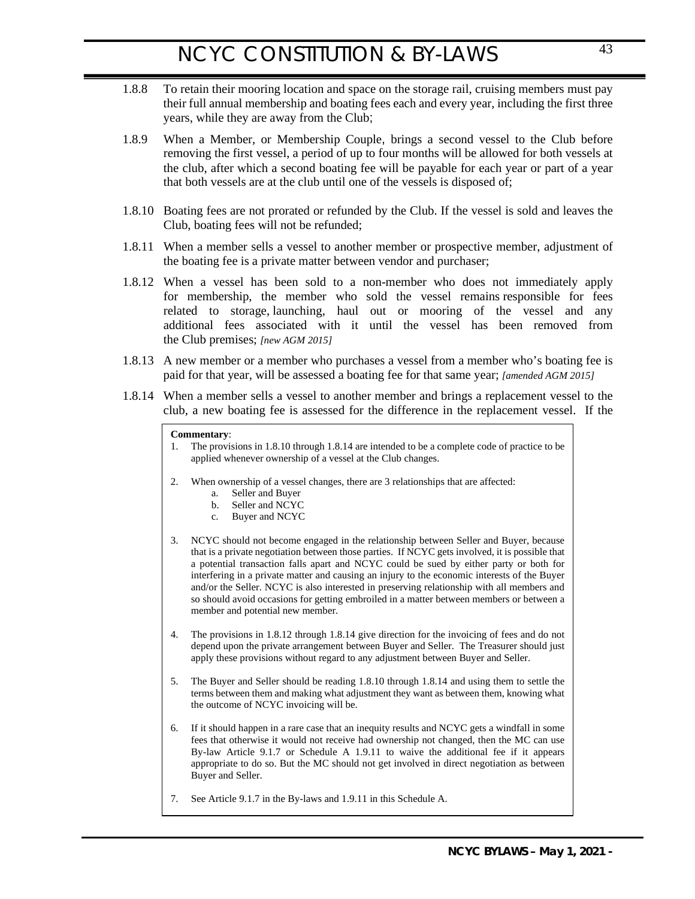1.8.8 To retain their mooring location and space on the storage rail, cruising members must pay their full annual membership and boating fees each and every year, including the first three years, while they are away from the Club;

1.8.9 When a Member, or Membership Couple, brings a second vessel to the Club before removing the first vessel, a period of up to four months will be allowed for both vessels at the club, after which a second boating fee will be payable for each year or part of a year that both vessels are at the club until one of the vessels is disposed of;

1.8.10 Boating fees are not prorated or refunded by the Club. If the vessel is sold and leaves the Club, boating fees will not be refunded;

1.8.11 When a member sells a vessel to another member or prospective member, adjustment of the boating fee is a private matter between vendor and purchaser;

1.8.12 When a vessel has been sold to a non-member who does not immediately apply for membership, the member who sold the vessel remains responsible for fees related to storage, launching, haul out or mooring of the vessel and any additional fees associated with it until the vessel has been removed from the Club premises; *[new AGM 2015]*

1.8.13 A new member or a member who purchases a vessel from a member who's boating fee is paid for that year, will be assessed a boating fee for that same year; *[amended AGM 2015]*

1.8.14 When a member sells a vessel to another member and brings a replacement vessel to the club, a new boating fee is assessed for the difference in the replacement vessel. If the

> **Commentary**:
>
> 1. The provisions in 1.8.10 through 1.8.14 are intended to be a complete code of practice to be applied whenever ownership of a vessel at the Club changes.
> 2. When ownership of a vessel changes, there are 3 relationships that are affected:
>    a. Seller and Buyer
>    b. Seller and NCYC
>    c. Buyer and NCYC
> 3. NCYC should not become engaged in the relationship between Seller and Buyer, because that is a private negotiation between those parties. If NCYC gets involved, it is possible that a potential transaction falls apart and NCYC could be sued by either party or both for interfering in a private matter and causing an injury to the economic interests of the Buyer and/or the Seller. NCYC is also interested in preserving relationship with all members and so should avoid occasions for getting embroiled in a matter between members or between a member and potential new member.
> 4. The provisions in 1.8.12 through 1.8.14 give direction for the invoicing of fees and do not depend upon the private arrangement between Buyer and Seller. The Treasurer should just apply these provisions without regard to any adjustment between Buyer and Seller.
> 5. The Buyer and Seller should be reading 1.8.10 through 1.8.14 and using them to settle the terms between them and making what adjustment they want as between them, knowing what the outcome of NCYC invoicing will be.
> 6. If it should happen in a rare case that an inequity results and NCYC gets a windfall in some fees that otherwise it would not receive had ownership not changed, then the MC can use By-law Article 9.1.7 or Schedule A 1.9.11 to waive the additional fee if it appears appropriate to do so. But the MC should not get involved in direct negotiation as between Buyer and Seller.
> 7. See Article 9.1.7 in the By-laws and 1.9.11 in this Schedule A.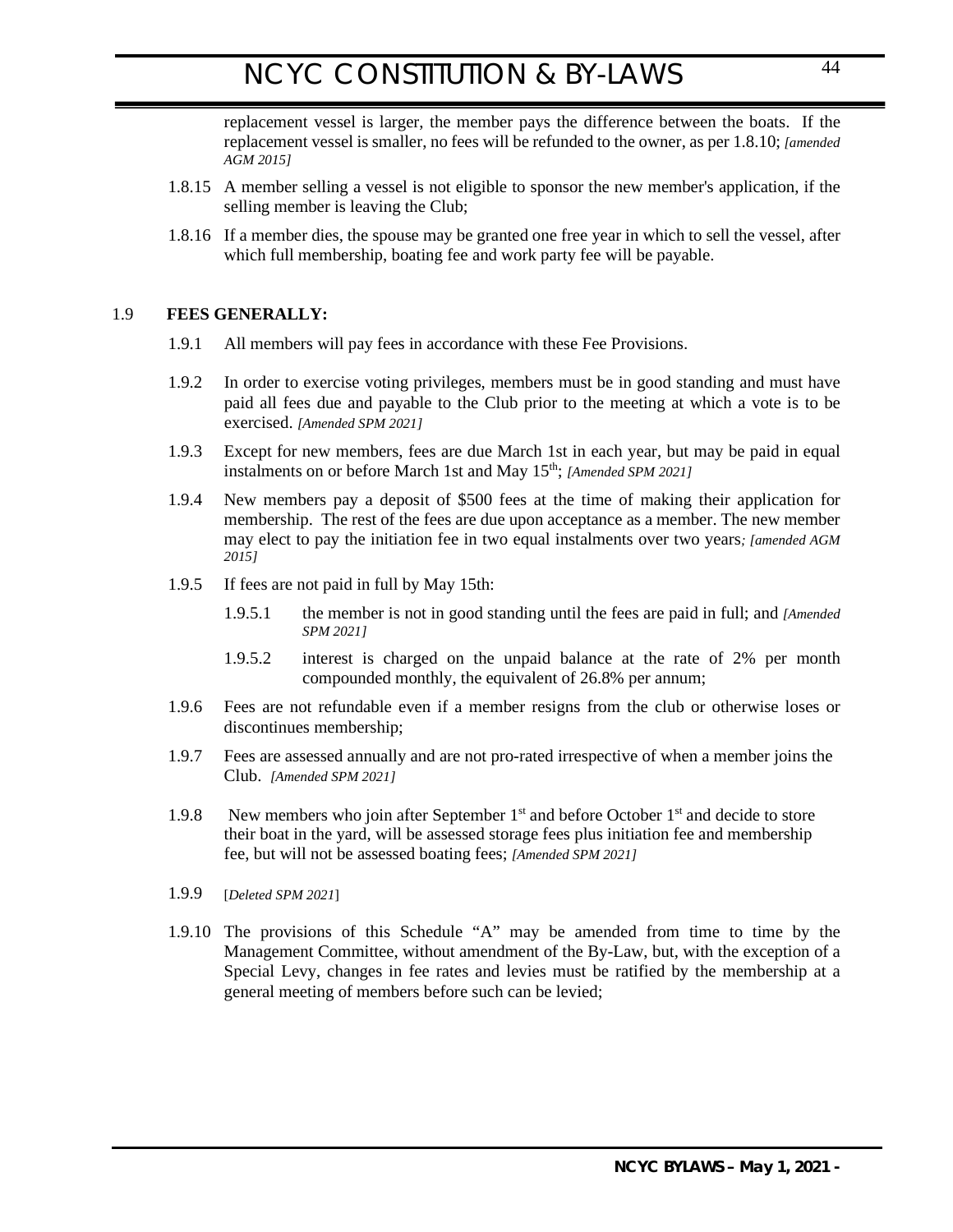replacement vessel is larger, the member pays the difference between the boats. If the replacement vessel is smaller, no fees will be refunded to the owner, as per 1.8.10; *[amended AGM 2015]*

1.8.15 A member selling a vessel is not eligible to sponsor the new member's application, if the selling member is leaving the Club;

1.8.16 If a member dies, the spouse may be granted one free year in which to sell the vessel, after which full membership, boating fee and work party fee will be payable.

## 1.9 FEES GENERALLY:

1.9.1 All members will pay fees in accordance with these Fee Provisions.

1.9.2 In order to exercise voting privileges, members must be in good standing and must have paid all fees due and payable to the Club prior to the meeting at which a vote is to be exercised. *[Amended SPM 2021]*

1.9.3 Except for new members, fees are due March 1st in each year, but may be paid in equal instalments on or before March 1st and May 15th; *[Amended SPM 2021]*

1.9.4 New members pay a deposit of $500 fees at the time of making their application for membership. The rest of the fees are due upon acceptance as a member. The new member may elect to pay the initiation fee in two equal instalments over two years*; [amended AGM 2015]*

1.9.5 If fees are not paid in full by May 15th:

- 1.9.5.1 the member is not in good standing until the fees are paid in full; and *[Amended SPM 2021]*
- 1.9.5.2 interest is charged on the unpaid balance at the rate of 2% per month compounded monthly, the equivalent of 26.8% per annum;

1.9.6 Fees are not refundable even if a member resigns from the club or otherwise loses or discontinues membership;

1.9.7 Fees are assessed annually and are not pro-rated irrespective of when a member joins the Club. *[Amended SPM 2021]*

1.9.8 New members who join after September 1st and before October 1st and decide to store their boat in the yard, will be assessed storage fees plus initiation fee and membership fee, but will not be assessed boating fees; *[Amended SPM 2021]*

1.9.9 [*Deleted SPM 2021*]

1.9.10 The provisions of this Schedule "A" may be amended from time to time by the Management Committee, without amendment of the By-Law, but, with the exception of a Special Levy, changes in fee rates and levies must be ratified by the membership at a general meeting of members before such can be levied;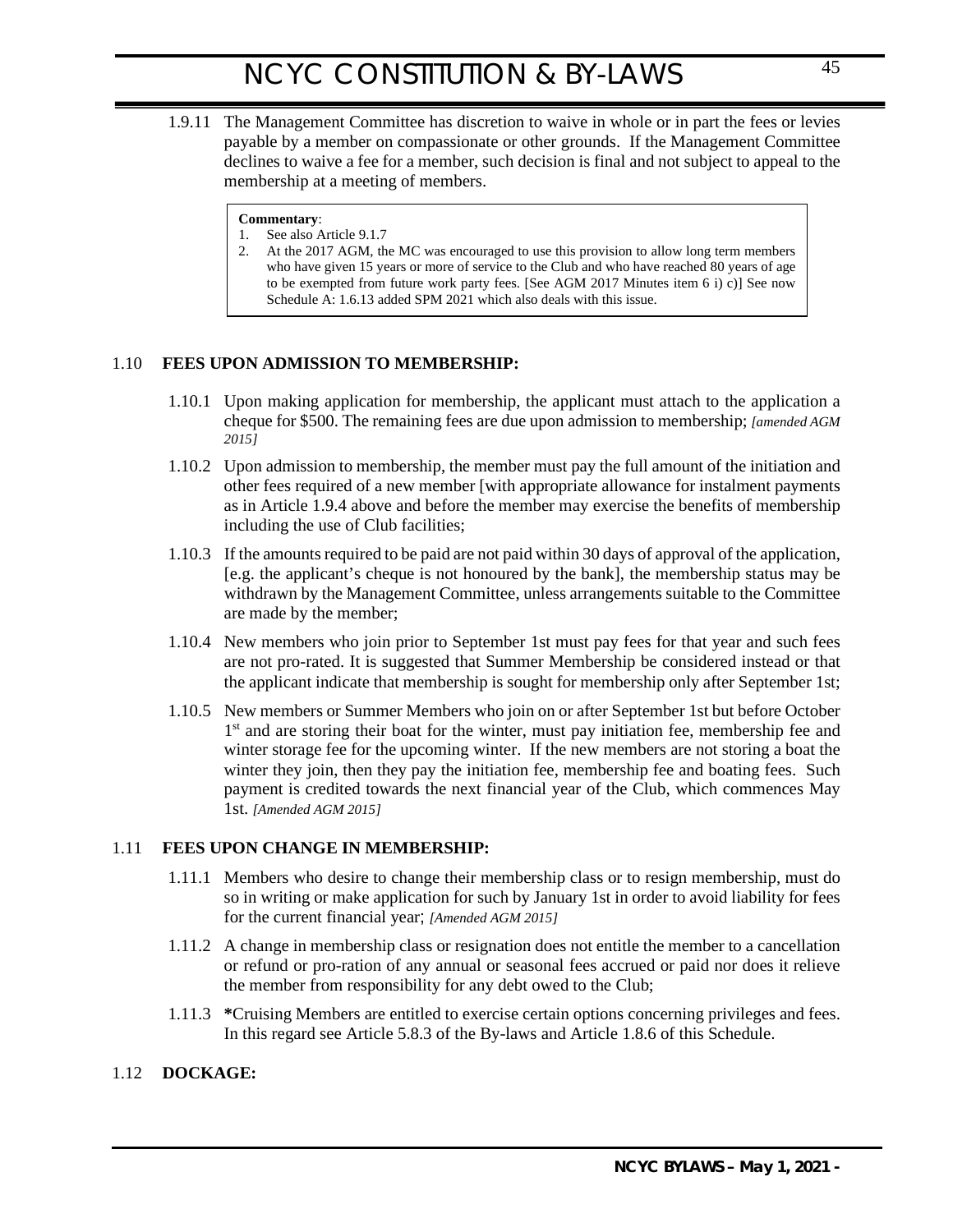1.9.11 The Management Committee has discretion to waive in whole or in part the fees or levies payable by a member on compassionate or other grounds. If the Management Committee declines to waive a fee for a member, such decision is final and not subject to appeal to the membership at a meeting of members.

> **Commentary**:
> 1. See also Article 9.1.7
> 2. At the 2017 AGM, the MC was encouraged to use this provision to allow long term members who have given 15 years or more of service to the Club and who have reached 80 years of age to be exempted from future work party fees. [See AGM 2017 Minutes item 6 i) c)] See now Schedule A: 1.6.13 added SPM 2021 which also deals with this issue.

## 1.10 FEES UPON ADMISSION TO MEMBERSHIP:

1.10.1 Upon making application for membership, the applicant must attach to the application a cheque for $500. The remaining fees are due upon admission to membership; *[amended AGM 2015]*

1.10.2 Upon admission to membership, the member must pay the full amount of the initiation and other fees required of a new member [with appropriate allowance for instalment payments as in Article 1.9.4 above and before the member may exercise the benefits of membership including the use of Club facilities;

1.10.3 If the amounts required to be paid are not paid within 30 days of approval of the application, [e.g. the applicant's cheque is not honoured by the bank], the membership status may be withdrawn by the Management Committee, unless arrangements suitable to the Committee are made by the member;

1.10.4 New members who join prior to September 1st must pay fees for that year and such fees are not pro-rated. It is suggested that Summer Membership be considered instead or that the applicant indicate that membership is sought for membership only after September 1st;

1.10.5 New members or Summer Members who join on or after September 1st but before October 1st and are storing their boat for the winter, must pay initiation fee, membership fee and winter storage fee for the upcoming winter. If the new members are not storing a boat the winter they join, then they pay the initiation fee, membership fee and boating fees. Such payment is credited towards the next financial year of the Club, which commences May 1st. *[Amended AGM 2015]*

## 1.11 FEES UPON CHANGE IN MEMBERSHIP:

1.11.1 Members who desire to change their membership class or to resign membership, must do so in writing or make application for such by January 1st in order to avoid liability for fees for the current financial year; *[Amended AGM 2015]*

1.11.2 A change in membership class or resignation does not entitle the member to a cancellation or refund or pro-ration of any annual or seasonal fees accrued or paid nor does it relieve the member from responsibility for any debt owed to the Club;

1.11.3 **\***Cruising Members are entitled to exercise certain options concerning privileges and fees. In this regard see Article 5.8.3 of the By-laws and Article 1.8.6 of this Schedule.

## 1.12 DOCKAGE: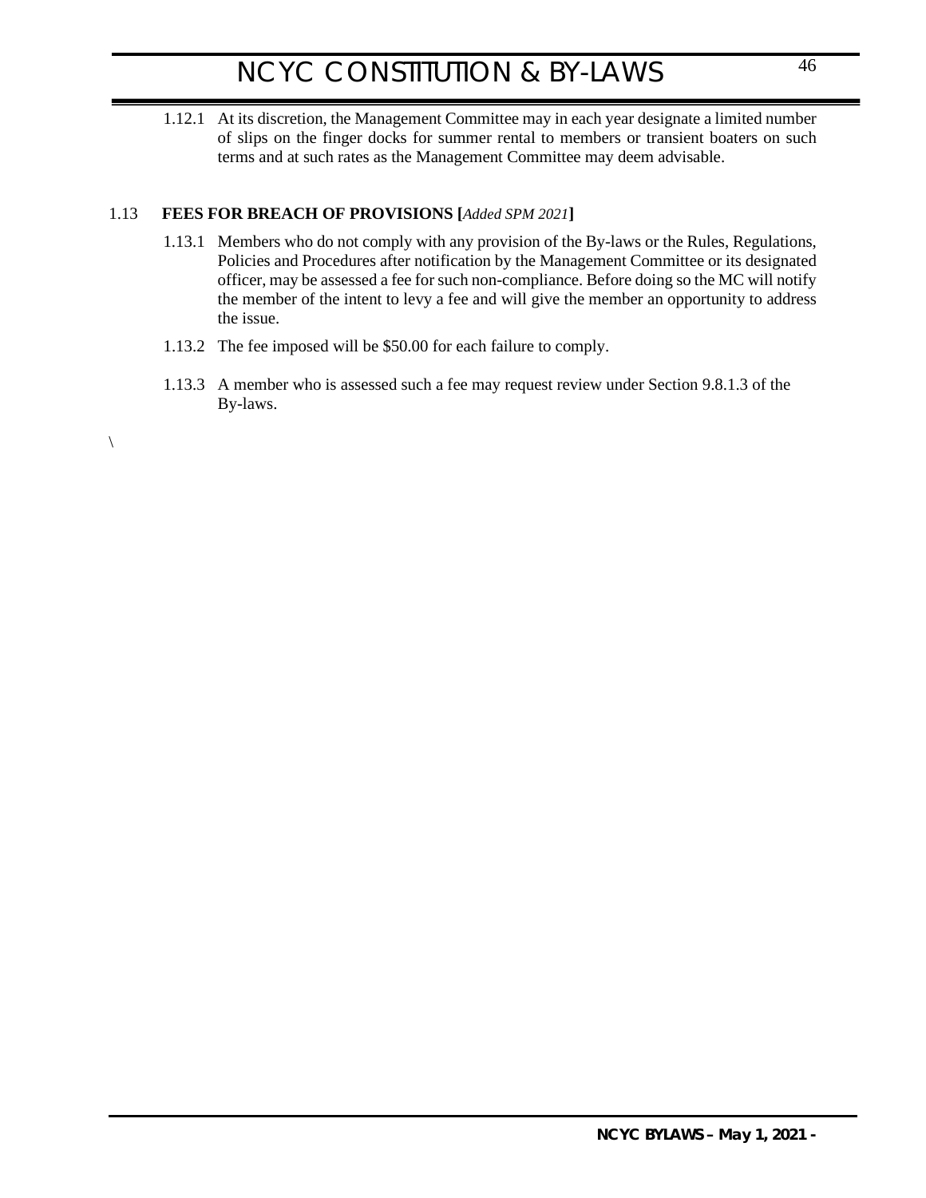1.12.1 At its discretion, the Management Committee may in each year designate a limited number of slips on the finger docks for summer rental to members or transient boaters on such terms and at such rates as the Management Committee may deem advisable.

## 1.13 FEES FOR BREACH OF PROVISIONS [*Added SPM 2021*]

1.13.1 Members who do not comply with any provision of the By-laws or the Rules, Regulations, Policies and Procedures after notification by the Management Committee or its designated officer, may be assessed a fee for such non-compliance. Before doing so the MC will notify the member of the intent to levy a fee and will give the member an opportunity to address the issue.

1.13.2 The fee imposed will be $50.00 for each failure to comply.

1.13.3 A member who is assessed such a fee may request review under Section 9.8.1.3 of the By-laws.

\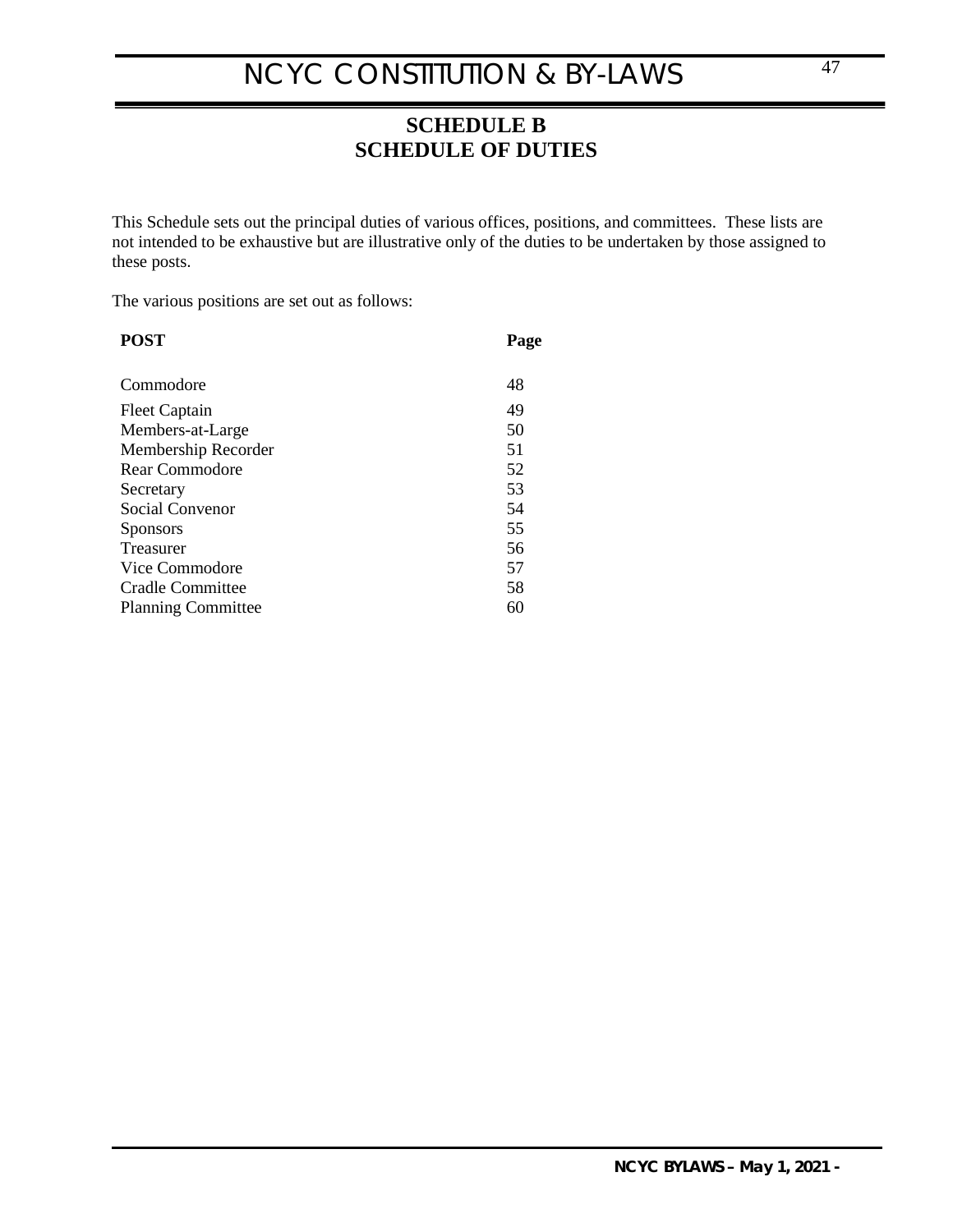## SCHEDULE B
## SCHEDULE OF DUTIES

This Schedule sets out the principal duties of various offices, positions, and committees. These lists are not intended to be exhaustive but are illustrative only of the duties to be undertaken by those assigned to these posts.

The various positions are set out as follows:

| POST | Page |
|---|---|
| Commodore | 48 |
| Fleet Captain | 49 |
| Members-at-Large | 50 |
| Membership Recorder | 51 |
| Rear Commodore | 52 |
| Secretary | 53 |
| Social Convenor | 54 |
| Sponsors | 55 |
| Treasurer | 56 |
| Vice Commodore | 57 |
| Cradle Committee | 58 |
| Planning Committee | 60 |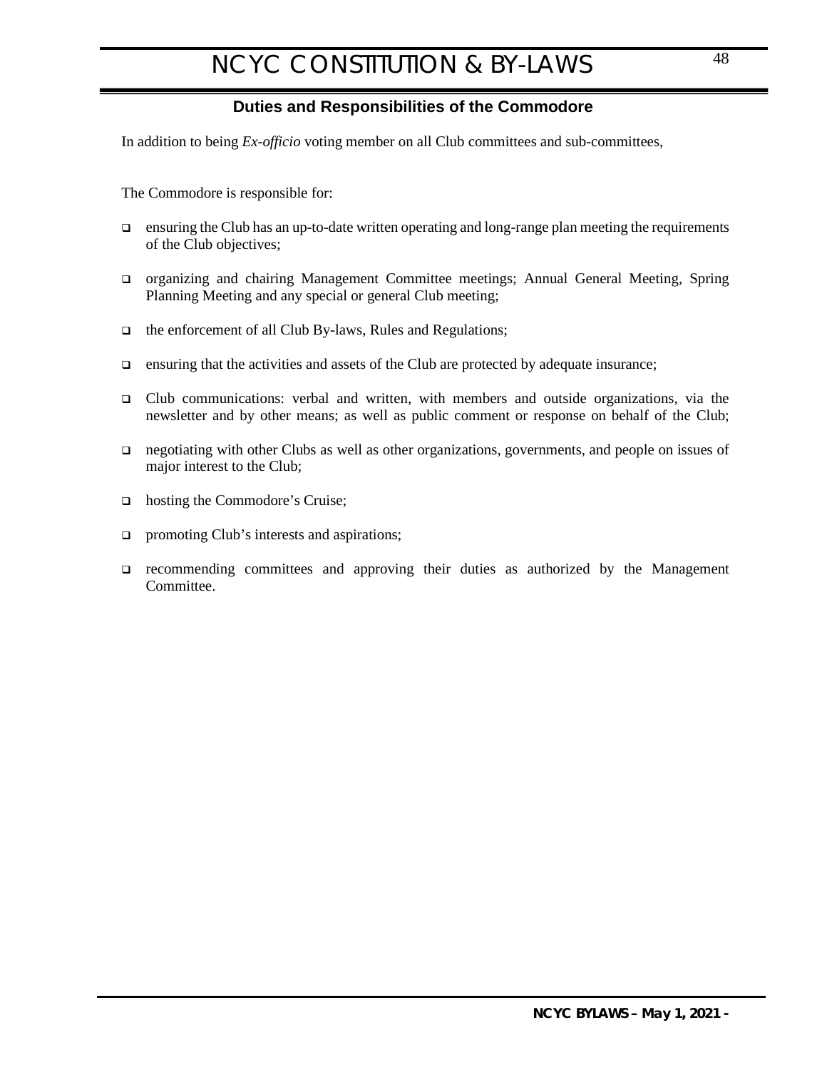## Duties and Responsibilities of the Commodore

In addition to being *Ex-officio* voting member on all Club committees and sub-committees,

The Commodore is responsible for:

- ensuring the Club has an up-to-date written operating and long-range plan meeting the requirements of the Club objectives;
- organizing and chairing Management Committee meetings; Annual General Meeting, Spring Planning Meeting and any special or general Club meeting;
- the enforcement of all Club By-laws, Rules and Regulations;
- ensuring that the activities and assets of the Club are protected by adequate insurance;
- Club communications: verbal and written, with members and outside organizations, via the newsletter and by other means; as well as public comment or response on behalf of the Club;
- negotiating with other Clubs as well as other organizations, governments, and people on issues of major interest to the Club;
- hosting the Commodore's Cruise;
- promoting Club's interests and aspirations;
- recommending committees and approving their duties as authorized by the Management Committee.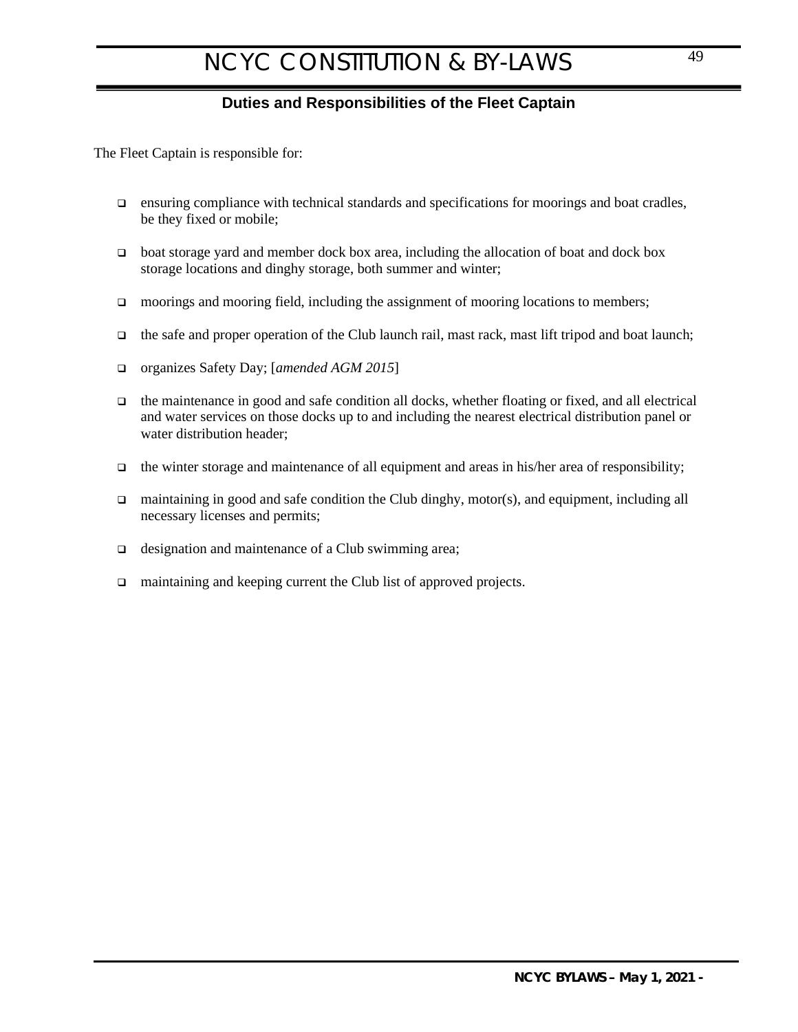## Duties and Responsibilities of the Fleet Captain

The Fleet Captain is responsible for:

- ensuring compliance with technical standards and specifications for moorings and boat cradles, be they fixed or mobile;
- boat storage yard and member dock box area, including the allocation of boat and dock box storage locations and dinghy storage, both summer and winter;
- moorings and mooring field, including the assignment of mooring locations to members;
- the safe and proper operation of the Club launch rail, mast rack, mast lift tripod and boat launch;
- organizes Safety Day; [*amended AGM 2015*]
- the maintenance in good and safe condition all docks, whether floating or fixed, and all electrical and water services on those docks up to and including the nearest electrical distribution panel or water distribution header;
- the winter storage and maintenance of all equipment and areas in his/her area of responsibility;
- maintaining in good and safe condition the Club dinghy, motor(s), and equipment, including all necessary licenses and permits;
- designation and maintenance of a Club swimming area;
- maintaining and keeping current the Club list of approved projects.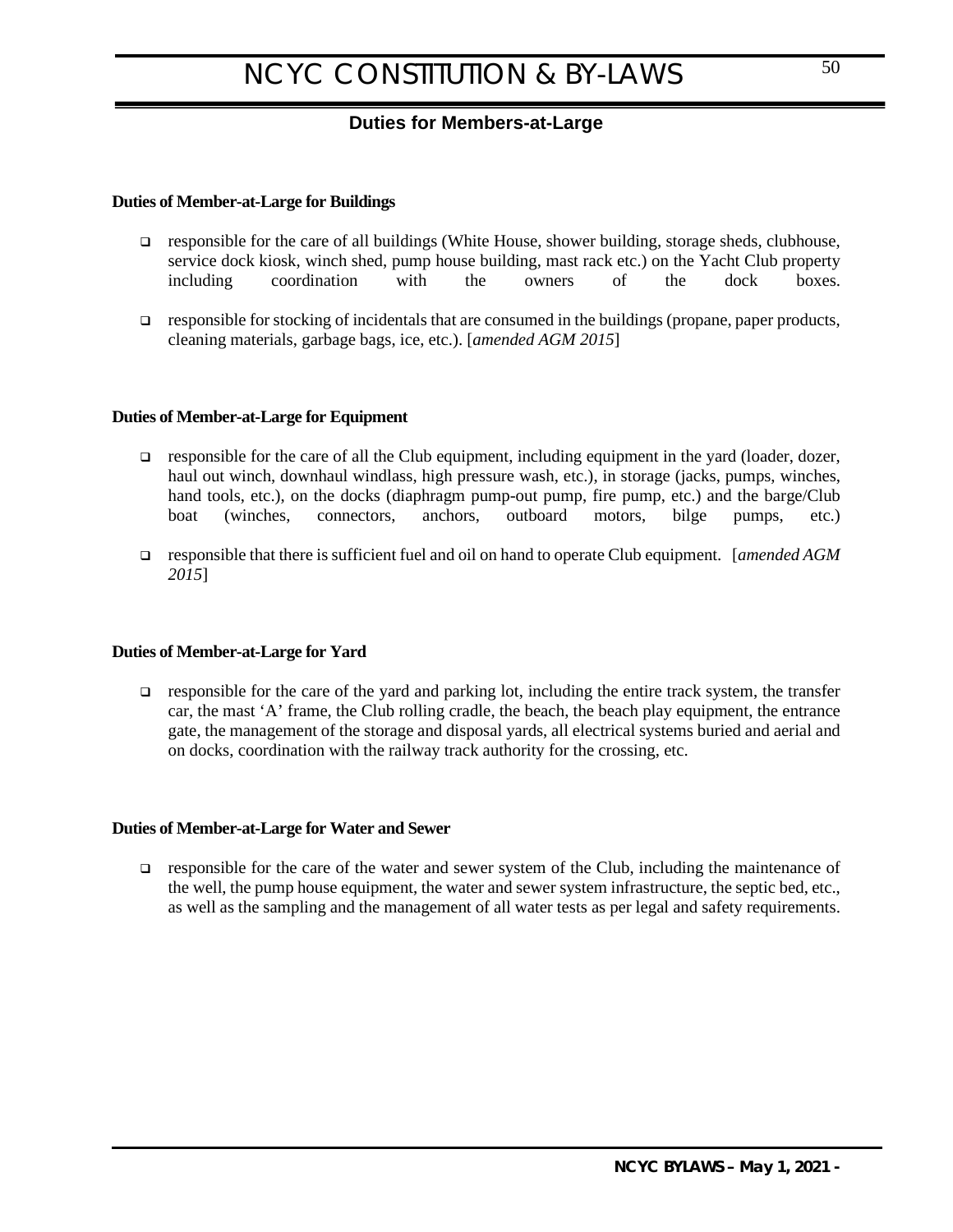## Duties for Members-at-Large

**Duties of Member-at-Large for Buildings**

- responsible for the care of all buildings (White House, shower building, storage sheds, clubhouse, service dock kiosk, winch shed, pump house building, mast rack etc.) on the Yacht Club property including coordination with the owners of the dock boxes.
- responsible for stocking of incidentals that are consumed in the buildings (propane, paper products, cleaning materials, garbage bags, ice, etc.). [*amended AGM 2015*]

**Duties of Member-at-Large for Equipment**

- responsible for the care of all the Club equipment, including equipment in the yard (loader, dozer, haul out winch, downhaul windlass, high pressure wash, etc.), in storage (jacks, pumps, winches, hand tools, etc.), on the docks (diaphragm pump-out pump, fire pump, etc.) and the barge/Club boat (winches, connectors, anchors, outboard motors, bilge pumps, etc.)
- responsible that there is sufficient fuel and oil on hand to operate Club equipment. [*amended AGM 2015*]

**Duties of Member-at-Large for Yard**

- responsible for the care of the yard and parking lot, including the entire track system, the transfer car, the mast 'A' frame, the Club rolling cradle, the beach, the beach play equipment, the entrance gate, the management of the storage and disposal yards, all electrical systems buried and aerial and on docks, coordination with the railway track authority for the crossing, etc.

**Duties of Member-at-Large for Water and Sewer**

- responsible for the care of the water and sewer system of the Club, including the maintenance of the well, the pump house equipment, the water and sewer system infrastructure, the septic bed, etc., as well as the sampling and the management of all water tests as per legal and safety requirements.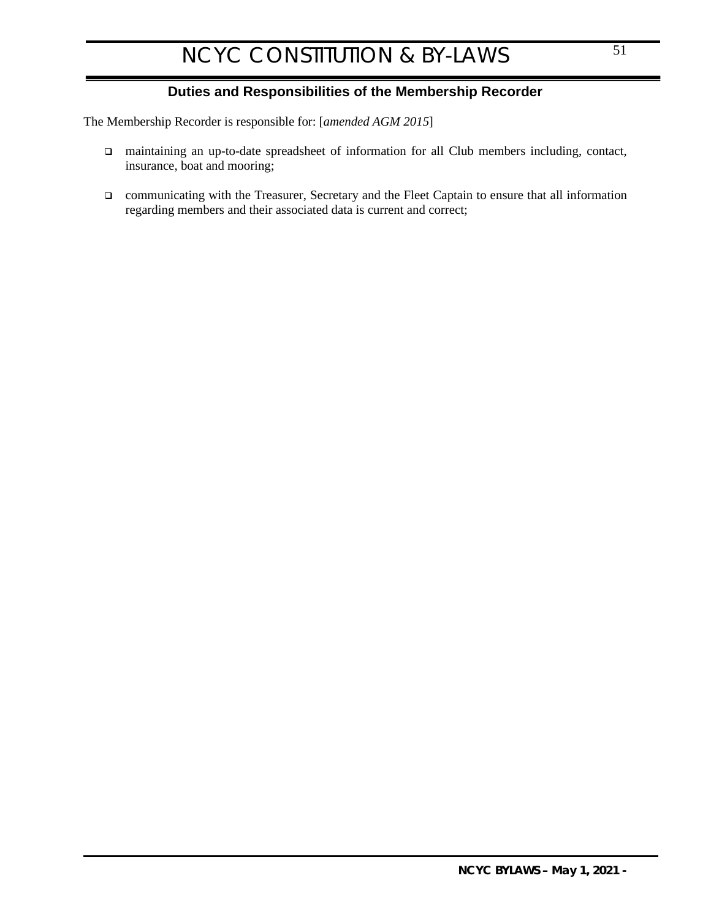## Duties and Responsibilities of the Membership Recorder

The Membership Recorder is responsible for: [*amended AGM 2015*]

- maintaining an up-to-date spreadsheet of information for all Club members including, contact, insurance, boat and mooring;
- communicating with the Treasurer, Secretary and the Fleet Captain to ensure that all information regarding members and their associated data is current and correct;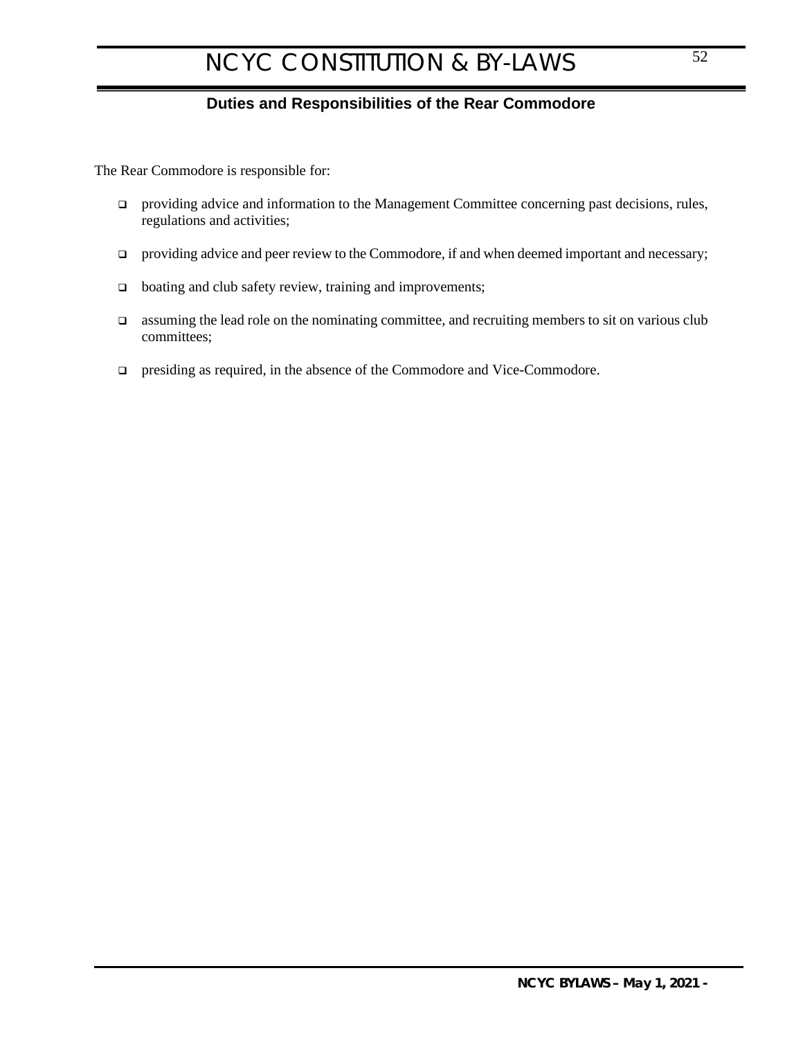## Duties and Responsibilities of the Rear Commodore

The Rear Commodore is responsible for:

- providing advice and information to the Management Committee concerning past decisions, rules, regulations and activities;
- providing advice and peer review to the Commodore, if and when deemed important and necessary;
- boating and club safety review, training and improvements;
- assuming the lead role on the nominating committee, and recruiting members to sit on various club committees;
- presiding as required, in the absence of the Commodore and Vice-Commodore.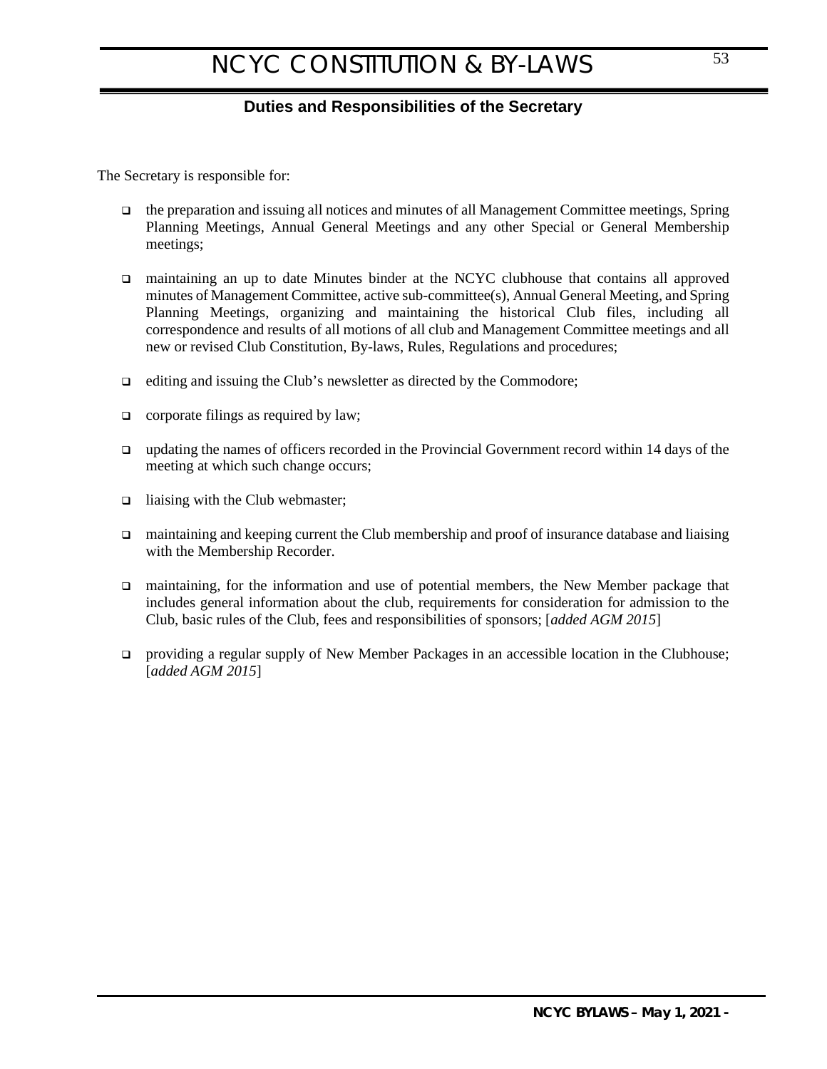## Duties and Responsibilities of the Secretary

The Secretary is responsible for:

- the preparation and issuing all notices and minutes of all Management Committee meetings, Spring Planning Meetings, Annual General Meetings and any other Special or General Membership meetings;
- maintaining an up to date Minutes binder at the NCYC clubhouse that contains all approved minutes of Management Committee, active sub-committee(s), Annual General Meeting, and Spring Planning Meetings, organizing and maintaining the historical Club files, including all correspondence and results of all motions of all club and Management Committee meetings and all new or revised Club Constitution, By-laws, Rules, Regulations and procedures;
- editing and issuing the Club's newsletter as directed by the Commodore;
- corporate filings as required by law;
- updating the names of officers recorded in the Provincial Government record within 14 days of the meeting at which such change occurs;
- liaising with the Club webmaster;
- maintaining and keeping current the Club membership and proof of insurance database and liaising with the Membership Recorder.
- maintaining, for the information and use of potential members, the New Member package that includes general information about the club, requirements for consideration for admission to the Club, basic rules of the Club, fees and responsibilities of sponsors; [*added AGM 2015*]
- providing a regular supply of New Member Packages in an accessible location in the Clubhouse; [*added AGM 2015*]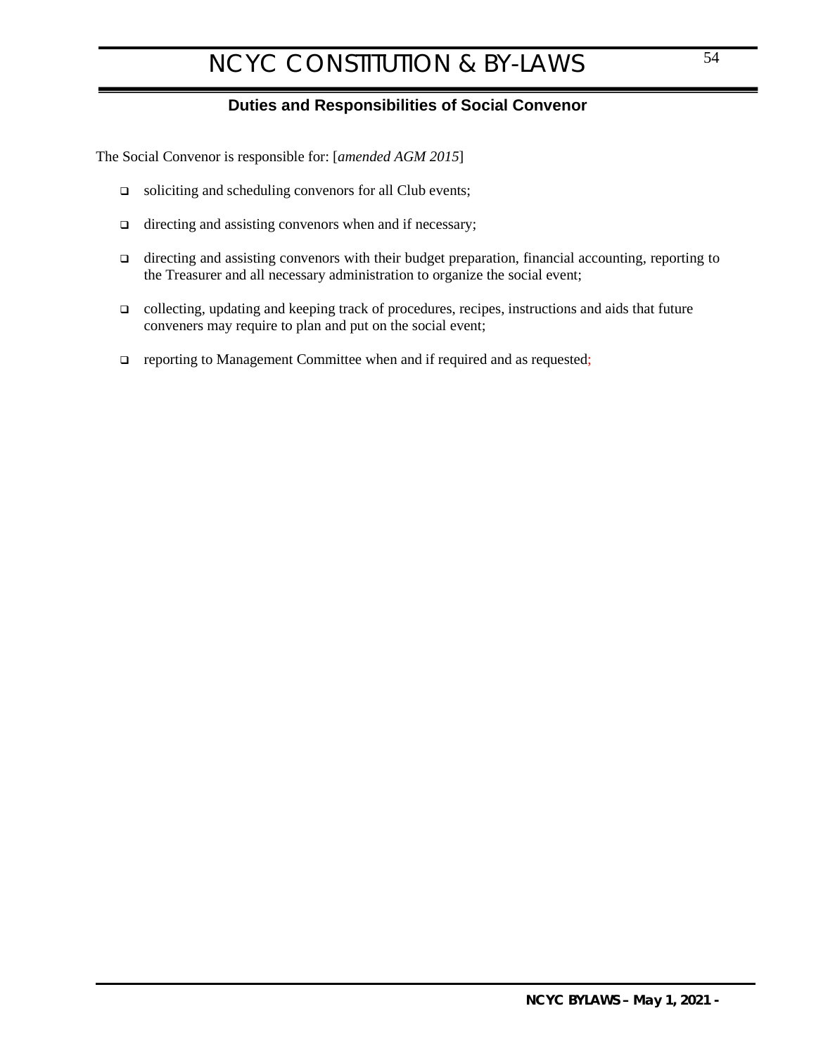## Duties and Responsibilities of Social Convenor

The Social Convenor is responsible for: [*amended AGM 2015*]

- soliciting and scheduling convenors for all Club events;
- directing and assisting convenors when and if necessary;
- directing and assisting convenors with their budget preparation, financial accounting, reporting to the Treasurer and all necessary administration to organize the social event;
- collecting, updating and keeping track of procedures, recipes, instructions and aids that future conveners may require to plan and put on the social event;
- reporting to Management Committee when and if required and as requested;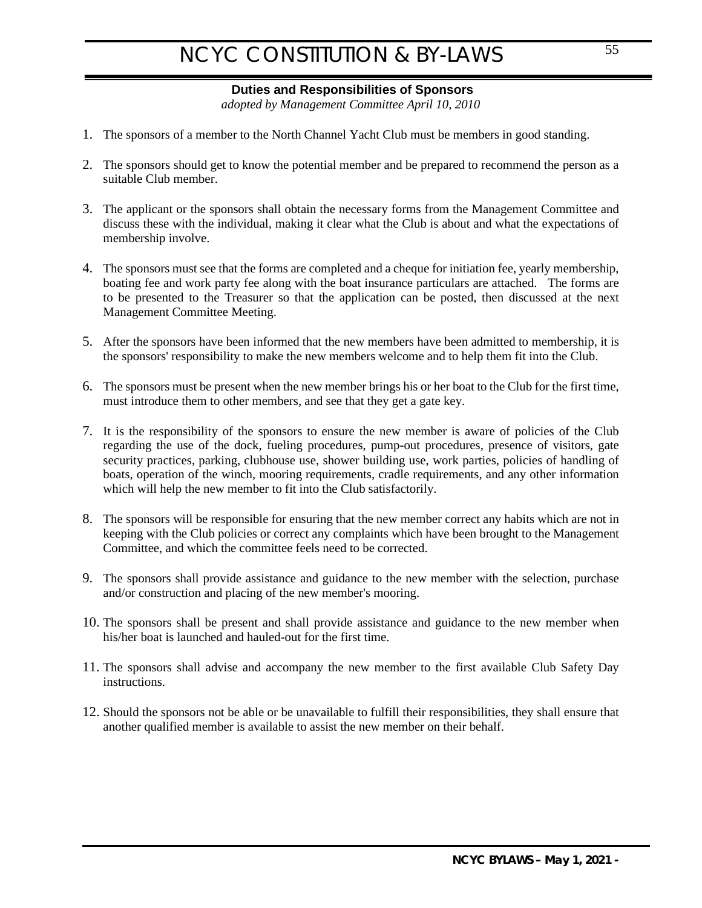## Duties and Responsibilities of Sponsors

*adopted by Management Committee April 10, 2010*

1. The sponsors of a member to the North Channel Yacht Club must be members in good standing.

2. The sponsors should get to know the potential member and be prepared to recommend the person as a suitable Club member.

3. The applicant or the sponsors shall obtain the necessary forms from the Management Committee and discuss these with the individual, making it clear what the Club is about and what the expectations of membership involve.

4. The sponsors must see that the forms are completed and a cheque for initiation fee, yearly membership, boating fee and work party fee along with the boat insurance particulars are attached. The forms are to be presented to the Treasurer so that the application can be posted, then discussed at the next Management Committee Meeting.

5. After the sponsors have been informed that the new members have been admitted to membership, it is the sponsors' responsibility to make the new members welcome and to help them fit into the Club.

6. The sponsors must be present when the new member brings his or her boat to the Club for the first time, must introduce them to other members, and see that they get a gate key.

7. It is the responsibility of the sponsors to ensure the new member is aware of policies of the Club regarding the use of the dock, fueling procedures, pump-out procedures, presence of visitors, gate security practices, parking, clubhouse use, shower building use, work parties, policies of handling of boats, operation of the winch, mooring requirements, cradle requirements, and any other information which will help the new member to fit into the Club satisfactorily.

8. The sponsors will be responsible for ensuring that the new member correct any habits which are not in keeping with the Club policies or correct any complaints which have been brought to the Management Committee, and which the committee feels need to be corrected.

9. The sponsors shall provide assistance and guidance to the new member with the selection, purchase and/or construction and placing of the new member's mooring.

10. The sponsors shall be present and shall provide assistance and guidance to the new member when his/her boat is launched and hauled-out for the first time.

11. The sponsors shall advise and accompany the new member to the first available Club Safety Day instructions.

12. Should the sponsors not be able or be unavailable to fulfill their responsibilities, they shall ensure that another qualified member is available to assist the new member on their behalf.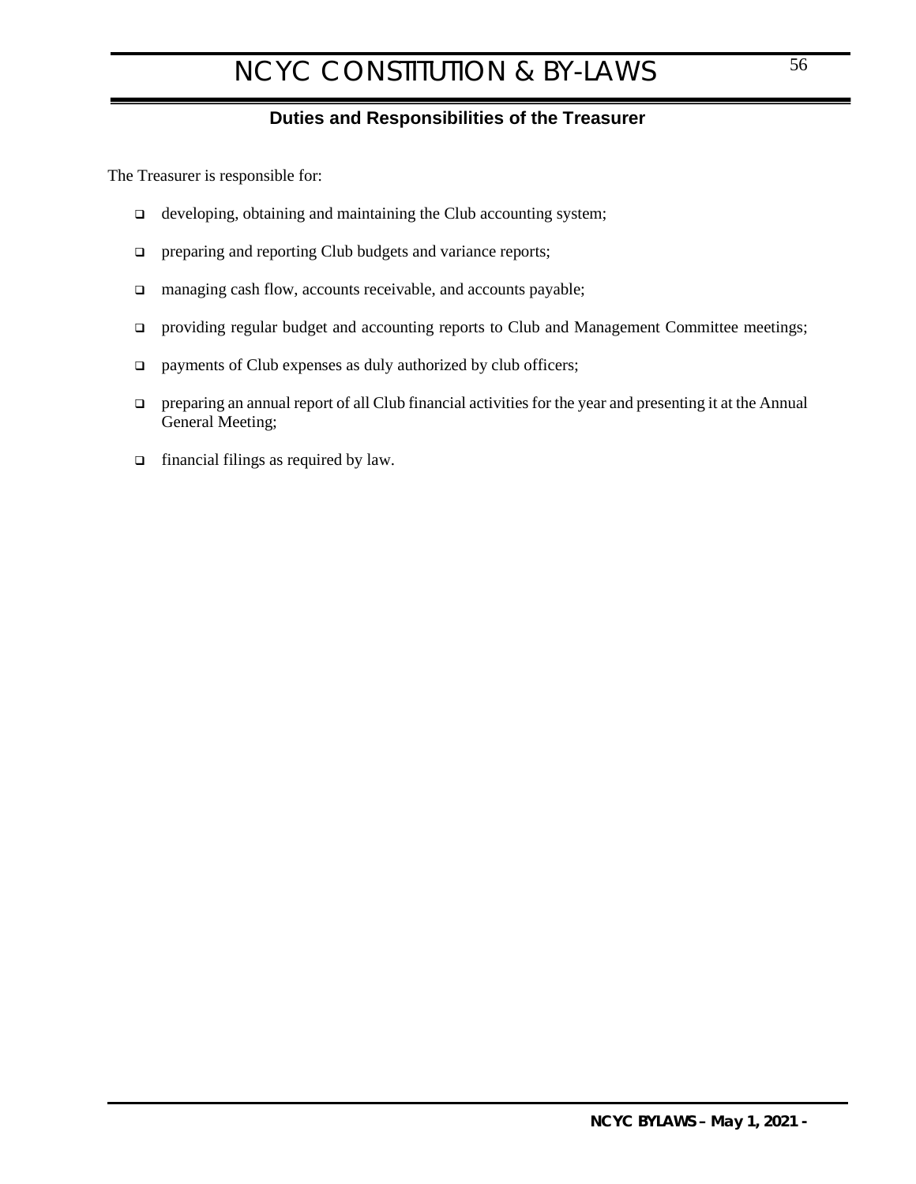## Duties and Responsibilities of the Treasurer

The Treasurer is responsible for:

- developing, obtaining and maintaining the Club accounting system;
- preparing and reporting Club budgets and variance reports;
- managing cash flow, accounts receivable, and accounts payable;
- providing regular budget and accounting reports to Club and Management Committee meetings;
- payments of Club expenses as duly authorized by club officers;
- preparing an annual report of all Club financial activities for the year and presenting it at the Annual General Meeting;
- financial filings as required by law.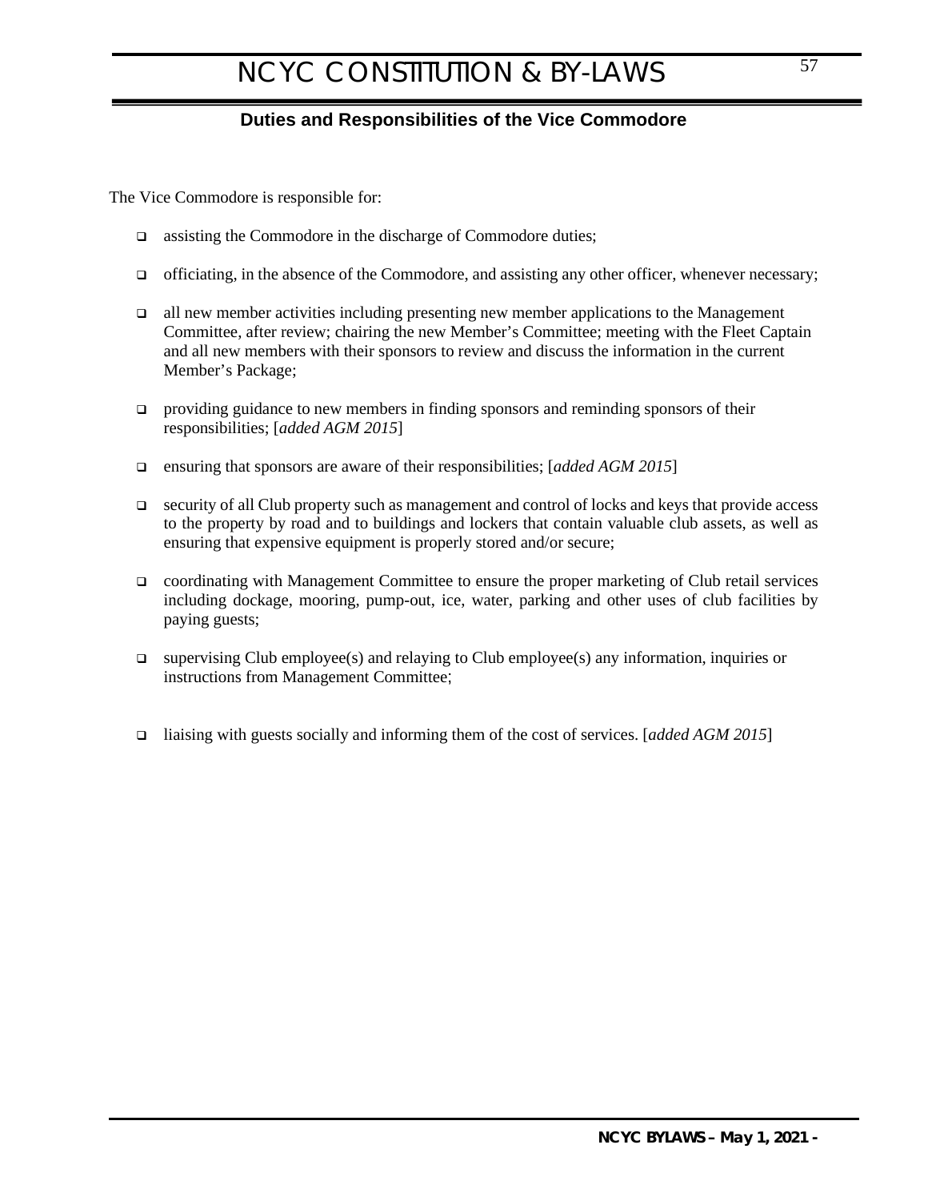## Duties and Responsibilities of the Vice Commodore

The Vice Commodore is responsible for:

- assisting the Commodore in the discharge of Commodore duties;
- officiating, in the absence of the Commodore, and assisting any other officer, whenever necessary;
- all new member activities including presenting new member applications to the Management Committee, after review; chairing the new Member's Committee; meeting with the Fleet Captain and all new members with their sponsors to review and discuss the information in the current Member's Package;
- providing guidance to new members in finding sponsors and reminding sponsors of their responsibilities; [*added AGM 2015*]
- ensuring that sponsors are aware of their responsibilities; [*added AGM 2015*]
- security of all Club property such as management and control of locks and keys that provide access to the property by road and to buildings and lockers that contain valuable club assets, as well as ensuring that expensive equipment is properly stored and/or secure;
- coordinating with Management Committee to ensure the proper marketing of Club retail services including dockage, mooring, pump-out, ice, water, parking and other uses of club facilities by paying guests;
- supervising Club employee(s) and relaying to Club employee(s) any information, inquiries or instructions from Management Committee;
- liaising with guests socially and informing them of the cost of services. [*added AGM 2015*]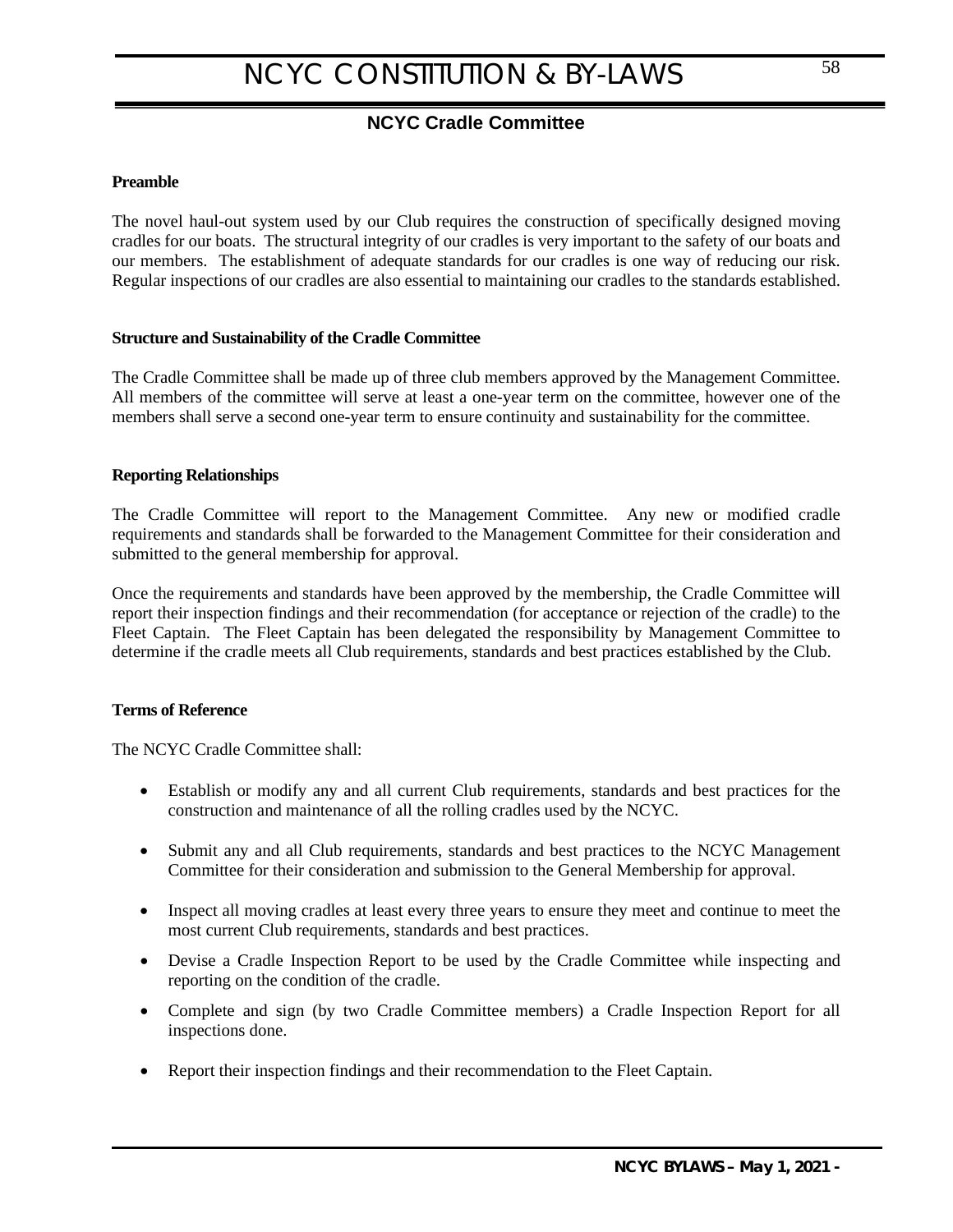## NCYC Cradle Committee

**Preamble**

The novel haul-out system used by our Club requires the construction of specifically designed moving cradles for our boats. The structural integrity of our cradles is very important to the safety of our boats and our members. The establishment of adequate standards for our cradles is one way of reducing our risk. Regular inspections of our cradles are also essential to maintaining our cradles to the standards established.

**Structure and Sustainability of the Cradle Committee**

The Cradle Committee shall be made up of three club members approved by the Management Committee. All members of the committee will serve at least a one-year term on the committee, however one of the members shall serve a second one-year term to ensure continuity and sustainability for the committee.

**Reporting Relationships**

The Cradle Committee will report to the Management Committee. Any new or modified cradle requirements and standards shall be forwarded to the Management Committee for their consideration and submitted to the general membership for approval.

Once the requirements and standards have been approved by the membership, the Cradle Committee will report their inspection findings and their recommendation (for acceptance or rejection of the cradle) to the Fleet Captain. The Fleet Captain has been delegated the responsibility by Management Committee to determine if the cradle meets all Club requirements, standards and best practices established by the Club.

**Terms of Reference**

The NCYC Cradle Committee shall:

- Establish or modify any and all current Club requirements, standards and best practices for the construction and maintenance of all the rolling cradles used by the NCYC.
- Submit any and all Club requirements, standards and best practices to the NCYC Management Committee for their consideration and submission to the General Membership for approval.
- Inspect all moving cradles at least every three years to ensure they meet and continue to meet the most current Club requirements, standards and best practices.
- Devise a Cradle Inspection Report to be used by the Cradle Committee while inspecting and reporting on the condition of the cradle.
- Complete and sign (by two Cradle Committee members) a Cradle Inspection Report for all inspections done.
- Report their inspection findings and their recommendation to the Fleet Captain.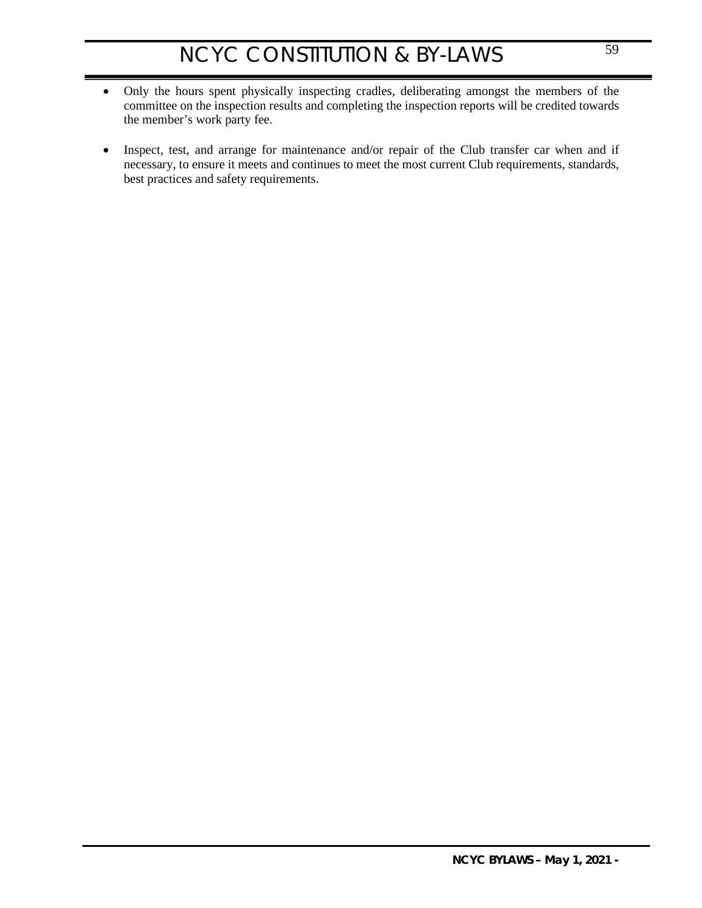- Only the hours spent physically inspecting cradles, deliberating amongst the members of the committee on the inspection results and completing the inspection reports will be credited towards the member's work party fee.

- Inspect, test, and arrange for maintenance and/or repair of the Club transfer car when and if necessary, to ensure it meets and continues to meet the most current Club requirements, standards, best practices and safety requirements.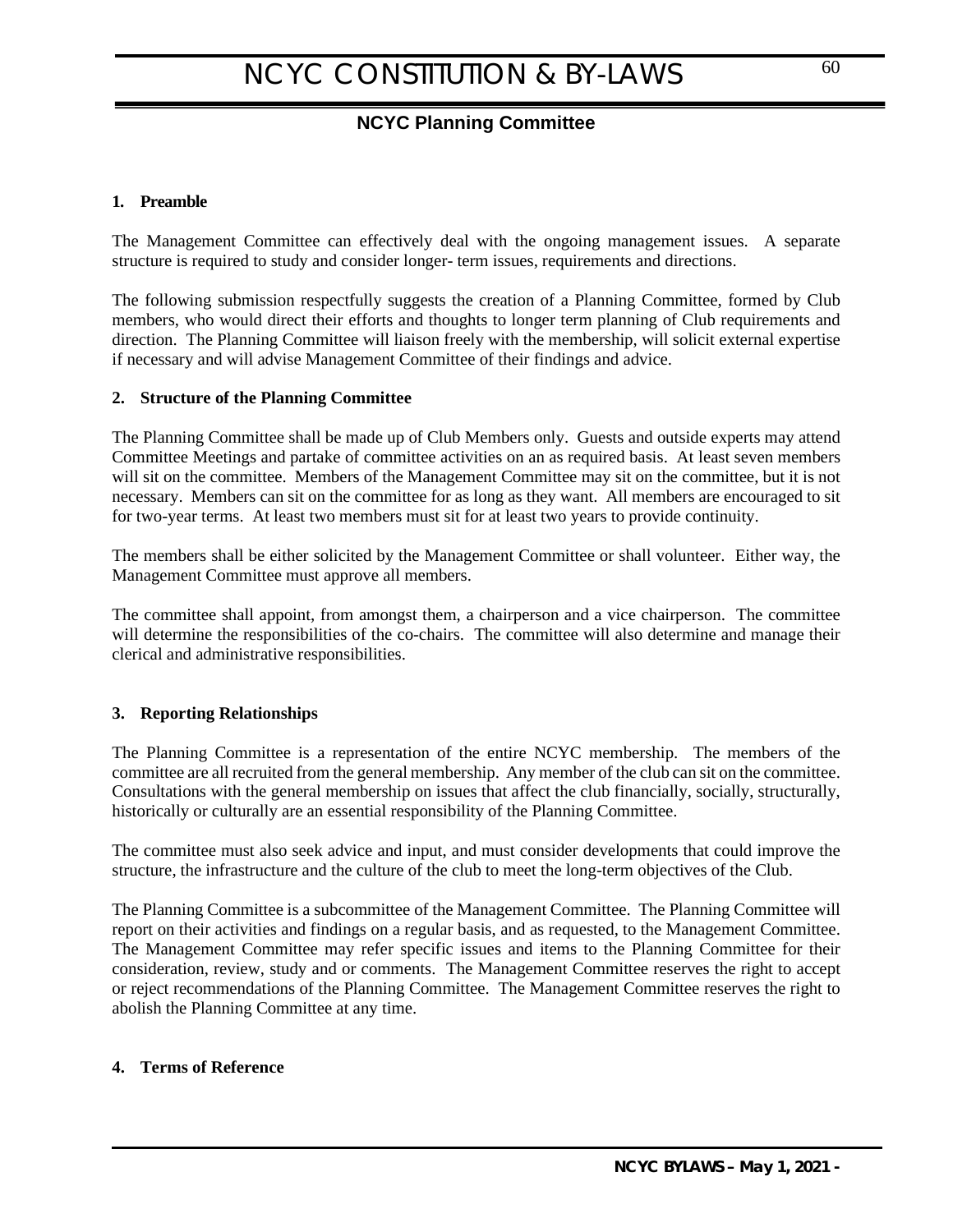## NCYC Planning Committee

### 1. Preamble

The Management Committee can effectively deal with the ongoing management issues. A separate structure is required to study and consider longer- term issues, requirements and directions.

The following submission respectfully suggests the creation of a Planning Committee, formed by Club members, who would direct their efforts and thoughts to longer term planning of Club requirements and direction. The Planning Committee will liaison freely with the membership, will solicit external expertise if necessary and will advise Management Committee of their findings and advice.

### 2. Structure of the Planning Committee

The Planning Committee shall be made up of Club Members only. Guests and outside experts may attend Committee Meetings and partake of committee activities on an as required basis. At least seven members will sit on the committee. Members of the Management Committee may sit on the committee, but it is not necessary. Members can sit on the committee for as long as they want. All members are encouraged to sit for two-year terms. At least two members must sit for at least two years to provide continuity.

The members shall be either solicited by the Management Committee or shall volunteer. Either way, the Management Committee must approve all members.

The committee shall appoint, from amongst them, a chairperson and a vice chairperson. The committee will determine the responsibilities of the co-chairs. The committee will also determine and manage their clerical and administrative responsibilities.

### 3. Reporting Relationships

The Planning Committee is a representation of the entire NCYC membership. The members of the committee are all recruited from the general membership. Any member of the club can sit on the committee. Consultations with the general membership on issues that affect the club financially, socially, structurally, historically or culturally are an essential responsibility of the Planning Committee.

The committee must also seek advice and input, and must consider developments that could improve the structure, the infrastructure and the culture of the club to meet the long-term objectives of the Club.

The Planning Committee is a subcommittee of the Management Committee. The Planning Committee will report on their activities and findings on a regular basis, and as requested, to the Management Committee. The Management Committee may refer specific issues and items to the Planning Committee for their consideration, review, study and or comments. The Management Committee reserves the right to accept or reject recommendations of the Planning Committee. The Management Committee reserves the right to abolish the Planning Committee at any time.

### 4. Terms of Reference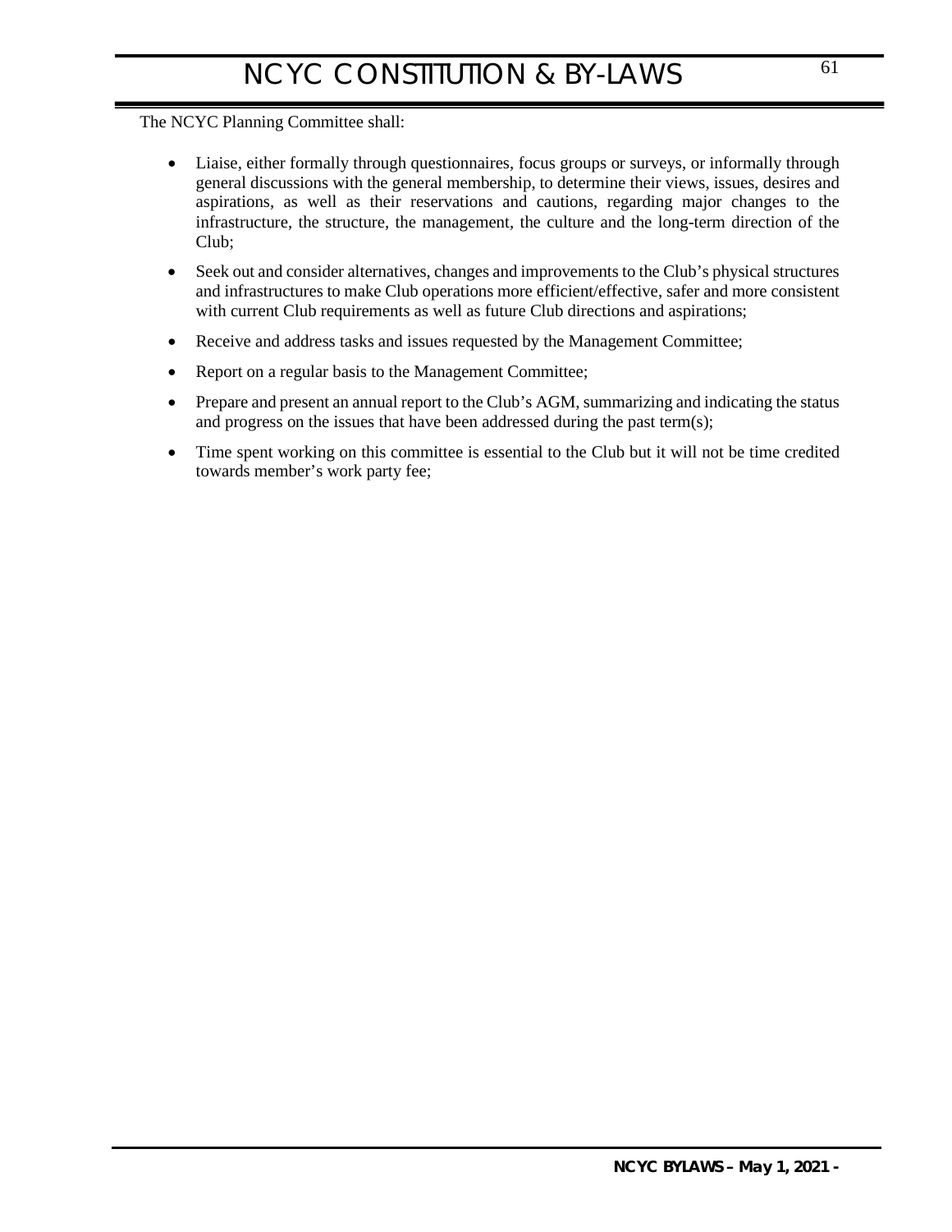The NCYC Planning Committee shall:

- Liaise, either formally through questionnaires, focus groups or surveys, or informally through general discussions with the general membership, to determine their views, issues, desires and aspirations, as well as their reservations and cautions, regarding major changes to the infrastructure, the structure, the management, the culture and the long-term direction of the Club;
- Seek out and consider alternatives, changes and improvements to the Club's physical structures and infrastructures to make Club operations more efficient/effective, safer and more consistent with current Club requirements as well as future Club directions and aspirations;
- Receive and address tasks and issues requested by the Management Committee;
- Report on a regular basis to the Management Committee;
- Prepare and present an annual report to the Club's AGM, summarizing and indicating the status and progress on the issues that have been addressed during the past term(s);
- Time spent working on this committee is essential to the Club but it will not be time credited towards member's work party fee;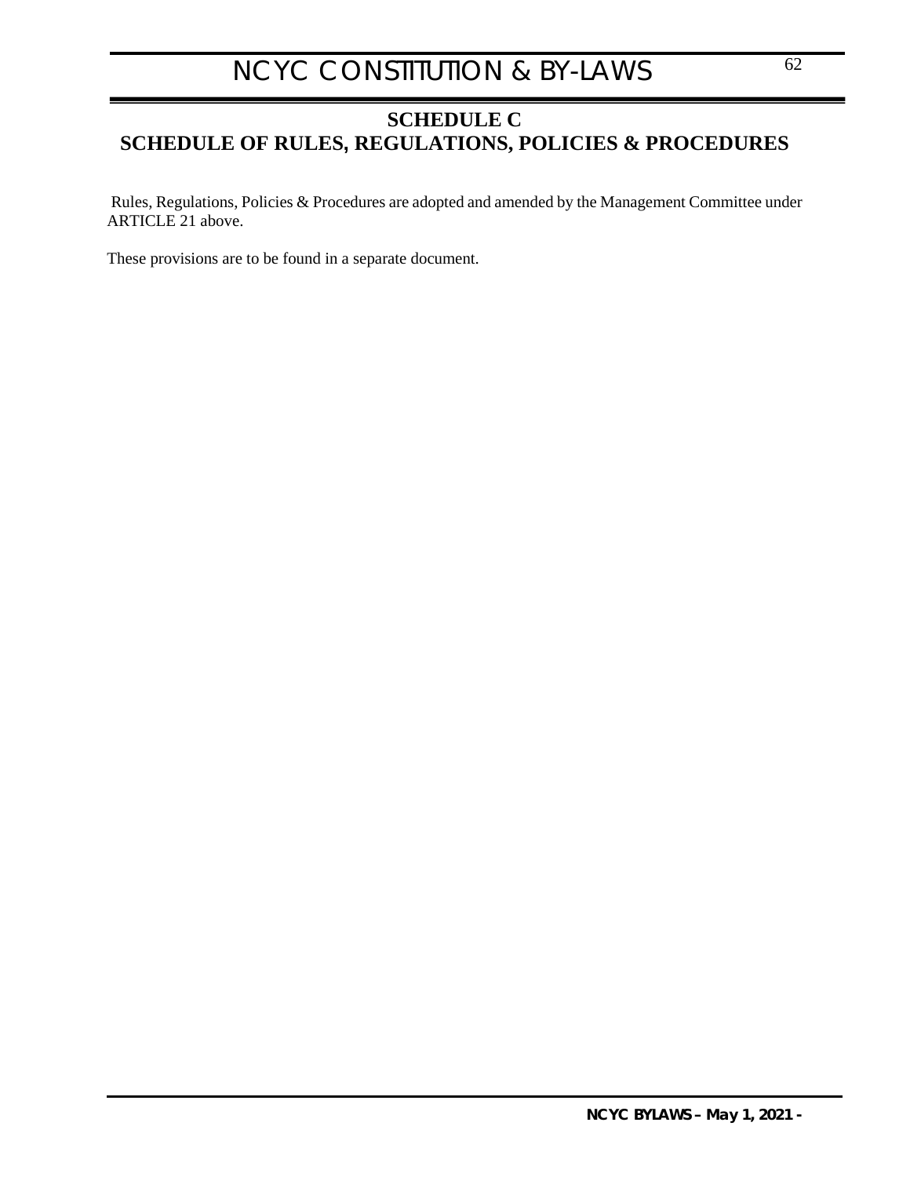# SCHEDULE C
# SCHEDULE OF RULES, REGULATIONS, POLICIES & PROCEDURES

Rules, Regulations, Policies & Procedures are adopted and amended by the Management Committee under ARTICLE 21 above.

These provisions are to be found in a separate document.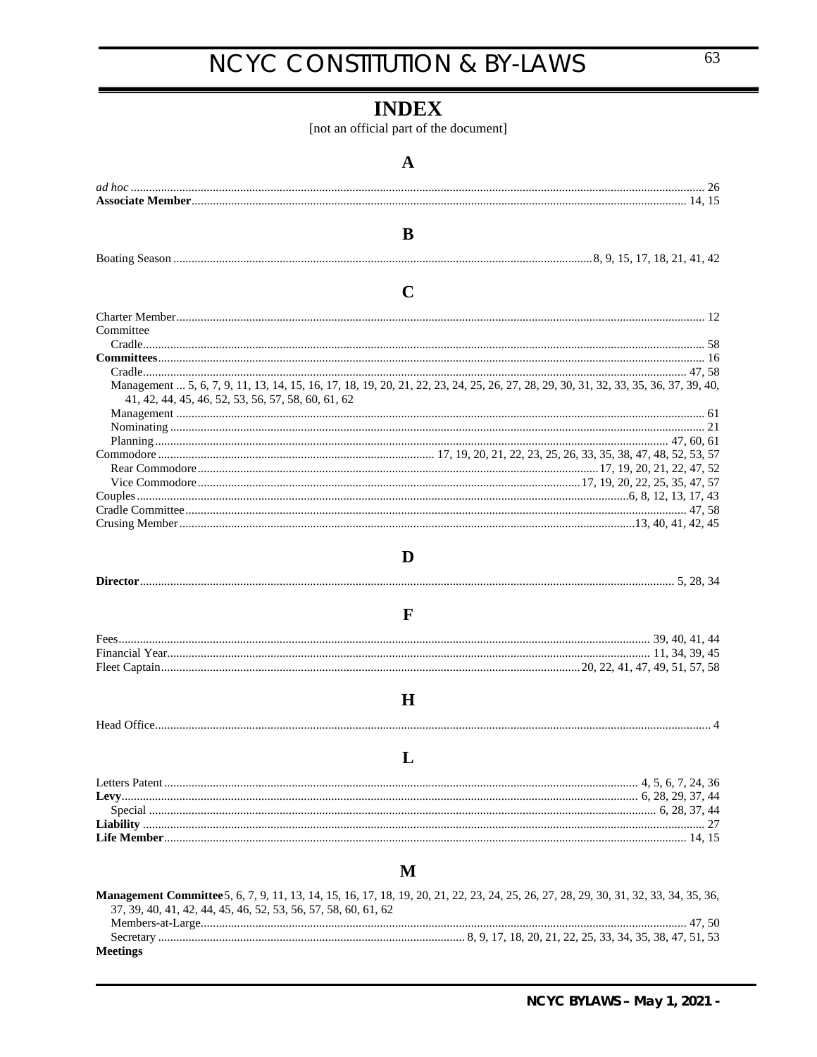# INDEX

[not an official part of the document]

## A

*ad hoc* .......... 26
**Associate Member** .......... 14, 15

## B

Boating Season .......... 8, 9, 15, 17, 18, 21, 41, 42

## C

Charter Member .......... 12
Committee
  Cradle .......... 58
**Committees** .......... 16
  Cradle .......... 47, 58
  Management ... 5, 6, 7, 9, 11, 13, 14, 15, 16, 17, 18, 19, 20, 21, 22, 23, 24, 25, 26, 27, 28, 29, 30, 31, 32, 33, 35, 36, 37, 39, 40, 41, 42, 44, 45, 46, 52, 53, 56, 57, 58, 60, 61, 62
  Management .......... 61
  Nominating .......... 21
  Planning .......... 47, 60, 61
Commodore .......... 17, 19, 20, 21, 22, 23, 25, 26, 33, 35, 38, 47, 48, 52, 53, 57
  Rear Commodore .......... 17, 19, 20, 21, 22, 47, 52
  Vice Commodore .......... 17, 19, 20, 22, 25, 35, 47, 57
Couples .......... 6, 8, 12, 13, 17, 43
Cradle Committee .......... 47, 58
Crusing Member .......... 13, 40, 41, 42, 45

## D

**Director** .......... 5, 28, 34

## F

Fees .......... 39, 40, 41, 44
Financial Year .......... 11, 34, 39, 45
Fleet Captain .......... 20, 22, 41, 47, 49, 51, 57, 58

## H

Head Office .......... 4

## L

Letters Patent .......... 4, 5, 6, 7, 24, 36
**Levy** .......... 6, 28, 29, 37, 44
  Special .......... 6, 28, 37, 44
**Liability** .......... 27
**Life Member** .......... 14, 15

## M

**Management Committee** 5, 6, 7, 9, 11, 13, 14, 15, 16, 17, 18, 19, 20, 21, 22, 23, 24, 25, 26, 27, 28, 29, 30, 31, 32, 33, 34, 35, 36, 37, 39, 40, 41, 42, 44, 45, 46, 52, 53, 56, 57, 58, 60, 61, 62
  Members-at-Large .......... 47, 50
  Secretary .......... 8, 9, 17, 18, 20, 21, 22, 25, 33, 34, 35, 38, 47, 51, 53
**Meetings**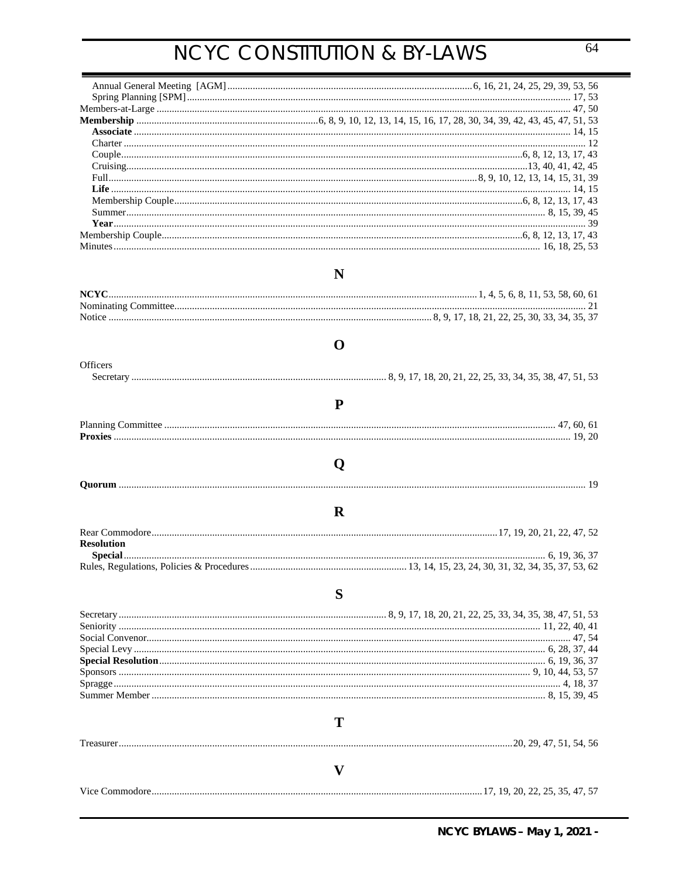Annual General Meeting [AGM] ..... 6, 16, 21, 24, 25, 29, 39, 53, 56
Spring Planning [SPM] ..... 17, 53
Members-at-Large ..... 47, 50
**Membership** ..... 6, 8, 9, 10, 12, 13, 14, 15, 16, 17, 28, 30, 34, 39, 42, 43, 45, 47, 51, 53
**Associate** ..... 14, 15
Charter ..... 12
Couple ..... 6, 8, 12, 13, 17, 43
Cruising ..... 13, 40, 41, 42, 45
Full ..... 8, 9, 10, 12, 13, 14, 15, 31, 39
**Life** ..... 14, 15
Membership Couple ..... 6, 8, 12, 13, 17, 43
Summer ..... 8, 15, 39, 45
**Year** ..... 39
Membership Couple ..... 6, 8, 12, 13, 17, 43
Minutes ..... 16, 18, 25, 53

## N

**NCYC** ..... 1, 4, 5, 6, 8, 11, 53, 58, 60, 61
Nominating Committee ..... 21
Notice ..... 8, 9, 17, 18, 21, 22, 25, 30, 33, 34, 35, 37

## O

Officers
Secretary ..... 8, 9, 17, 18, 20, 21, 22, 25, 33, 34, 35, 38, 47, 51, 53

## P

Planning Committee ..... 47, 60, 61
**Proxies** ..... 19, 20

## Q

**Quorum** ..... 19

## R

Rear Commodore ..... 17, 19, 20, 21, 22, 47, 52
**Resolution**
**Special** ..... 6, 19, 36, 37
Rules, Regulations, Policies & Procedures ..... 13, 14, 15, 23, 24, 30, 31, 32, 34, 35, 37, 53, 62

## S

Secretary ..... 8, 9, 17, 18, 20, 21, 22, 25, 33, 34, 35, 38, 47, 51, 53
Seniority ..... 11, 22, 40, 41
Social Convenor ..... 47, 54
Special Levy ..... 6, 28, 37, 44
**Special Resolution** ..... 6, 19, 36, 37
Sponsors ..... 9, 10, 44, 53, 57
Spragge ..... 4, 18, 37
Summer Member ..... 8, 15, 39, 45

## T

Treasurer ..... 20, 29, 47, 51, 54, 56

## V

Vice Commodore ..... 17, 19, 20, 22, 25, 35, 47, 57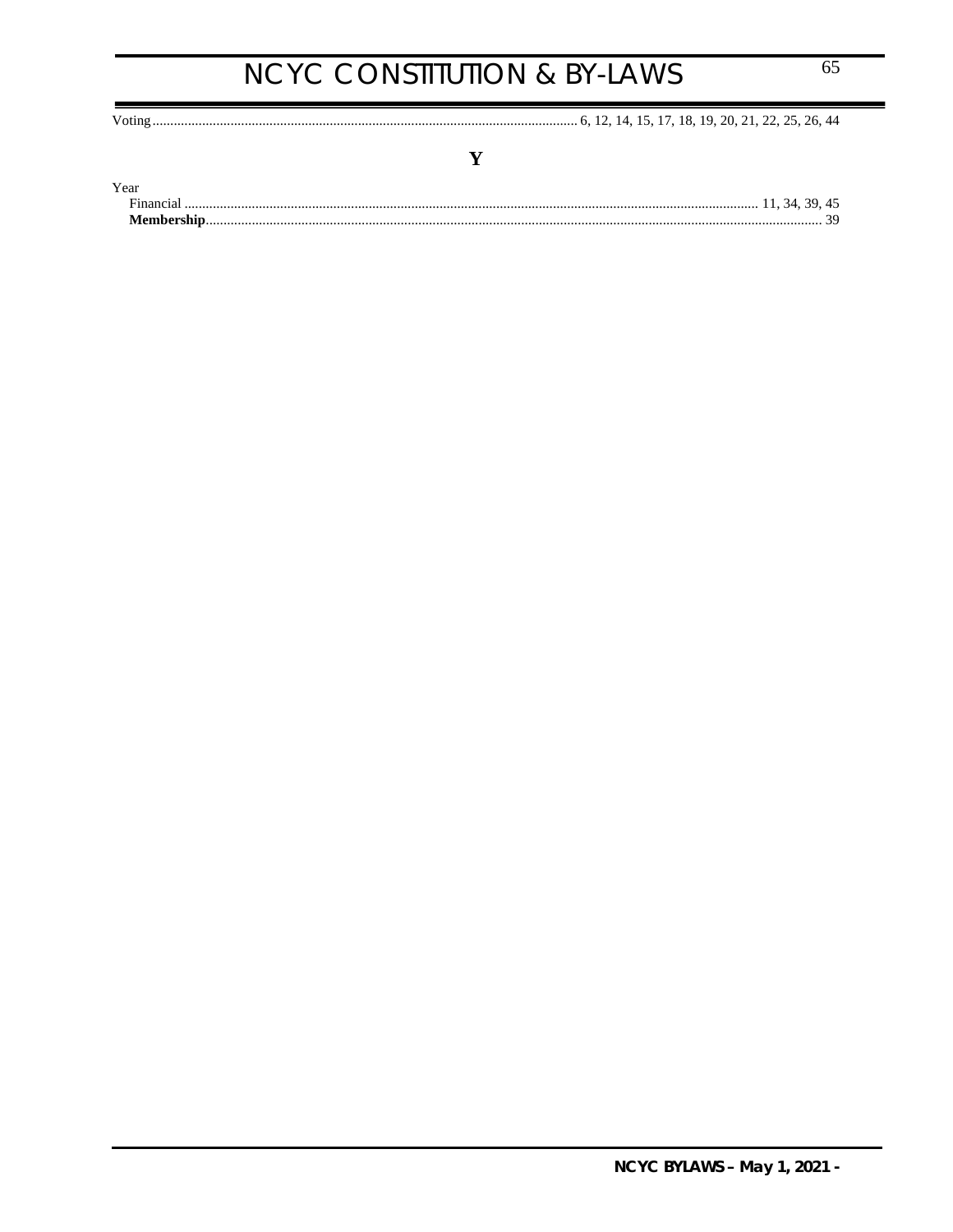Voting........................................................................................................................ 6, 12, 14, 15, 17, 18, 19, 20, 21, 22, 25, 26, 44

## Y

Year
- Financial ................................................................................................................................................... 11, 34, 39, 45
- **Membership**.............................................................................................................................................. 39